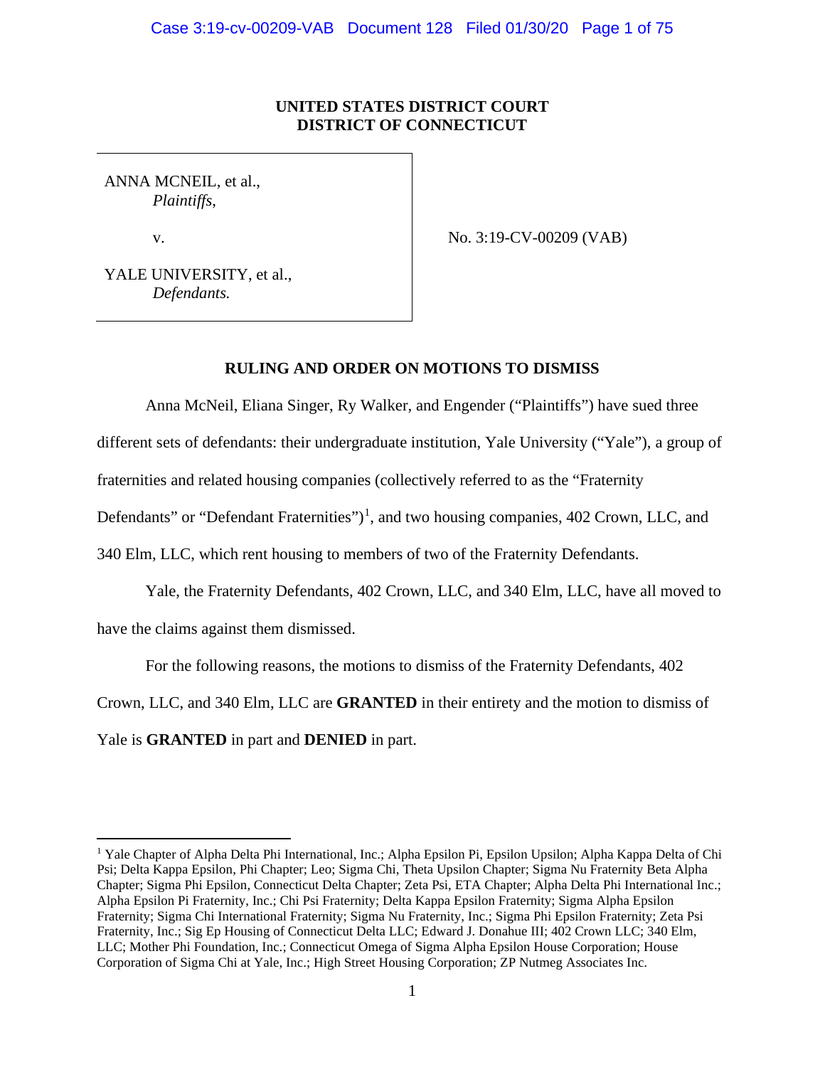**UNITED STATES DISTRICT COURT**
**DISTRICT OF CONNECTICUT**

| | |
|---|---|
| ANNA MCNEIL, et al., *Plaintiffs*, v. YALE UNIVERSITY, et al., *Defendants.* | No. 3:19-CV-00209 (VAB) |

**RULING AND ORDER ON MOTIONS TO DISMISS**

Anna McNeil, Eliana Singer, Ry Walker, and Engender ("Plaintiffs") have sued three different sets of defendants: their undergraduate institution, Yale University ("Yale"), a group of fraternities and related housing companies (collectively referred to as the "Fraternity Defendants" or "Defendant Fraternities")[1], and two housing companies, 402 Crown, LLC, and 340 Elm, LLC, which rent housing to members of two of the Fraternity Defendants.

Yale, the Fraternity Defendants, 402 Crown, LLC, and 340 Elm, LLC, have all moved to have the claims against them dismissed.

For the following reasons, the motions to dismiss of the Fraternity Defendants, 402 Crown, LLC, and 340 Elm, LLC are **GRANTED** in their entirety and the motion to dismiss of Yale is **GRANTED** in part and **DENIED** in part.

[1] Yale Chapter of Alpha Delta Phi International, Inc.; Alpha Epsilon Pi, Epsilon Upsilon; Alpha Kappa Delta of Chi Psi; Delta Kappa Epsilon, Phi Chapter; Leo; Sigma Chi, Theta Upsilon Chapter; Sigma Nu Fraternity Beta Alpha Chapter; Sigma Phi Epsilon, Connecticut Delta Chapter; Zeta Psi, ETA Chapter; Alpha Delta Phi International Inc.; Alpha Epsilon Pi Fraternity, Inc.; Chi Psi Fraternity; Delta Kappa Epsilon Fraternity; Sigma Alpha Epsilon Fraternity; Sigma Chi International Fraternity; Sigma Nu Fraternity, Inc.; Sigma Phi Epsilon Fraternity; Zeta Psi Fraternity, Inc.; Sig Ep Housing of Connecticut Delta LLC; Edward J. Donahue III; 402 Crown LLC; 340 Elm, LLC; Mother Phi Foundation, Inc.; Connecticut Omega of Sigma Alpha Epsilon House Corporation; House Corporation of Sigma Chi at Yale, Inc.; High Street Housing Corporation; ZP Nutmeg Associates Inc.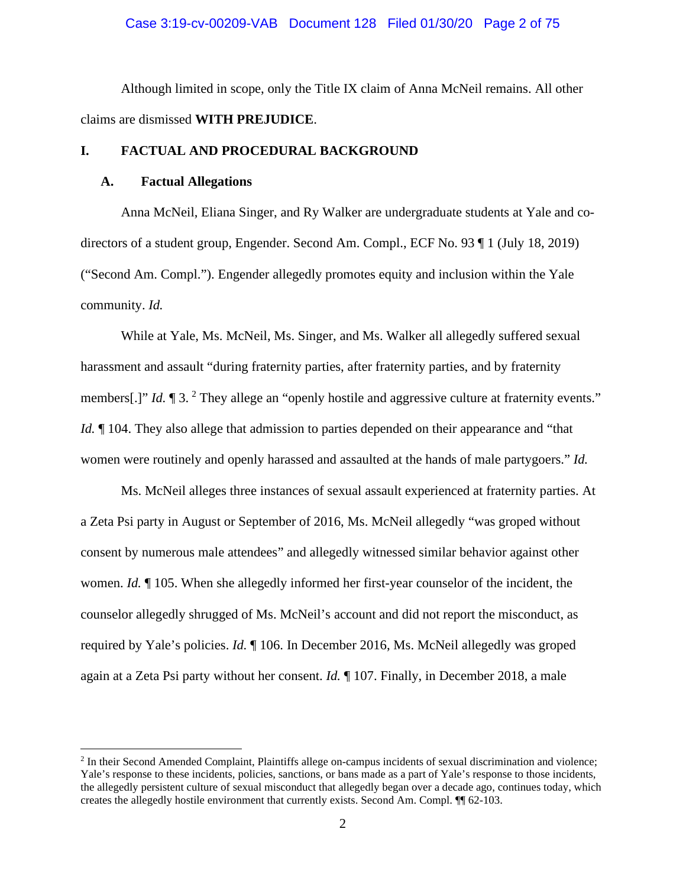Although limited in scope, only the Title IX claim of Anna McNeil remains. All other claims are dismissed **WITH PREJUDICE**.

## I. FACTUAL AND PROCEDURAL BACKGROUND

### A. Factual Allegations

Anna McNeil, Eliana Singer, and Ry Walker are undergraduate students at Yale and co-directors of a student group, Engender. Second Am. Compl., ECF No. 93 ¶ 1 (July 18, 2019) ("Second Am. Compl."). Engender allegedly promotes equity and inclusion within the Yale community. *Id.*

While at Yale, Ms. McNeil, Ms. Singer, and Ms. Walker all allegedly suffered sexual harassment and assault "during fraternity parties, after fraternity parties, and by fraternity members[.]" *Id.* ¶ 3. [2] They allege an "openly hostile and aggressive culture at fraternity events." *Id.* ¶ 104. They also allege that admission to parties depended on their appearance and "that women were routinely and openly harassed and assaulted at the hands of male partygoers." *Id.*

Ms. McNeil alleges three instances of sexual assault experienced at fraternity parties. At a Zeta Psi party in August or September of 2016, Ms. McNeil allegedly "was groped without consent by numerous male attendees" and allegedly witnessed similar behavior against other women. *Id.* ¶ 105. When she allegedly informed her first-year counselor of the incident, the counselor allegedly shrugged of Ms. McNeil's account and did not report the misconduct, as required by Yale's policies. *Id.* ¶ 106. In December 2016, Ms. McNeil allegedly was groped again at a Zeta Psi party without her consent. *Id.* ¶ 107. Finally, in December 2018, a male

[2] In their Second Amended Complaint, Plaintiffs allege on-campus incidents of sexual discrimination and violence; Yale's response to these incidents, policies, sanctions, or bans made as a part of Yale's response to those incidents, the allegedly persistent culture of sexual misconduct that allegedly began over a decade ago, continues today, which creates the allegedly hostile environment that currently exists. Second Am. Compl. ¶¶ 62-103.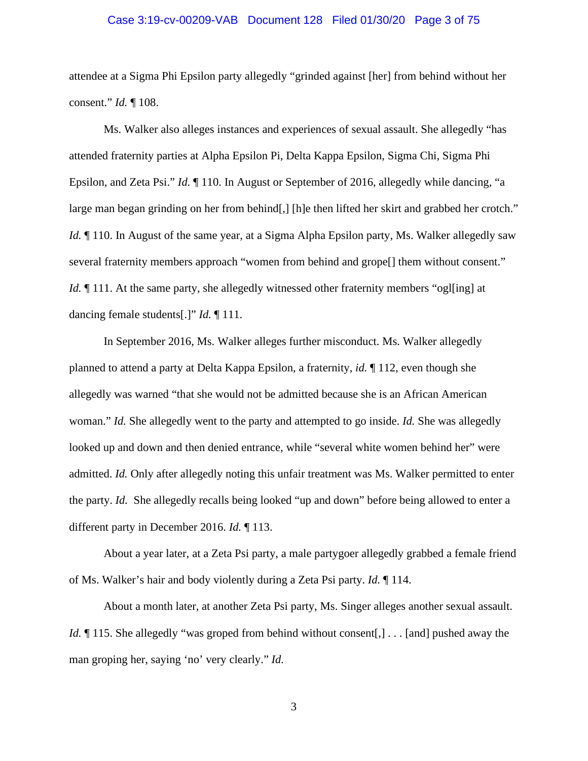attendee at a Sigma Phi Epsilon party allegedly "grinded against [her] from behind without her consent." *Id.* ¶ 108.

Ms. Walker also alleges instances and experiences of sexual assault. She allegedly "has attended fraternity parties at Alpha Epsilon Pi, Delta Kappa Epsilon, Sigma Chi, Sigma Phi Epsilon, and Zeta Psi." *Id.* ¶ 110. In August or September of 2016, allegedly while dancing, "a large man began grinding on her from behind[,] [h]e then lifted her skirt and grabbed her crotch." *Id.* ¶ 110. In August of the same year, at a Sigma Alpha Epsilon party, Ms. Walker allegedly saw several fraternity members approach "women from behind and grope[] them without consent." *Id.* ¶ 111. At the same party, she allegedly witnessed other fraternity members "ogl[ing] at dancing female students[.]" *Id.* ¶ 111.

In September 2016, Ms. Walker alleges further misconduct. Ms. Walker allegedly planned to attend a party at Delta Kappa Epsilon, a fraternity, *id.* ¶ 112, even though she allegedly was warned "that she would not be admitted because she is an African American woman." *Id.* She allegedly went to the party and attempted to go inside. *Id.* She was allegedly looked up and down and then denied entrance, while "several white women behind her" were admitted. *Id.* Only after allegedly noting this unfair treatment was Ms. Walker permitted to enter the party. *Id.* She allegedly recalls being looked "up and down" before being allowed to enter a different party in December 2016. *Id.* ¶ 113.

About a year later, at a Zeta Psi party, a male partygoer allegedly grabbed a female friend of Ms. Walker's hair and body violently during a Zeta Psi party. *Id.* ¶ 114.

About a month later, at another Zeta Psi party, Ms. Singer alleges another sexual assault. *Id.* ¶ 115. She allegedly "was groped from behind without consent[,] . . . [and] pushed away the man groping her, saying 'no' very clearly." *Id.*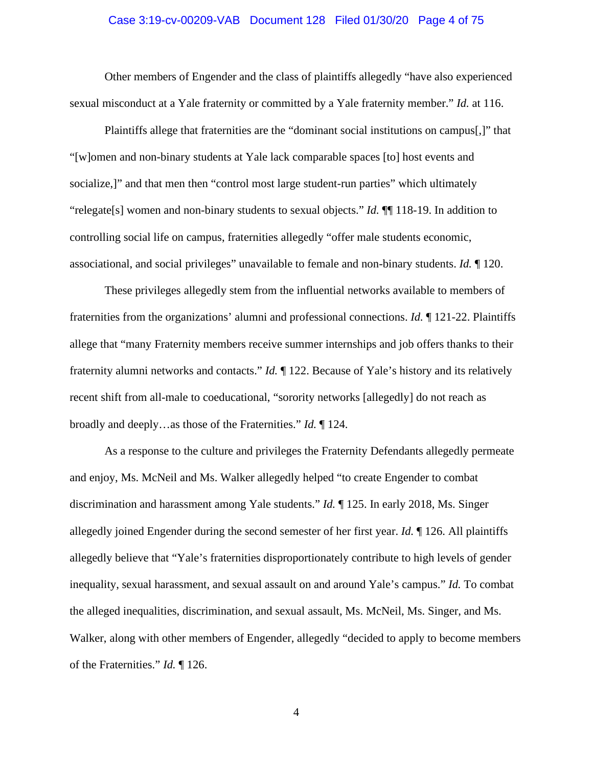Other members of Engender and the class of plaintiffs allegedly "have also experienced sexual misconduct at a Yale fraternity or committed by a Yale fraternity member." *Id.* at 116.

Plaintiffs allege that fraternities are the "dominant social institutions on campus[,]" that "[w]omen and non-binary students at Yale lack comparable spaces [to] host events and socialize,]" and that men then "control most large student-run parties" which ultimately "relegate[s] women and non-binary students to sexual objects." *Id.* ¶¶ 118-19. In addition to controlling social life on campus, fraternities allegedly "offer male students economic, associational, and social privileges" unavailable to female and non-binary students. *Id.* ¶ 120.

These privileges allegedly stem from the influential networks available to members of fraternities from the organizations' alumni and professional connections. *Id.* ¶ 121-22. Plaintiffs allege that "many Fraternity members receive summer internships and job offers thanks to their fraternity alumni networks and contacts." *Id.* ¶ 122. Because of Yale's history and its relatively recent shift from all-male to coeducational, "sorority networks [allegedly] do not reach as broadly and deeply…as those of the Fraternities." *Id.* ¶ 124.

As a response to the culture and privileges the Fraternity Defendants allegedly permeate and enjoy, Ms. McNeil and Ms. Walker allegedly helped "to create Engender to combat discrimination and harassment among Yale students." *Id.* ¶ 125. In early 2018, Ms. Singer allegedly joined Engender during the second semester of her first year. *Id.* ¶ 126. All plaintiffs allegedly believe that "Yale's fraternities disproportionately contribute to high levels of gender inequality, sexual harassment, and sexual assault on and around Yale's campus." *Id.* To combat the alleged inequalities, discrimination, and sexual assault, Ms. McNeil, Ms. Singer, and Ms. Walker, along with other members of Engender, allegedly "decided to apply to become members of the Fraternities." *Id.* ¶ 126.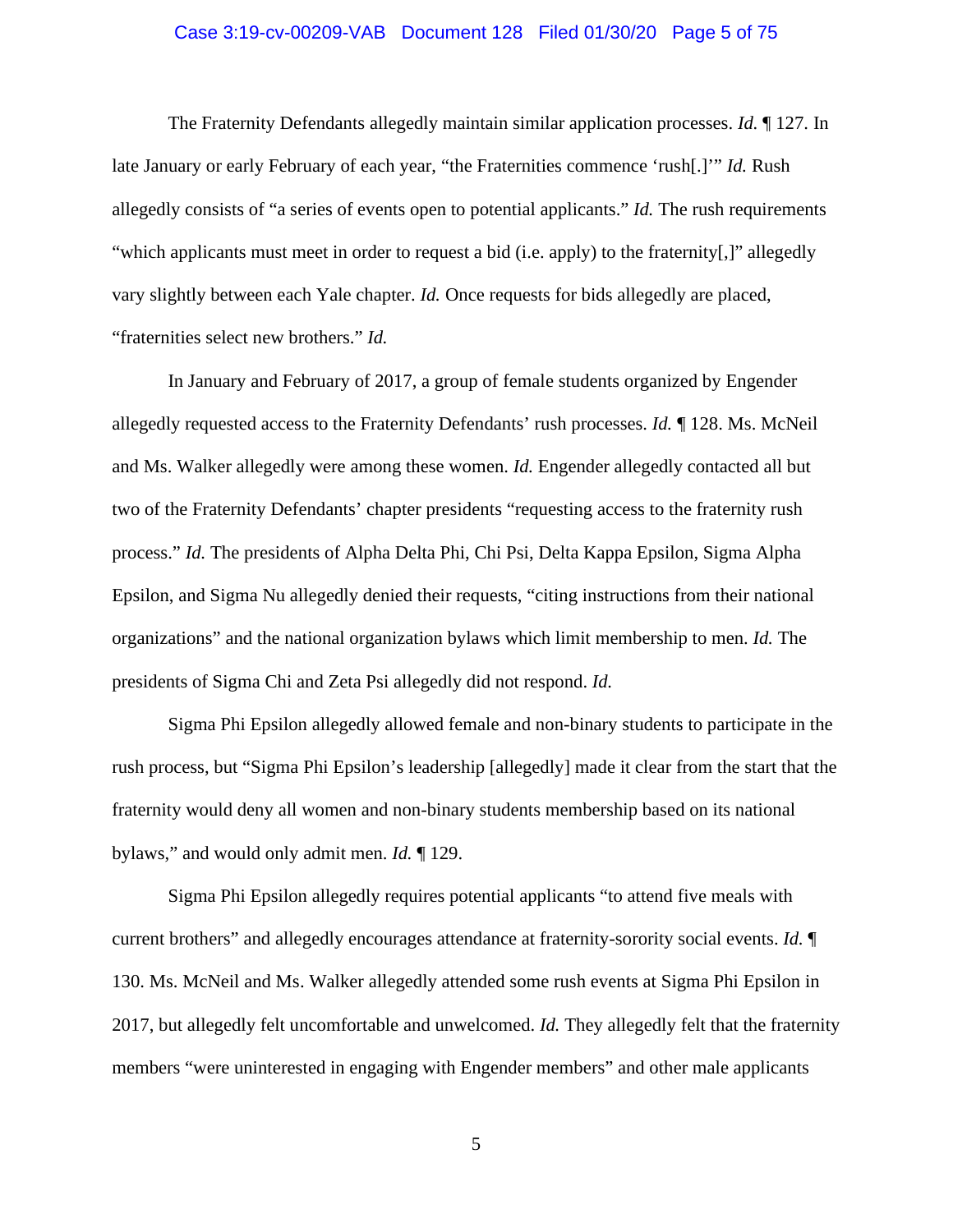The Fraternity Defendants allegedly maintain similar application processes. *Id.* ¶ 127. In late January or early February of each year, "the Fraternities commence 'rush[.]'" *Id.* Rush allegedly consists of "a series of events open to potential applicants." *Id.* The rush requirements "which applicants must meet in order to request a bid (i.e. apply) to the fraternity[,]" allegedly vary slightly between each Yale chapter. *Id.* Once requests for bids allegedly are placed, "fraternities select new brothers." *Id.*

In January and February of 2017, a group of female students organized by Engender allegedly requested access to the Fraternity Defendants' rush processes. *Id.* ¶ 128. Ms. McNeil and Ms. Walker allegedly were among these women. *Id.* Engender allegedly contacted all but two of the Fraternity Defendants' chapter presidents "requesting access to the fraternity rush process." *Id.* The presidents of Alpha Delta Phi, Chi Psi, Delta Kappa Epsilon, Sigma Alpha Epsilon, and Sigma Nu allegedly denied their requests, "citing instructions from their national organizations" and the national organization bylaws which limit membership to men. *Id.* The presidents of Sigma Chi and Zeta Psi allegedly did not respond. *Id.*

Sigma Phi Epsilon allegedly allowed female and non-binary students to participate in the rush process, but "Sigma Phi Epsilon's leadership [allegedly] made it clear from the start that the fraternity would deny all women and non-binary students membership based on its national bylaws," and would only admit men. *Id.* ¶ 129.

Sigma Phi Epsilon allegedly requires potential applicants "to attend five meals with current brothers" and allegedly encourages attendance at fraternity-sorority social events. *Id.* ¶ 130. Ms. McNeil and Ms. Walker allegedly attended some rush events at Sigma Phi Epsilon in 2017, but allegedly felt uncomfortable and unwelcomed. *Id.* They allegedly felt that the fraternity members "were uninterested in engaging with Engender members" and other male applicants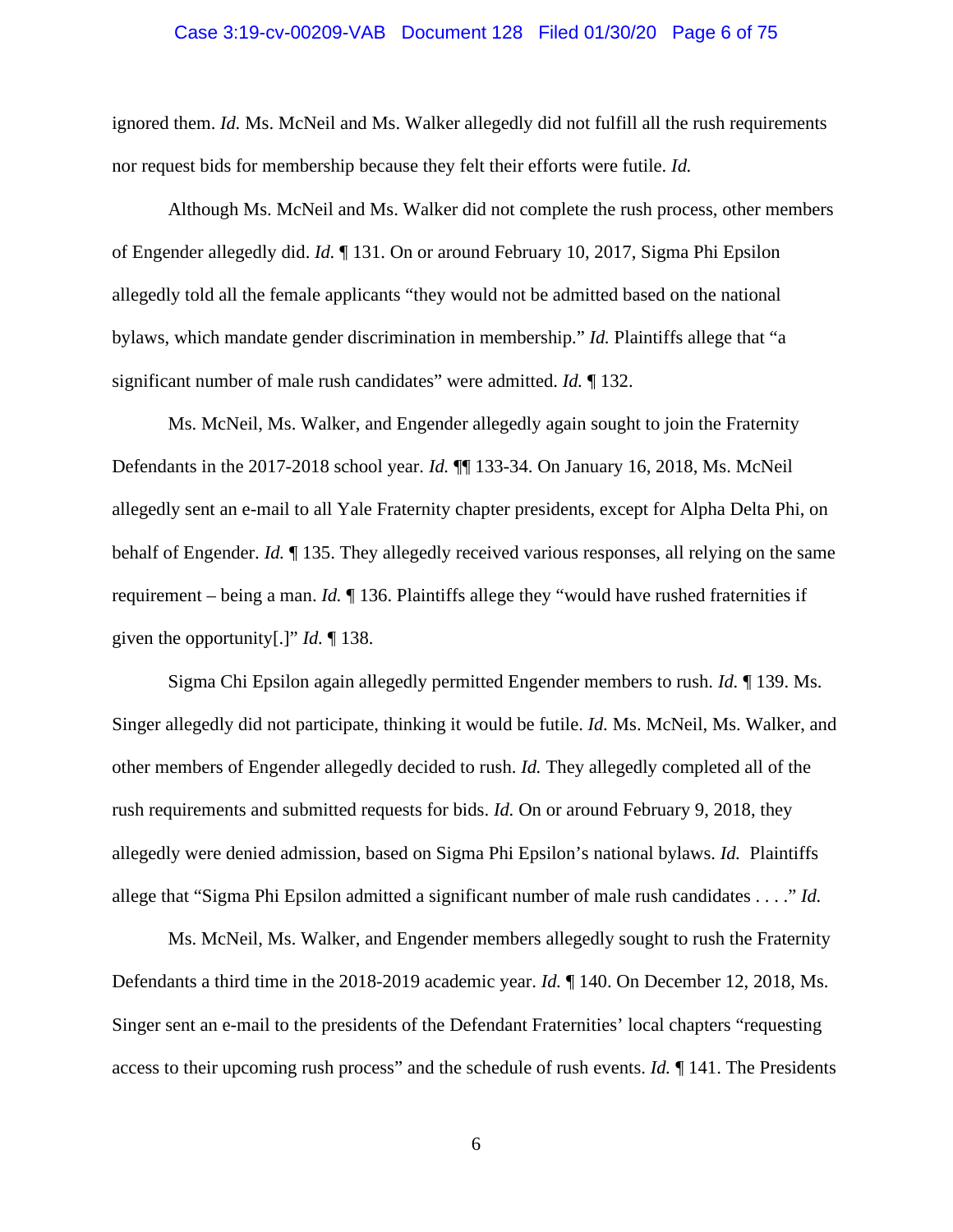ignored them. *Id.* Ms. McNeil and Ms. Walker allegedly did not fulfill all the rush requirements nor request bids for membership because they felt their efforts were futile. *Id.*

Although Ms. McNeil and Ms. Walker did not complete the rush process, other members of Engender allegedly did. *Id.* ¶ 131. On or around February 10, 2017, Sigma Phi Epsilon allegedly told all the female applicants "they would not be admitted based on the national bylaws, which mandate gender discrimination in membership." *Id.* Plaintiffs allege that "a significant number of male rush candidates" were admitted. *Id.* ¶ 132.

Ms. McNeil, Ms. Walker, and Engender allegedly again sought to join the Fraternity Defendants in the 2017-2018 school year. *Id.* ¶¶ 133-34. On January 16, 2018, Ms. McNeil allegedly sent an e-mail to all Yale Fraternity chapter presidents, except for Alpha Delta Phi, on behalf of Engender. *Id.* ¶ 135. They allegedly received various responses, all relying on the same requirement – being a man. *Id.* ¶ 136. Plaintiffs allege they "would have rushed fraternities if given the opportunity[.]" *Id.* ¶ 138.

Sigma Chi Epsilon again allegedly permitted Engender members to rush. *Id.* ¶ 139. Ms. Singer allegedly did not participate, thinking it would be futile. *Id.* Ms. McNeil, Ms. Walker, and other members of Engender allegedly decided to rush. *Id.* They allegedly completed all of the rush requirements and submitted requests for bids. *Id.* On or around February 9, 2018, they allegedly were denied admission, based on Sigma Phi Epsilon's national bylaws. *Id.* Plaintiffs allege that "Sigma Phi Epsilon admitted a significant number of male rush candidates . . . ." *Id.*

Ms. McNeil, Ms. Walker, and Engender members allegedly sought to rush the Fraternity Defendants a third time in the 2018-2019 academic year. *Id.* ¶ 140. On December 12, 2018, Ms. Singer sent an e-mail to the presidents of the Defendant Fraternities' local chapters "requesting access to their upcoming rush process" and the schedule of rush events. *Id.* ¶ 141. The Presidents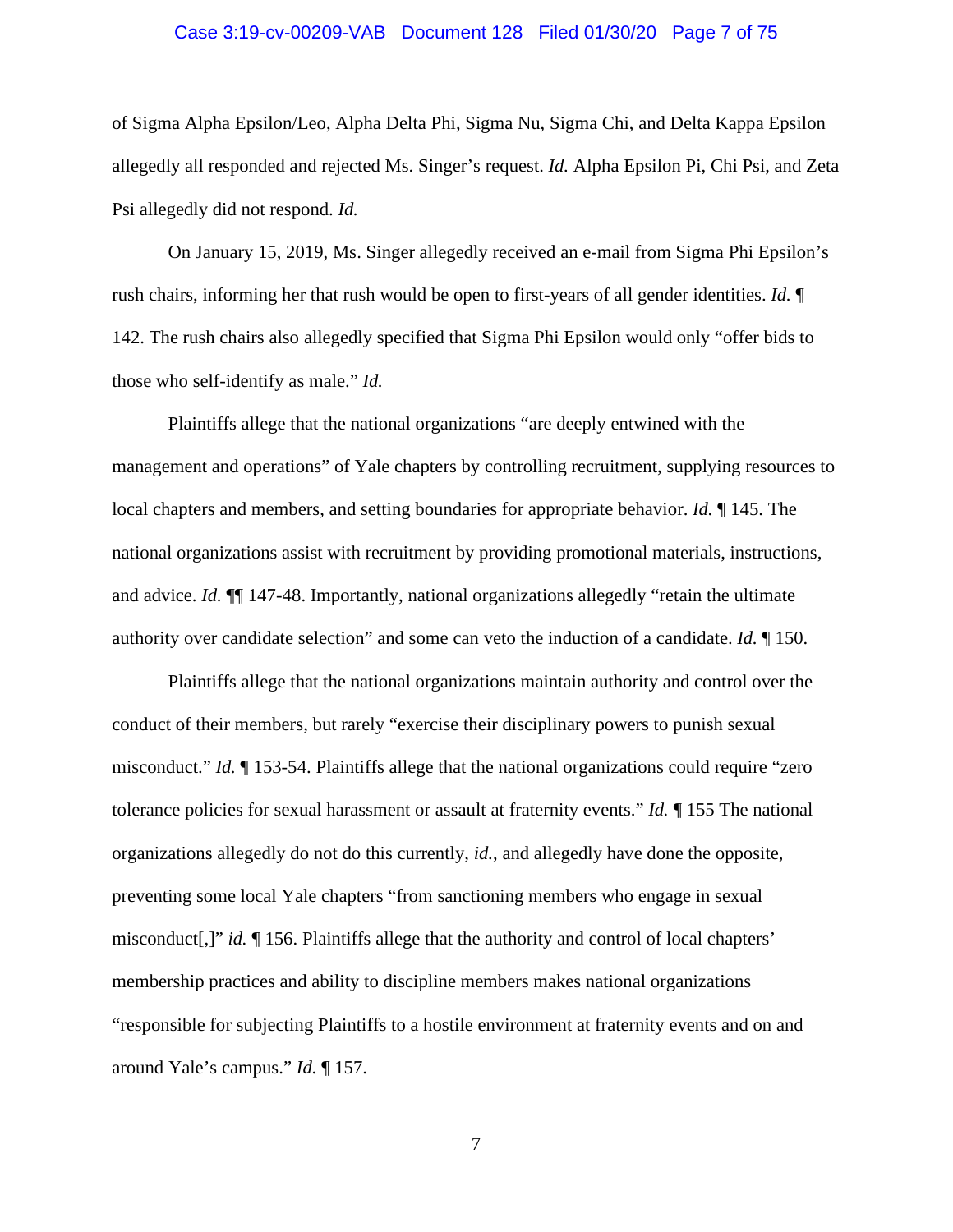of Sigma Alpha Epsilon/Leo, Alpha Delta Phi, Sigma Nu, Sigma Chi, and Delta Kappa Epsilon allegedly all responded and rejected Ms. Singer's request. *Id.* Alpha Epsilon Pi, Chi Psi, and Zeta Psi allegedly did not respond. *Id.*

On January 15, 2019, Ms. Singer allegedly received an e-mail from Sigma Phi Epsilon's rush chairs, informing her that rush would be open to first-years of all gender identities. *Id.* ¶ 142. The rush chairs also allegedly specified that Sigma Phi Epsilon would only "offer bids to those who self-identify as male." *Id.*

Plaintiffs allege that the national organizations "are deeply entwined with the management and operations" of Yale chapters by controlling recruitment, supplying resources to local chapters and members, and setting boundaries for appropriate behavior. *Id.* ¶ 145. The national organizations assist with recruitment by providing promotional materials, instructions, and advice. *Id.* ¶¶ 147-48. Importantly, national organizations allegedly "retain the ultimate authority over candidate selection" and some can veto the induction of a candidate. *Id.* ¶ 150.

Plaintiffs allege that the national organizations maintain authority and control over the conduct of their members, but rarely "exercise their disciplinary powers to punish sexual misconduct." *Id.* ¶ 153-54. Plaintiffs allege that the national organizations could require "zero tolerance policies for sexual harassment or assault at fraternity events." *Id.* ¶ 155 The national organizations allegedly do not do this currently, *id.*, and allegedly have done the opposite, preventing some local Yale chapters "from sanctioning members who engage in sexual misconduct[,]" *id.* ¶ 156. Plaintiffs allege that the authority and control of local chapters' membership practices and ability to discipline members makes national organizations "responsible for subjecting Plaintiffs to a hostile environment at fraternity events and on and around Yale's campus." *Id.* ¶ 157.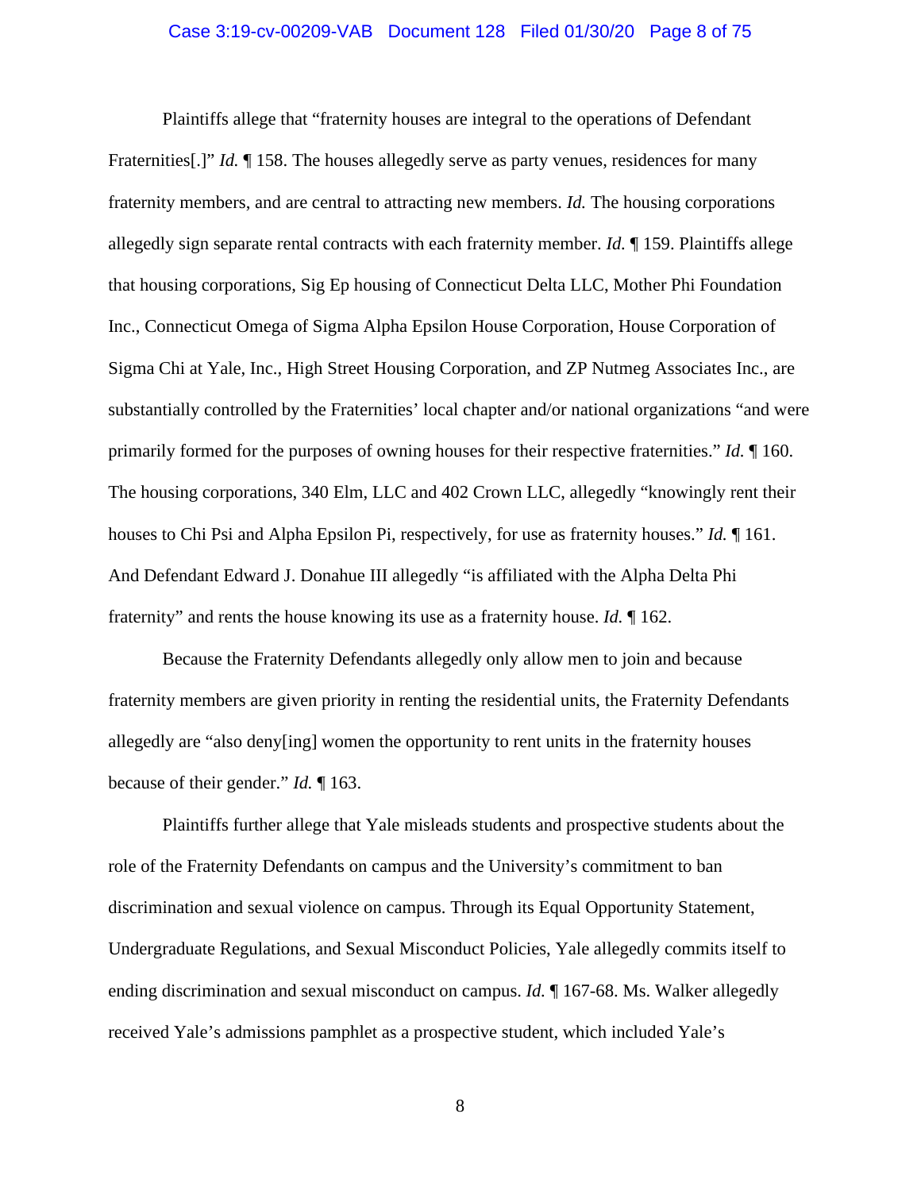Plaintiffs allege that "fraternity houses are integral to the operations of Defendant Fraternities[.]" *Id.* ¶ 158. The houses allegedly serve as party venues, residences for many fraternity members, and are central to attracting new members. *Id.* The housing corporations allegedly sign separate rental contracts with each fraternity member. *Id.* ¶ 159. Plaintiffs allege that housing corporations, Sig Ep housing of Connecticut Delta LLC, Mother Phi Foundation Inc., Connecticut Omega of Sigma Alpha Epsilon House Corporation, House Corporation of Sigma Chi at Yale, Inc., High Street Housing Corporation, and ZP Nutmeg Associates Inc., are substantially controlled by the Fraternities' local chapter and/or national organizations "and were primarily formed for the purposes of owning houses for their respective fraternities." *Id.* ¶ 160. The housing corporations, 340 Elm, LLC and 402 Crown LLC, allegedly "knowingly rent their houses to Chi Psi and Alpha Epsilon Pi, respectively, for use as fraternity houses." *Id.* ¶ 161. And Defendant Edward J. Donahue III allegedly "is affiliated with the Alpha Delta Phi fraternity" and rents the house knowing its use as a fraternity house. *Id.* ¶ 162.

Because the Fraternity Defendants allegedly only allow men to join and because fraternity members are given priority in renting the residential units, the Fraternity Defendants allegedly are "also deny[ing] women the opportunity to rent units in the fraternity houses because of their gender." *Id.* ¶ 163.

Plaintiffs further allege that Yale misleads students and prospective students about the role of the Fraternity Defendants on campus and the University's commitment to ban discrimination and sexual violence on campus. Through its Equal Opportunity Statement, Undergraduate Regulations, and Sexual Misconduct Policies, Yale allegedly commits itself to ending discrimination and sexual misconduct on campus. *Id.* ¶ 167-68. Ms. Walker allegedly received Yale's admissions pamphlet as a prospective student, which included Yale's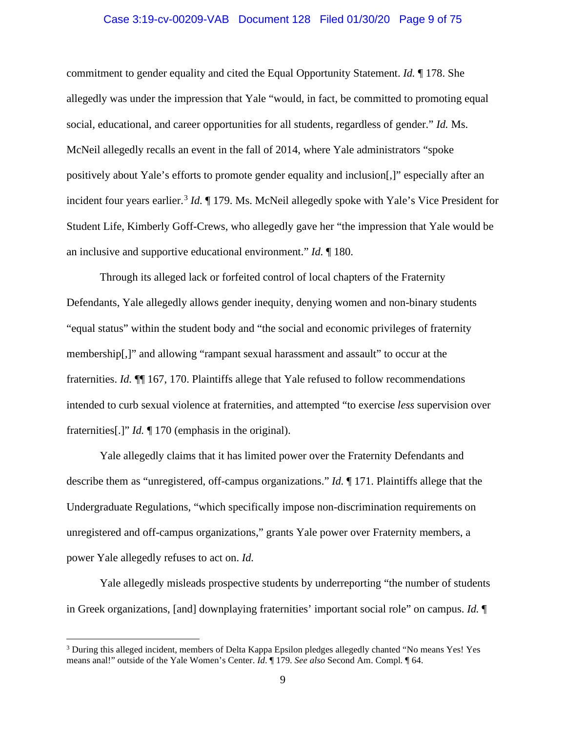commitment to gender equality and cited the Equal Opportunity Statement. *Id.* ¶ 178. She allegedly was under the impression that Yale "would, in fact, be committed to promoting equal social, educational, and career opportunities for all students, regardless of gender." *Id.* Ms. McNeil allegedly recalls an event in the fall of 2014, where Yale administrators "spoke positively about Yale's efforts to promote gender equality and inclusion[,]" especially after an incident four years earlier.[3] *Id.* ¶ 179. Ms. McNeil allegedly spoke with Yale's Vice President for Student Life, Kimberly Goff-Crews, who allegedly gave her "the impression that Yale would be an inclusive and supportive educational environment." *Id.* ¶ 180.

Through its alleged lack or forfeited control of local chapters of the Fraternity Defendants, Yale allegedly allows gender inequity, denying women and non-binary students "equal status" within the student body and "the social and economic privileges of fraternity membership[,]" and allowing "rampant sexual harassment and assault" to occur at the fraternities. *Id.* ¶¶ 167, 170. Plaintiffs allege that Yale refused to follow recommendations intended to curb sexual violence at fraternities, and attempted "to exercise *less* supervision over fraternities[.]" *Id.* ¶ 170 (emphasis in the original).

Yale allegedly claims that it has limited power over the Fraternity Defendants and describe them as "unregistered, off-campus organizations." *Id.* ¶ 171. Plaintiffs allege that the Undergraduate Regulations, "which specifically impose non-discrimination requirements on unregistered and off-campus organizations," grants Yale power over Fraternity members, a power Yale allegedly refuses to act on. *Id.*

Yale allegedly misleads prospective students by underreporting "the number of students in Greek organizations, [and] downplaying fraternities' important social role" on campus. *Id.* ¶

[3] During this alleged incident, members of Delta Kappa Epsilon pledges allegedly chanted "No means Yes! Yes means anal!" outside of the Yale Women's Center. *Id.* ¶ 179. *See also* Second Am. Compl. ¶ 64.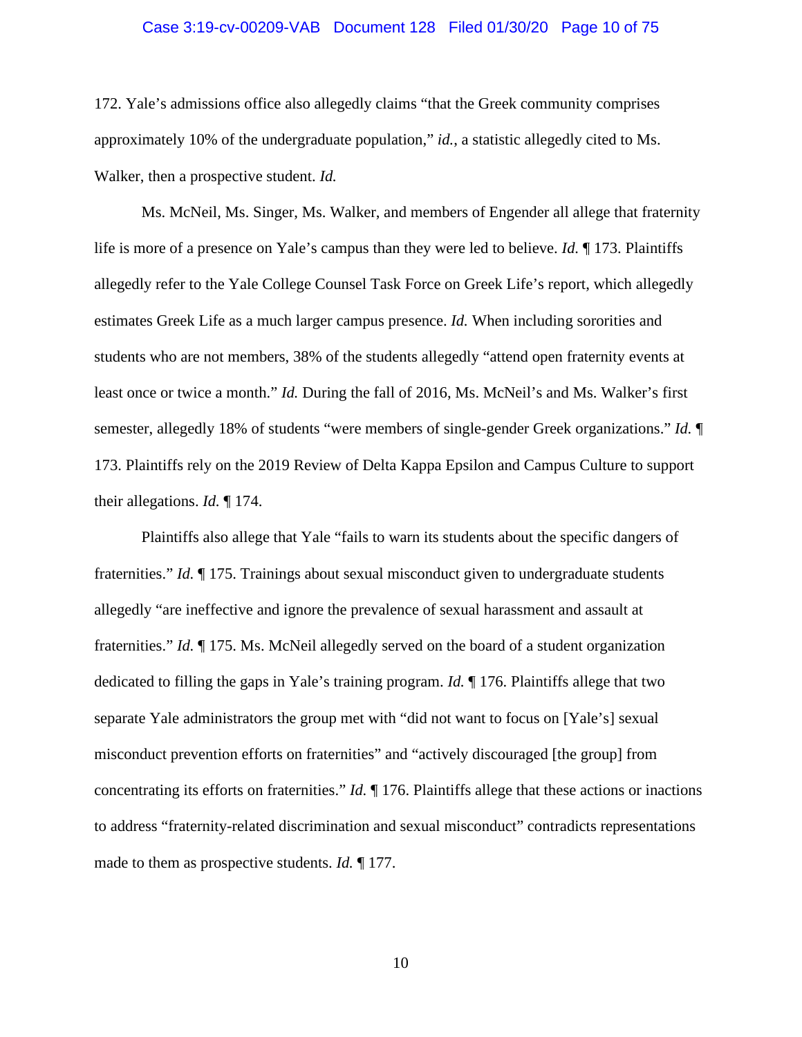172. Yale's admissions office also allegedly claims "that the Greek community comprises approximately 10% of the undergraduate population," *id.*, a statistic allegedly cited to Ms. Walker, then a prospective student. *Id.*

Ms. McNeil, Ms. Singer, Ms. Walker, and members of Engender all allege that fraternity life is more of a presence on Yale's campus than they were led to believe. *Id.* ¶ 173. Plaintiffs allegedly refer to the Yale College Counsel Task Force on Greek Life's report, which allegedly estimates Greek Life as a much larger campus presence. *Id.* When including sororities and students who are not members, 38% of the students allegedly "attend open fraternity events at least once or twice a month." *Id.* During the fall of 2016, Ms. McNeil's and Ms. Walker's first semester, allegedly 18% of students "were members of single-gender Greek organizations." *Id.* ¶ 173. Plaintiffs rely on the 2019 Review of Delta Kappa Epsilon and Campus Culture to support their allegations. *Id.* ¶ 174.

Plaintiffs also allege that Yale "fails to warn its students about the specific dangers of fraternities." *Id.* ¶ 175. Trainings about sexual misconduct given to undergraduate students allegedly "are ineffective and ignore the prevalence of sexual harassment and assault at fraternities." *Id.* ¶ 175. Ms. McNeil allegedly served on the board of a student organization dedicated to filling the gaps in Yale's training program. *Id.* ¶ 176. Plaintiffs allege that two separate Yale administrators the group met with "did not want to focus on [Yale's] sexual misconduct prevention efforts on fraternities" and "actively discouraged [the group] from concentrating its efforts on fraternities." *Id.* ¶ 176. Plaintiffs allege that these actions or inactions to address "fraternity-related discrimination and sexual misconduct" contradicts representations made to them as prospective students. *Id.* ¶ 177.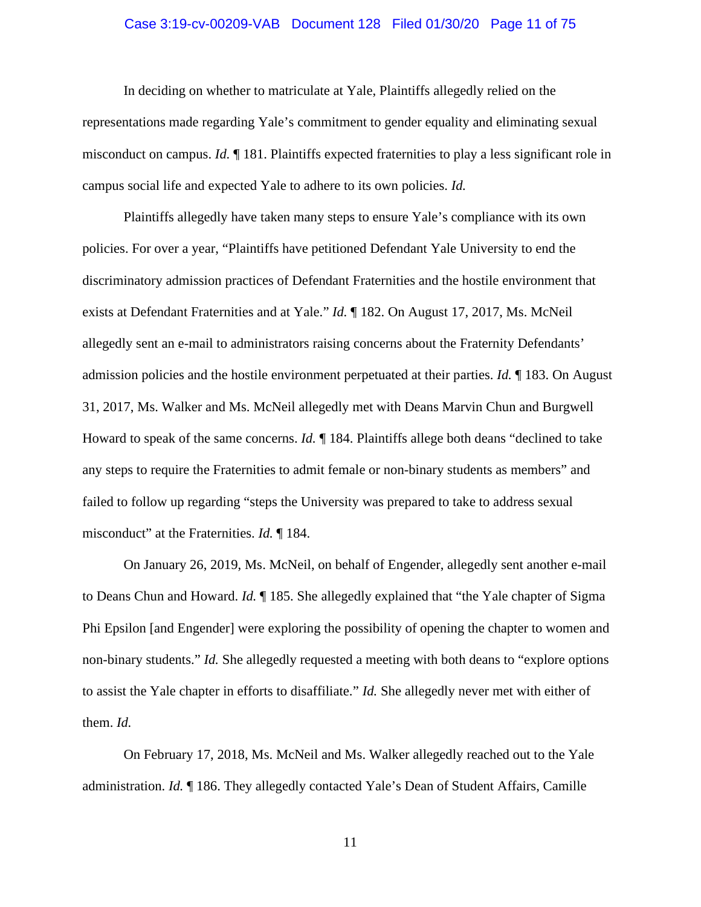In deciding on whether to matriculate at Yale, Plaintiffs allegedly relied on the representations made regarding Yale's commitment to gender equality and eliminating sexual misconduct on campus. *Id.* ¶ 181. Plaintiffs expected fraternities to play a less significant role in campus social life and expected Yale to adhere to its own policies. *Id.*

Plaintiffs allegedly have taken many steps to ensure Yale's compliance with its own policies. For over a year, "Plaintiffs have petitioned Defendant Yale University to end the discriminatory admission practices of Defendant Fraternities and the hostile environment that exists at Defendant Fraternities and at Yale." *Id.* ¶ 182. On August 17, 2017, Ms. McNeil allegedly sent an e-mail to administrators raising concerns about the Fraternity Defendants' admission policies and the hostile environment perpetuated at their parties. *Id.* ¶ 183. On August 31, 2017, Ms. Walker and Ms. McNeil allegedly met with Deans Marvin Chun and Burgwell Howard to speak of the same concerns. *Id.* ¶ 184. Plaintiffs allege both deans "declined to take any steps to require the Fraternities to admit female or non-binary students as members" and failed to follow up regarding "steps the University was prepared to take to address sexual misconduct" at the Fraternities. *Id.* ¶ 184.

On January 26, 2019, Ms. McNeil, on behalf of Engender, allegedly sent another e-mail to Deans Chun and Howard. *Id.* ¶ 185. She allegedly explained that "the Yale chapter of Sigma Phi Epsilon [and Engender] were exploring the possibility of opening the chapter to women and non-binary students." *Id.* She allegedly requested a meeting with both deans to "explore options to assist the Yale chapter in efforts to disaffiliate." *Id.* She allegedly never met with either of them. *Id.*

On February 17, 2018, Ms. McNeil and Ms. Walker allegedly reached out to the Yale administration. *Id.* ¶ 186. They allegedly contacted Yale's Dean of Student Affairs, Camille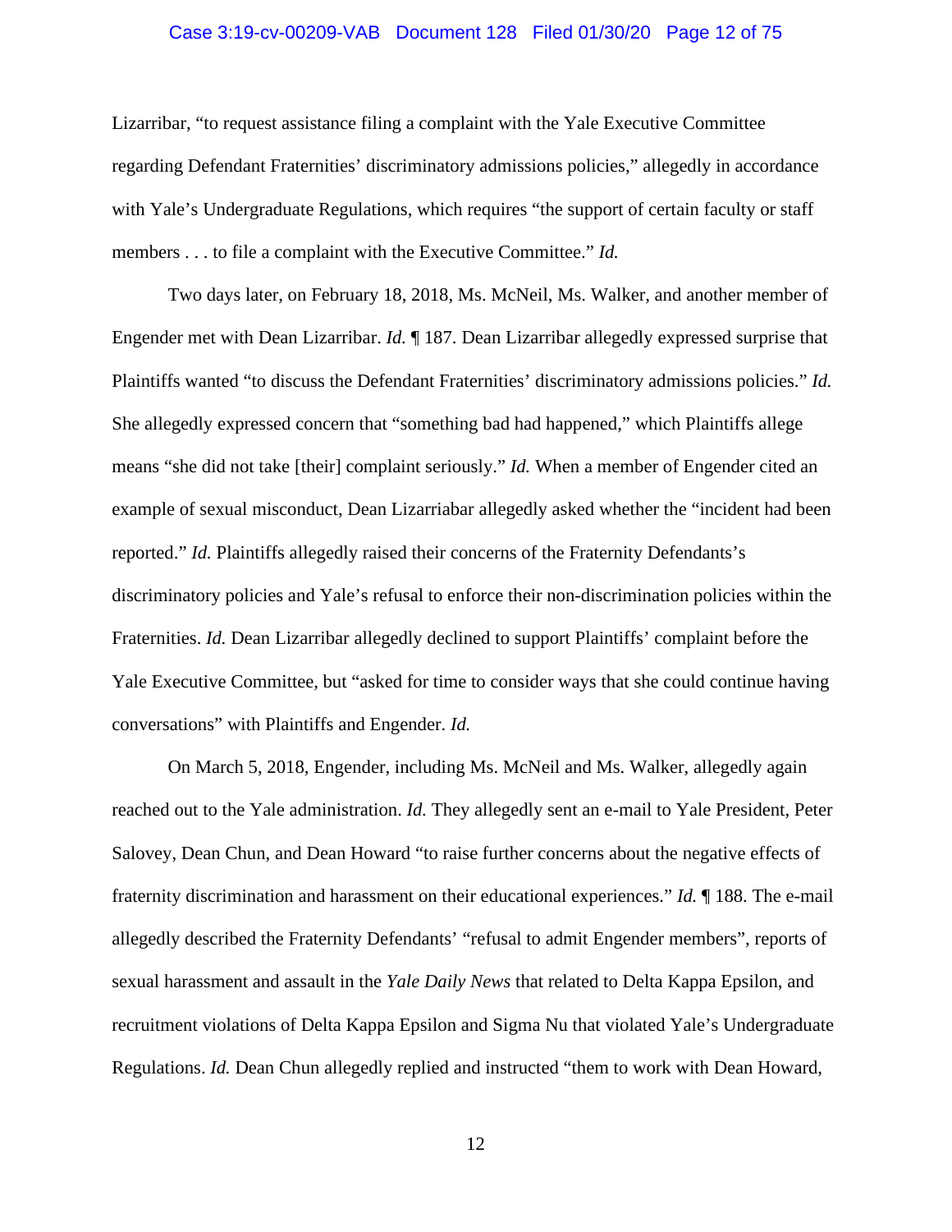Lizarribar, "to request assistance filing a complaint with the Yale Executive Committee regarding Defendant Fraternities' discriminatory admissions policies," allegedly in accordance with Yale's Undergraduate Regulations, which requires "the support of certain faculty or staff members . . . to file a complaint with the Executive Committee." *Id.*

Two days later, on February 18, 2018, Ms. McNeil, Ms. Walker, and another member of Engender met with Dean Lizarribar. *Id.* ¶ 187. Dean Lizarribar allegedly expressed surprise that Plaintiffs wanted "to discuss the Defendant Fraternities' discriminatory admissions policies." *Id.* She allegedly expressed concern that "something bad had happened," which Plaintiffs allege means "she did not take [their] complaint seriously." *Id.* When a member of Engender cited an example of sexual misconduct, Dean Lizarriabar allegedly asked whether the "incident had been reported." *Id.* Plaintiffs allegedly raised their concerns of the Fraternity Defendants's discriminatory policies and Yale's refusal to enforce their non-discrimination policies within the Fraternities. *Id.* Dean Lizarribar allegedly declined to support Plaintiffs' complaint before the Yale Executive Committee, but "asked for time to consider ways that she could continue having conversations" with Plaintiffs and Engender. *Id.*

On March 5, 2018, Engender, including Ms. McNeil and Ms. Walker, allegedly again reached out to the Yale administration. *Id.* They allegedly sent an e-mail to Yale President, Peter Salovey, Dean Chun, and Dean Howard "to raise further concerns about the negative effects of fraternity discrimination and harassment on their educational experiences." *Id.* ¶ 188. The e-mail allegedly described the Fraternity Defendants' "refusal to admit Engender members", reports of sexual harassment and assault in the *Yale Daily News* that related to Delta Kappa Epsilon, and recruitment violations of Delta Kappa Epsilon and Sigma Nu that violated Yale's Undergraduate Regulations. *Id.* Dean Chun allegedly replied and instructed "them to work with Dean Howard,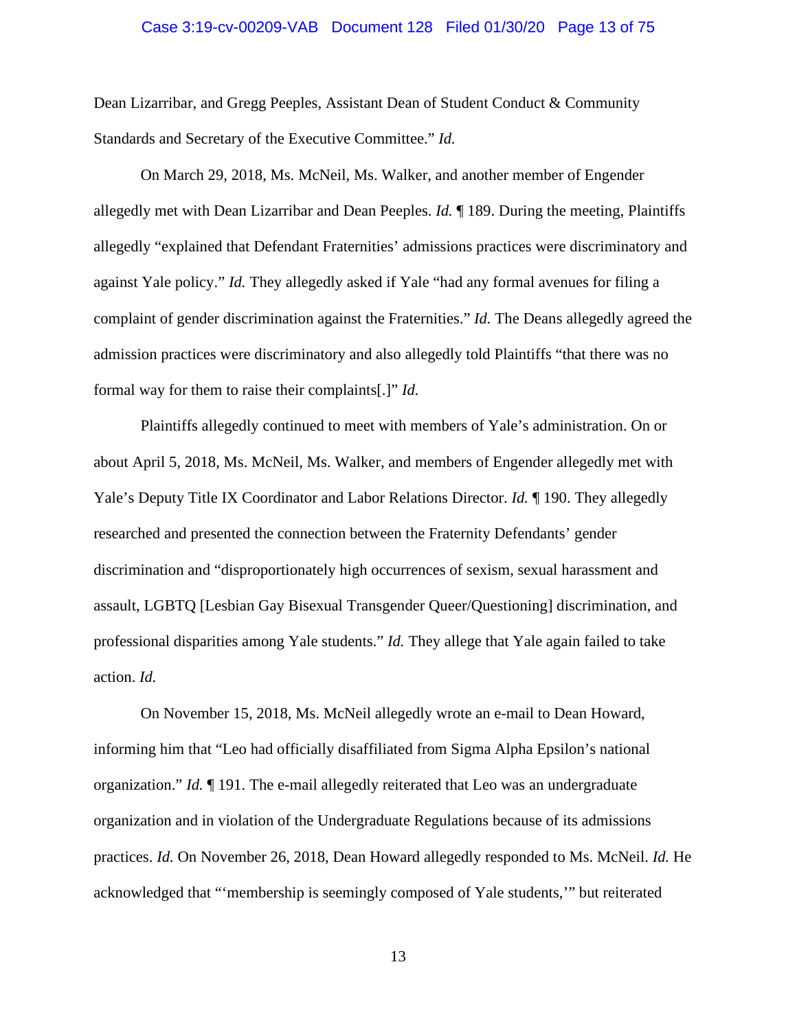Dean Lizarribar, and Gregg Peeples, Assistant Dean of Student Conduct & Community Standards and Secretary of the Executive Committee." *Id.*

On March 29, 2018, Ms. McNeil, Ms. Walker, and another member of Engender allegedly met with Dean Lizarribar and Dean Peeples. *Id.* ¶ 189. During the meeting, Plaintiffs allegedly "explained that Defendant Fraternities' admissions practices were discriminatory and against Yale policy." *Id.* They allegedly asked if Yale "had any formal avenues for filing a complaint of gender discrimination against the Fraternities." *Id.* The Deans allegedly agreed the admission practices were discriminatory and also allegedly told Plaintiffs "that there was no formal way for them to raise their complaints[.]" *Id.*

Plaintiffs allegedly continued to meet with members of Yale's administration. On or about April 5, 2018, Ms. McNeil, Ms. Walker, and members of Engender allegedly met with Yale's Deputy Title IX Coordinator and Labor Relations Director. *Id.* ¶ 190. They allegedly researched and presented the connection between the Fraternity Defendants' gender discrimination and "disproportionately high occurrences of sexism, sexual harassment and assault, LGBTQ [Lesbian Gay Bisexual Transgender Queer/Questioning] discrimination, and professional disparities among Yale students." *Id.* They allege that Yale again failed to take action. *Id.*

On November 15, 2018, Ms. McNeil allegedly wrote an e-mail to Dean Howard, informing him that "Leo had officially disaffiliated from Sigma Alpha Epsilon's national organization." *Id.* ¶ 191. The e-mail allegedly reiterated that Leo was an undergraduate organization and in violation of the Undergraduate Regulations because of its admissions practices. *Id.* On November 26, 2018, Dean Howard allegedly responded to Ms. McNeil. *Id.* He acknowledged that "'membership is seemingly composed of Yale students,'" but reiterated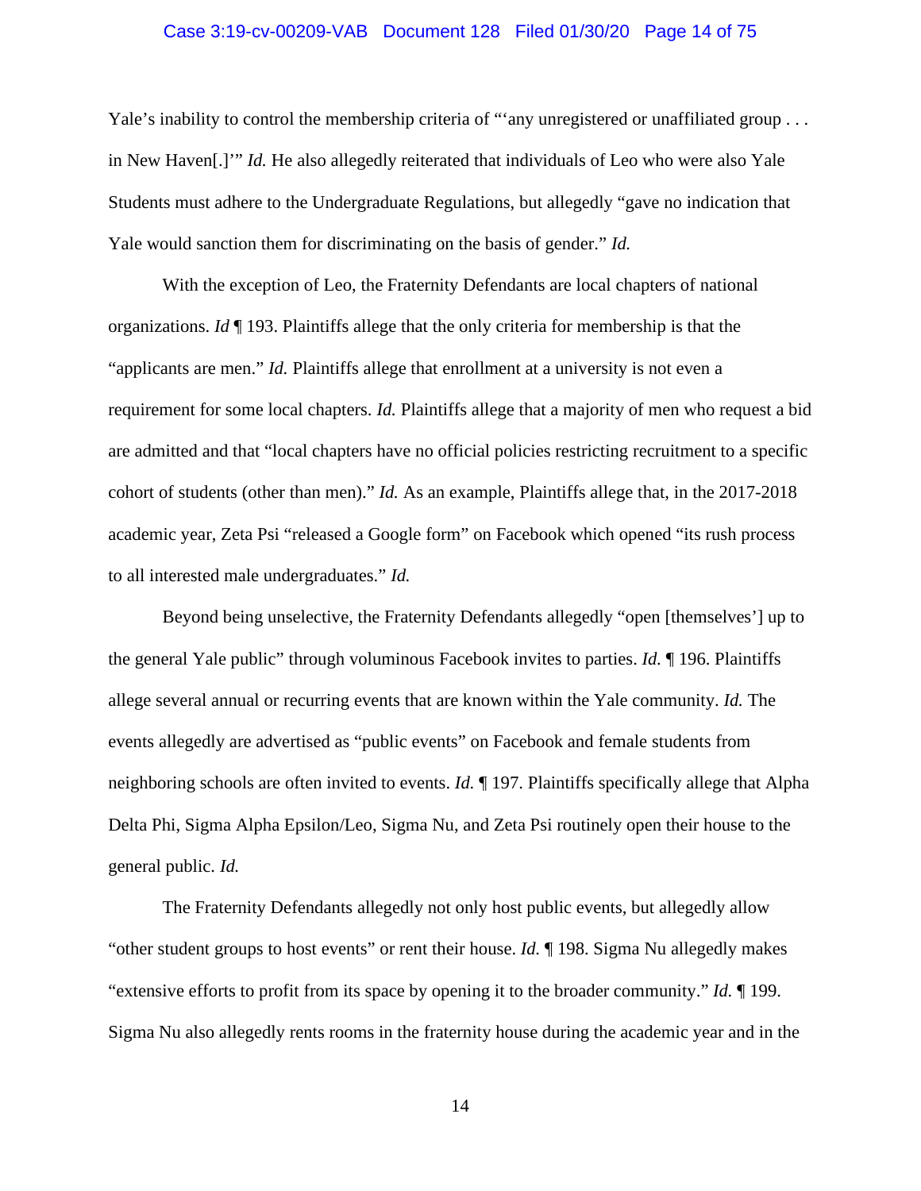Yale's inability to control the membership criteria of "'any unregistered or unaffiliated group . . . in New Haven[.]'" *Id.* He also allegedly reiterated that individuals of Leo who were also Yale Students must adhere to the Undergraduate Regulations, but allegedly "gave no indication that Yale would sanction them for discriminating on the basis of gender." *Id.*

With the exception of Leo, the Fraternity Defendants are local chapters of national organizations. *Id* ¶ 193. Plaintiffs allege that the only criteria for membership is that the "applicants are men." *Id.* Plaintiffs allege that enrollment at a university is not even a requirement for some local chapters. *Id.* Plaintiffs allege that a majority of men who request a bid are admitted and that "local chapters have no official policies restricting recruitment to a specific cohort of students (other than men)." *Id.* As an example, Plaintiffs allege that, in the 2017-2018 academic year, Zeta Psi "released a Google form" on Facebook which opened "its rush process to all interested male undergraduates." *Id.*

Beyond being unselective, the Fraternity Defendants allegedly "open [themselves'] up to the general Yale public" through voluminous Facebook invites to parties. *Id.* ¶ 196. Plaintiffs allege several annual or recurring events that are known within the Yale community. *Id.* The events allegedly are advertised as "public events" on Facebook and female students from neighboring schools are often invited to events. *Id.* ¶ 197. Plaintiffs specifically allege that Alpha Delta Phi, Sigma Alpha Epsilon/Leo, Sigma Nu, and Zeta Psi routinely open their house to the general public. *Id.*

The Fraternity Defendants allegedly not only host public events, but allegedly allow "other student groups to host events" or rent their house. *Id.* ¶ 198. Sigma Nu allegedly makes "extensive efforts to profit from its space by opening it to the broader community." *Id.* ¶ 199. Sigma Nu also allegedly rents rooms in the fraternity house during the academic year and in the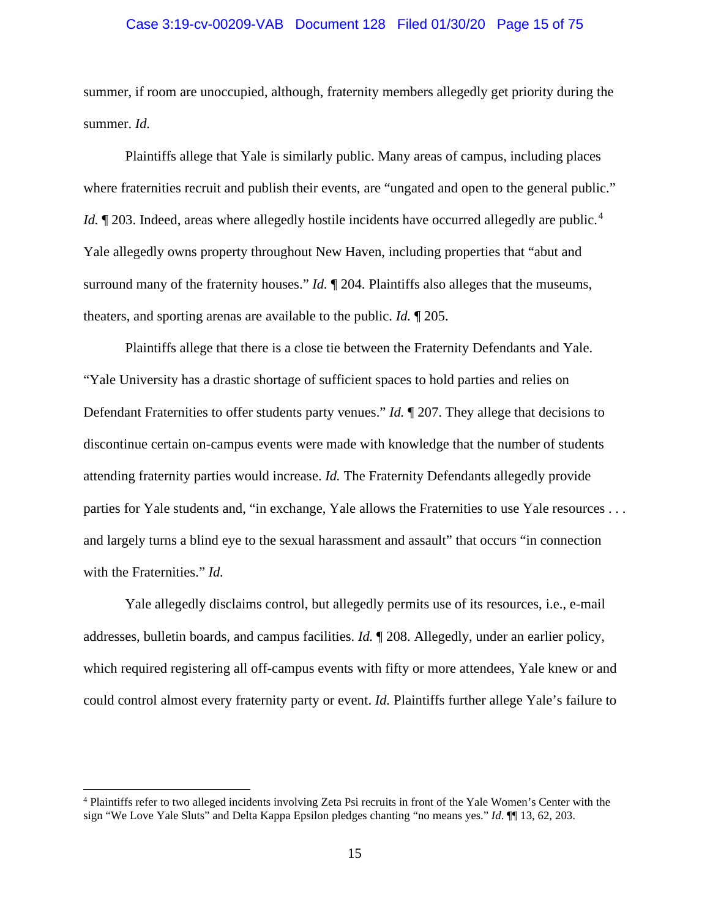summer, if room are unoccupied, although, fraternity members allegedly get priority during the summer. *Id.*

Plaintiffs allege that Yale is similarly public. Many areas of campus, including places where fraternities recruit and publish their events, are "ungated and open to the general public." *Id.* ¶ 203. Indeed, areas where allegedly hostile incidents have occurred allegedly are public.[4] Yale allegedly owns property throughout New Haven, including properties that "abut and surround many of the fraternity houses." *Id.* ¶ 204. Plaintiffs also alleges that the museums, theaters, and sporting arenas are available to the public. *Id.* ¶ 205.

Plaintiffs allege that there is a close tie between the Fraternity Defendants and Yale. "Yale University has a drastic shortage of sufficient spaces to hold parties and relies on Defendant Fraternities to offer students party venues." *Id.* ¶ 207. They allege that decisions to discontinue certain on-campus events were made with knowledge that the number of students attending fraternity parties would increase. *Id.* The Fraternity Defendants allegedly provide parties for Yale students and, "in exchange, Yale allows the Fraternities to use Yale resources . . . and largely turns a blind eye to the sexual harassment and assault" that occurs "in connection with the Fraternities." *Id.*

Yale allegedly disclaims control, but allegedly permits use of its resources, i.e., e-mail addresses, bulletin boards, and campus facilities. *Id.* ¶ 208. Allegedly, under an earlier policy, which required registering all off-campus events with fifty or more attendees, Yale knew or and could control almost every fraternity party or event. *Id.* Plaintiffs further allege Yale's failure to

---

[4] Plaintiffs refer to two alleged incidents involving Zeta Psi recruits in front of the Yale Women's Center with the sign "We Love Yale Sluts" and Delta Kappa Epsilon pledges chanting "no means yes." *Id.* ¶¶ 13, 62, 203.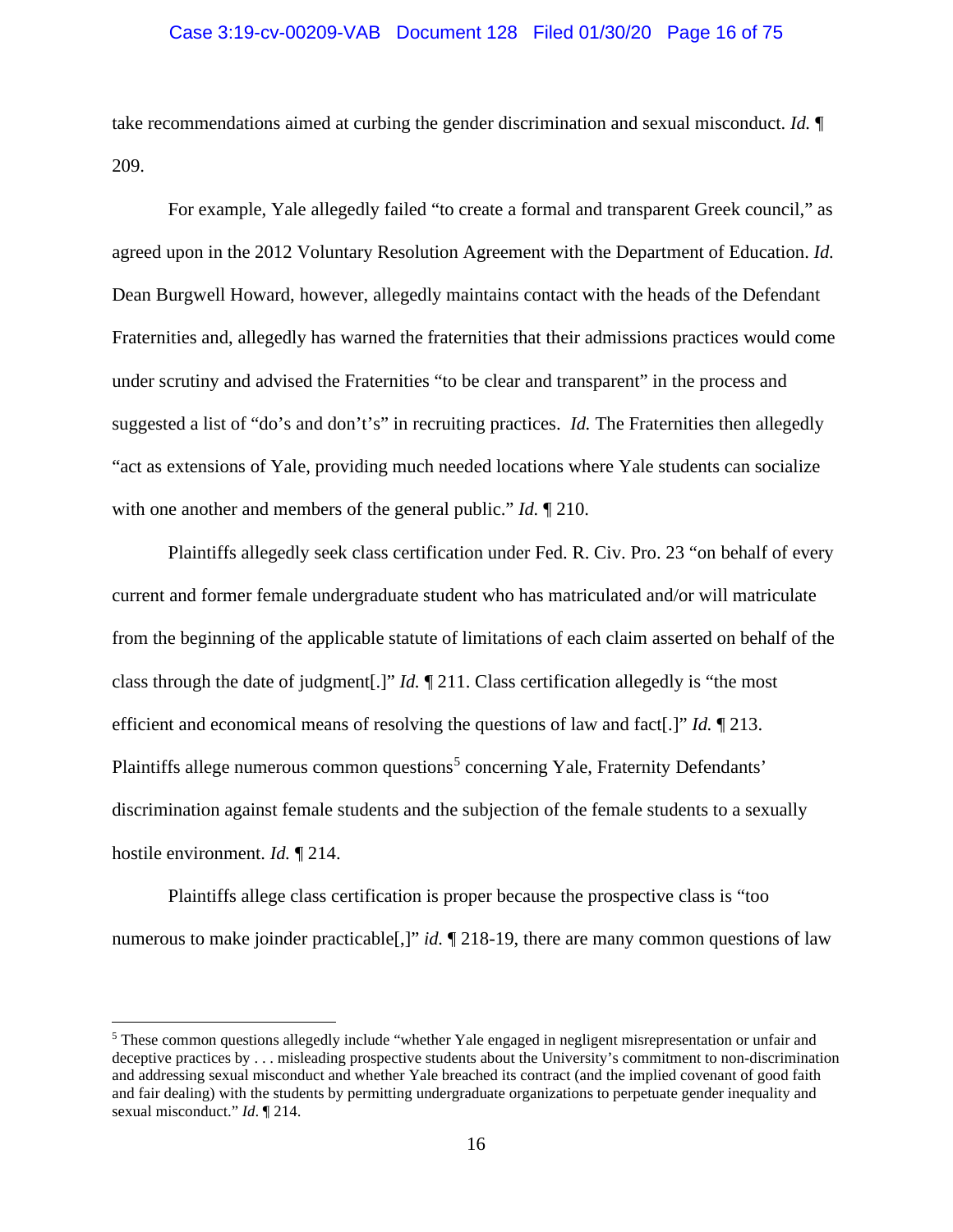take recommendations aimed at curbing the gender discrimination and sexual misconduct. *Id.* ¶ 209.

For example, Yale allegedly failed "to create a formal and transparent Greek council," as agreed upon in the 2012 Voluntary Resolution Agreement with the Department of Education. *Id.* Dean Burgwell Howard, however, allegedly maintains contact with the heads of the Defendant Fraternities and, allegedly has warned the fraternities that their admissions practices would come under scrutiny and advised the Fraternities "to be clear and transparent" in the process and suggested a list of "do's and don't's" in recruiting practices. *Id.* The Fraternities then allegedly "act as extensions of Yale, providing much needed locations where Yale students can socialize with one another and members of the general public." *Id.* ¶ 210.

Plaintiffs allegedly seek class certification under Fed. R. Civ. Pro. 23 "on behalf of every current and former female undergraduate student who has matriculated and/or will matriculate from the beginning of the applicable statute of limitations of each claim asserted on behalf of the class through the date of judgment[.]" *Id.* ¶ 211. Class certification allegedly is "the most efficient and economical means of resolving the questions of law and fact[.]" *Id.* ¶ 213. Plaintiffs allege numerous common questions[5] concerning Yale, Fraternity Defendants' discrimination against female students and the subjection of the female students to a sexually hostile environment. *Id.* ¶ 214.

Plaintiffs allege class certification is proper because the prospective class is "too numerous to make joinder practicable[,]" *id.* ¶ 218-19, there are many common questions of law

---

[5] These common questions allegedly include "whether Yale engaged in negligent misrepresentation or unfair and deceptive practices by . . . misleading prospective students about the University's commitment to non-discrimination and addressing sexual misconduct and whether Yale breached its contract (and the implied covenant of good faith and fair dealing) with the students by permitting undergraduate organizations to perpetuate gender inequality and sexual misconduct." *Id*. ¶ 214.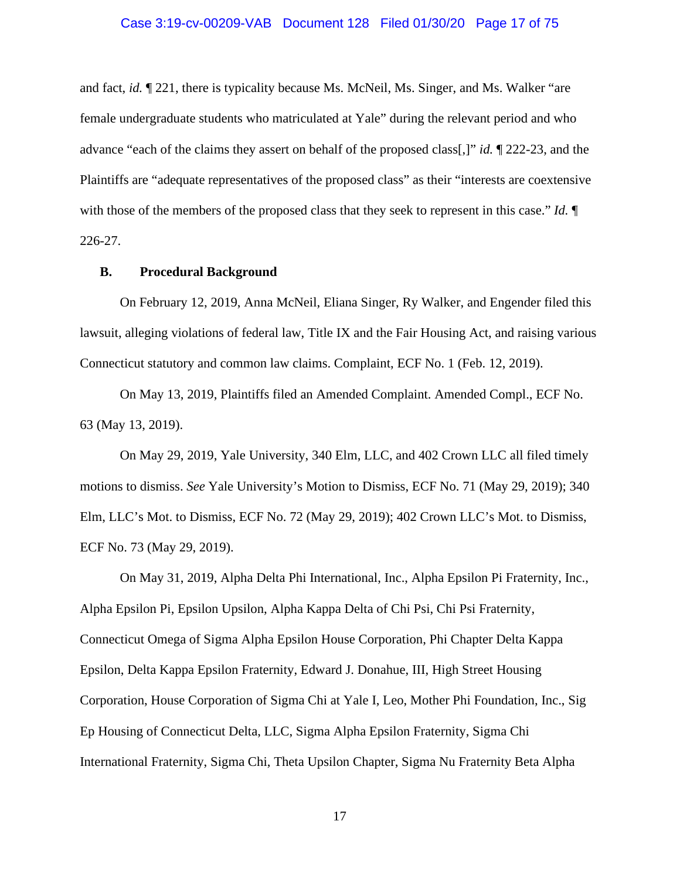and fact, *id.* ¶ 221, there is typicality because Ms. McNeil, Ms. Singer, and Ms. Walker "are female undergraduate students who matriculated at Yale" during the relevant period and who advance "each of the claims they assert on behalf of the proposed class[,]" *id.* ¶ 222-23, and the Plaintiffs are "adequate representatives of the proposed class" as their "interests are coextensive with those of the members of the proposed class that they seek to represent in this case." *Id.* ¶ 226-27.

### B. Procedural Background

On February 12, 2019, Anna McNeil, Eliana Singer, Ry Walker, and Engender filed this lawsuit, alleging violations of federal law, Title IX and the Fair Housing Act, and raising various Connecticut statutory and common law claims. Complaint, ECF No. 1 (Feb. 12, 2019).

On May 13, 2019, Plaintiffs filed an Amended Complaint. Amended Compl., ECF No. 63 (May 13, 2019).

On May 29, 2019, Yale University, 340 Elm, LLC, and 402 Crown LLC all filed timely motions to dismiss. *See* Yale University's Motion to Dismiss, ECF No. 71 (May 29, 2019); 340 Elm, LLC's Mot. to Dismiss, ECF No. 72 (May 29, 2019); 402 Crown LLC's Mot. to Dismiss, ECF No. 73 (May 29, 2019).

On May 31, 2019, Alpha Delta Phi International, Inc., Alpha Epsilon Pi Fraternity, Inc., Alpha Epsilon Pi, Epsilon Upsilon, Alpha Kappa Delta of Chi Psi, Chi Psi Fraternity, Connecticut Omega of Sigma Alpha Epsilon House Corporation, Phi Chapter Delta Kappa Epsilon, Delta Kappa Epsilon Fraternity, Edward J. Donahue, III, High Street Housing Corporation, House Corporation of Sigma Chi at Yale I, Leo, Mother Phi Foundation, Inc., Sig Ep Housing of Connecticut Delta, LLC, Sigma Alpha Epsilon Fraternity, Sigma Chi International Fraternity, Sigma Chi, Theta Upsilon Chapter, Sigma Nu Fraternity Beta Alpha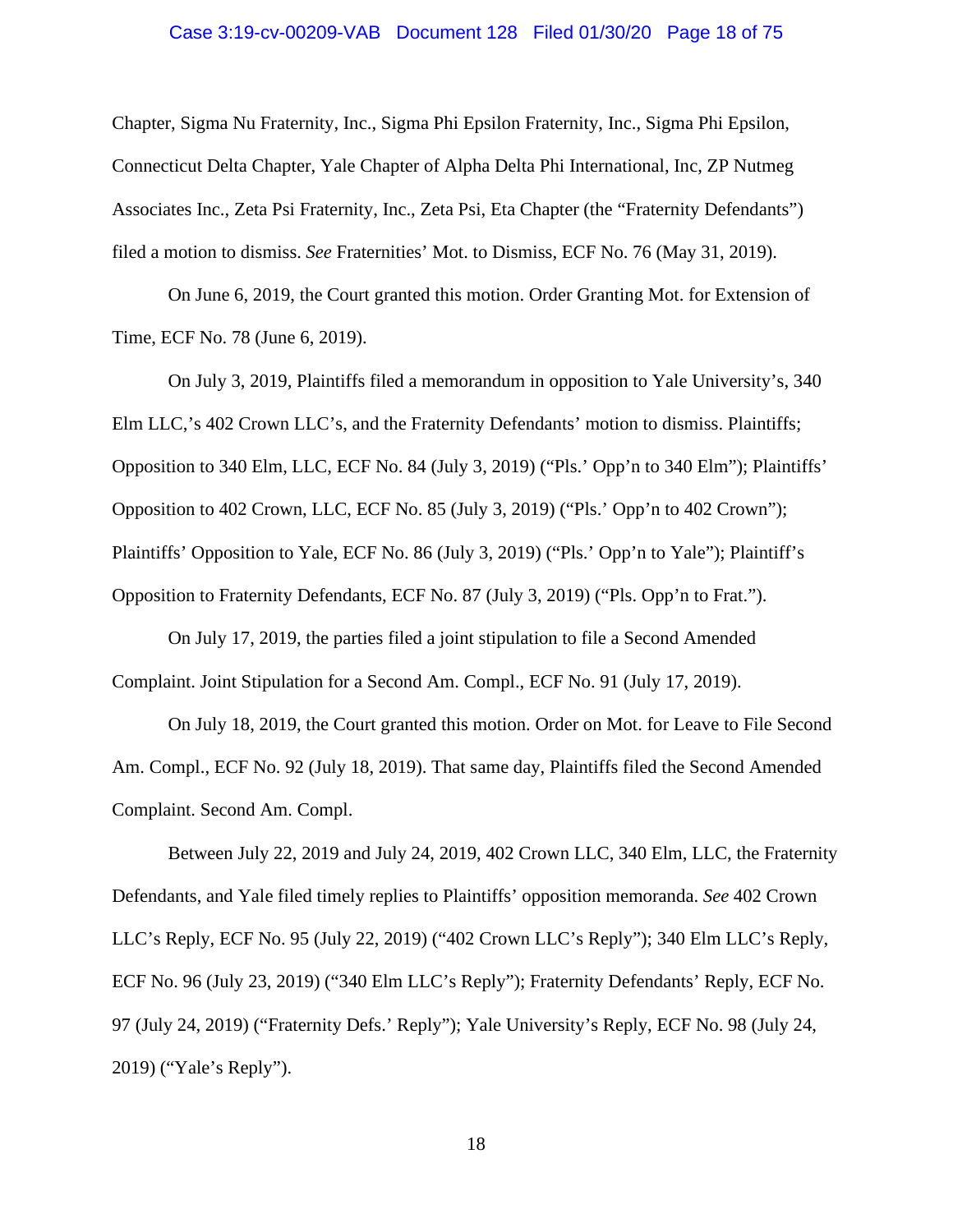Chapter, Sigma Nu Fraternity, Inc., Sigma Phi Epsilon Fraternity, Inc., Sigma Phi Epsilon, Connecticut Delta Chapter, Yale Chapter of Alpha Delta Phi International, Inc, ZP Nutmeg Associates Inc., Zeta Psi Fraternity, Inc., Zeta Psi, Eta Chapter (the "Fraternity Defendants") filed a motion to dismiss. *See* Fraternities' Mot. to Dismiss, ECF No. 76 (May 31, 2019).

On June 6, 2019, the Court granted this motion. Order Granting Mot. for Extension of Time, ECF No. 78 (June 6, 2019).

On July 3, 2019, Plaintiffs filed a memorandum in opposition to Yale University's, 340 Elm LLC,'s 402 Crown LLC's, and the Fraternity Defendants' motion to dismiss. Plaintiffs; Opposition to 340 Elm, LLC, ECF No. 84 (July 3, 2019) ("Pls.' Opp'n to 340 Elm"); Plaintiffs' Opposition to 402 Crown, LLC, ECF No. 85 (July 3, 2019) ("Pls.' Opp'n to 402 Crown"); Plaintiffs' Opposition to Yale, ECF No. 86 (July 3, 2019) ("Pls.' Opp'n to Yale"); Plaintiff's Opposition to Fraternity Defendants, ECF No. 87 (July 3, 2019) ("Pls. Opp'n to Frat.").

On July 17, 2019, the parties filed a joint stipulation to file a Second Amended Complaint. Joint Stipulation for a Second Am. Compl., ECF No. 91 (July 17, 2019).

On July 18, 2019, the Court granted this motion. Order on Mot. for Leave to File Second Am. Compl., ECF No. 92 (July 18, 2019). That same day, Plaintiffs filed the Second Amended Complaint. Second Am. Compl.

Between July 22, 2019 and July 24, 2019, 402 Crown LLC, 340 Elm, LLC, the Fraternity Defendants, and Yale filed timely replies to Plaintiffs' opposition memoranda. *See* 402 Crown LLC's Reply, ECF No. 95 (July 22, 2019) ("402 Crown LLC's Reply"); 340 Elm LLC's Reply, ECF No. 96 (July 23, 2019) ("340 Elm LLC's Reply"); Fraternity Defendants' Reply, ECF No. 97 (July 24, 2019) ("Fraternity Defs.' Reply"); Yale University's Reply, ECF No. 98 (July 24, 2019) ("Yale's Reply").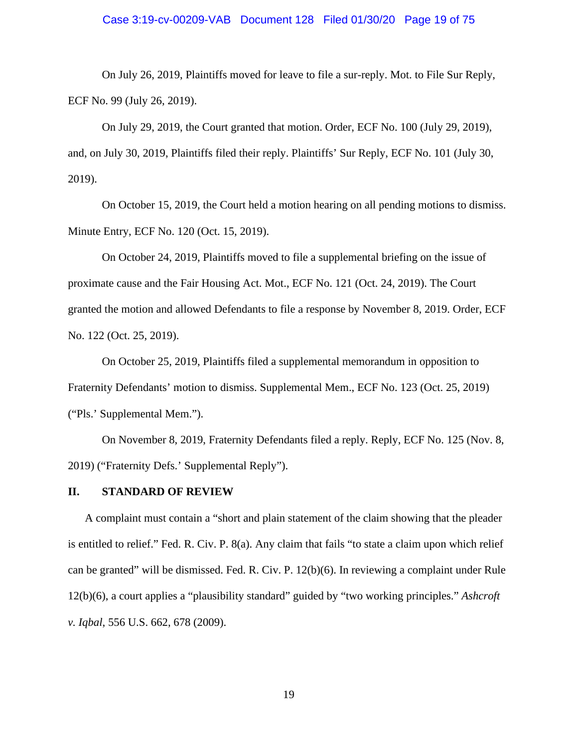On July 26, 2019, Plaintiffs moved for leave to file a sur-reply. Mot. to File Sur Reply, ECF No. 99 (July 26, 2019).

On July 29, 2019, the Court granted that motion. Order, ECF No. 100 (July 29, 2019), and, on July 30, 2019, Plaintiffs filed their reply. Plaintiffs' Sur Reply, ECF No. 101 (July 30, 2019).

On October 15, 2019, the Court held a motion hearing on all pending motions to dismiss. Minute Entry, ECF No. 120 (Oct. 15, 2019).

On October 24, 2019, Plaintiffs moved to file a supplemental briefing on the issue of proximate cause and the Fair Housing Act. Mot., ECF No. 121 (Oct. 24, 2019). The Court granted the motion and allowed Defendants to file a response by November 8, 2019. Order, ECF No. 122 (Oct. 25, 2019).

On October 25, 2019, Plaintiffs filed a supplemental memorandum in opposition to Fraternity Defendants' motion to dismiss. Supplemental Mem., ECF No. 123 (Oct. 25, 2019) ("Pls.' Supplemental Mem.").

On November 8, 2019, Fraternity Defendants filed a reply. Reply, ECF No. 125 (Nov. 8, 2019) ("Fraternity Defs.' Supplemental Reply").

## II. STANDARD OF REVIEW

A complaint must contain a "short and plain statement of the claim showing that the pleader is entitled to relief." Fed. R. Civ. P. 8(a). Any claim that fails "to state a claim upon which relief can be granted" will be dismissed. Fed. R. Civ. P. 12(b)(6). In reviewing a complaint under Rule 12(b)(6), a court applies a "plausibility standard" guided by "two working principles." *Ashcroft v. Iqbal*, 556 U.S. 662, 678 (2009).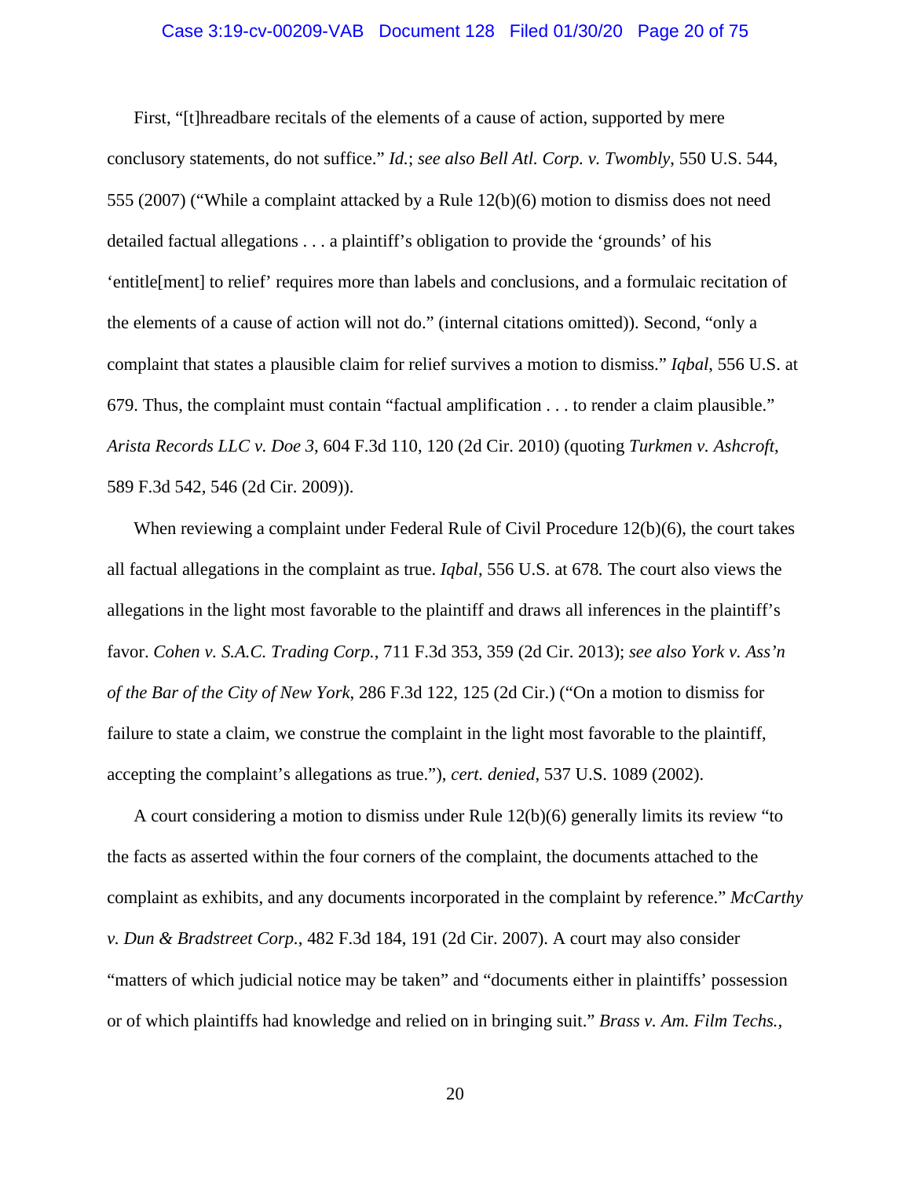First, "[t]hreadbare recitals of the elements of a cause of action, supported by mere conclusory statements, do not suffice." *Id.*; *see also Bell Atl. Corp. v. Twombly*, 550 U.S. 544, 555 (2007) ("While a complaint attacked by a Rule 12(b)(6) motion to dismiss does not need detailed factual allegations . . . a plaintiff's obligation to provide the 'grounds' of his 'entitle[ment] to relief' requires more than labels and conclusions, and a formulaic recitation of the elements of a cause of action will not do." (internal citations omitted)). Second, "only a complaint that states a plausible claim for relief survives a motion to dismiss." *Iqbal*, 556 U.S. at 679. Thus, the complaint must contain "factual amplification . . . to render a claim plausible." *Arista Records LLC v. Doe 3*, 604 F.3d 110, 120 (2d Cir. 2010) (quoting *Turkmen v. Ashcroft*, 589 F.3d 542, 546 (2d Cir. 2009)).

When reviewing a complaint under Federal Rule of Civil Procedure 12(b)(6), the court takes all factual allegations in the complaint as true. *Iqbal*, 556 U.S. at 678. The court also views the allegations in the light most favorable to the plaintiff and draws all inferences in the plaintiff's favor. *Cohen v. S.A.C. Trading Corp.*, 711 F.3d 353, 359 (2d Cir. 2013); *see also York v. Ass'n of the Bar of the City of New York*, 286 F.3d 122, 125 (2d Cir.) ("On a motion to dismiss for failure to state a claim, we construe the complaint in the light most favorable to the plaintiff, accepting the complaint's allegations as true."), *cert. denied*, 537 U.S. 1089 (2002).

A court considering a motion to dismiss under Rule 12(b)(6) generally limits its review "to the facts as asserted within the four corners of the complaint, the documents attached to the complaint as exhibits, and any documents incorporated in the complaint by reference." *McCarthy v. Dun & Bradstreet Corp.*, 482 F.3d 184, 191 (2d Cir. 2007). A court may also consider "matters of which judicial notice may be taken" and "documents either in plaintiffs' possession or of which plaintiffs had knowledge and relied on in bringing suit." *Brass v. Am. Film Techs.*,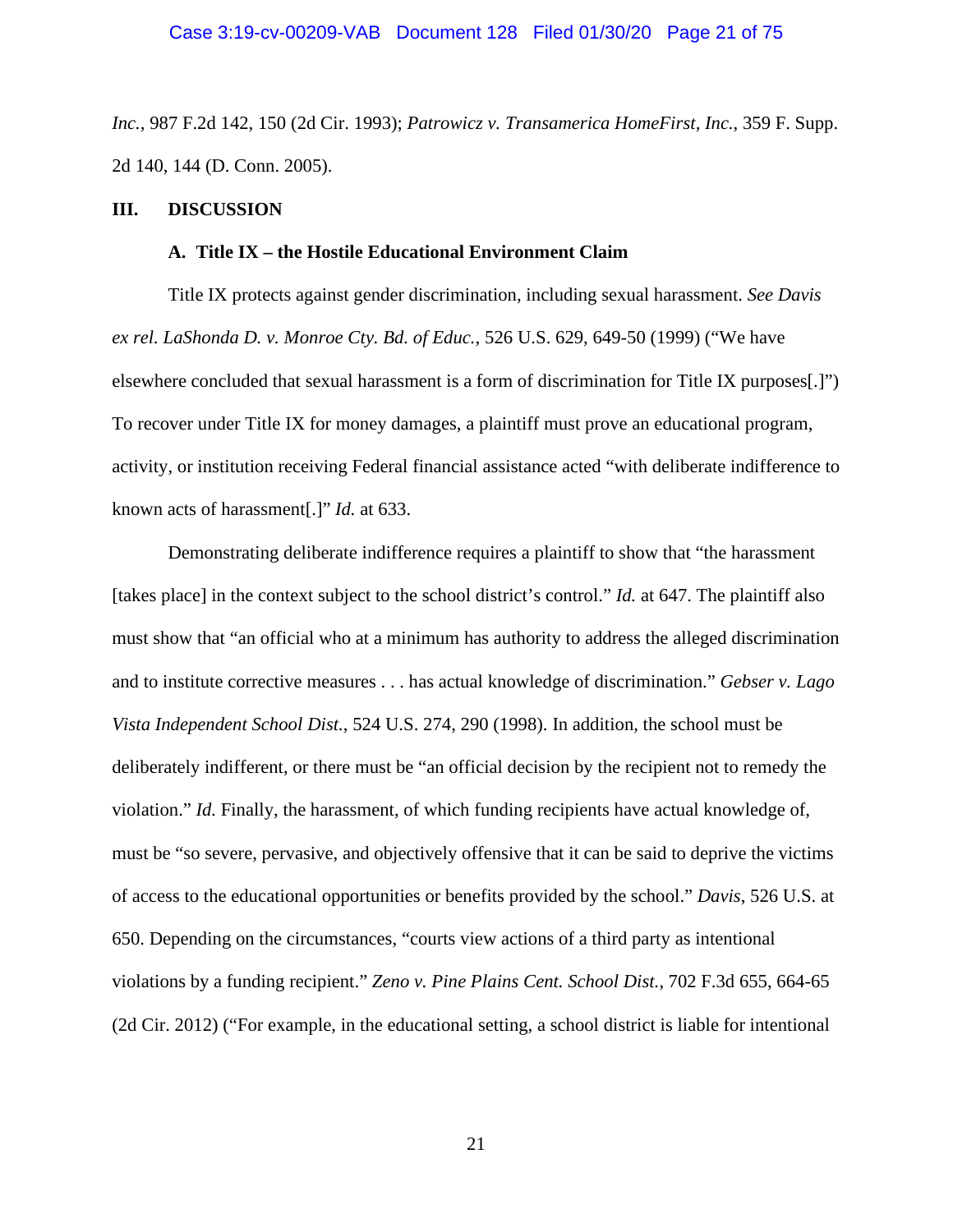*Inc.*, 987 F.2d 142, 150 (2d Cir. 1993); *Patrowicz v. Transamerica HomeFirst, Inc.*, 359 F. Supp. 2d 140, 144 (D. Conn. 2005).

## III. DISCUSSION

### A. Title IX – the Hostile Educational Environment Claim

Title IX protects against gender discrimination, including sexual harassment. *See Davis ex rel. LaShonda D. v. Monroe Cty. Bd. of Educ.*, 526 U.S. 629, 649-50 (1999) ("We have elsewhere concluded that sexual harassment is a form of discrimination for Title IX purposes[.]") To recover under Title IX for money damages, a plaintiff must prove an educational program, activity, or institution receiving Federal financial assistance acted "with deliberate indifference to known acts of harassment[.]" *Id.* at 633.

Demonstrating deliberate indifference requires a plaintiff to show that "the harassment [takes place] in the context subject to the school district's control." *Id.* at 647. The plaintiff also must show that "an official who at a minimum has authority to address the alleged discrimination and to institute corrective measures . . . has actual knowledge of discrimination." *Gebser v. Lago Vista Independent School Dist.*, 524 U.S. 274, 290 (1998). In addition, the school must be deliberately indifferent, or there must be "an official decision by the recipient not to remedy the violation." *Id.* Finally, the harassment, of which funding recipients have actual knowledge of, must be "so severe, pervasive, and objectively offensive that it can be said to deprive the victims of access to the educational opportunities or benefits provided by the school." *Davis*, 526 U.S. at 650. Depending on the circumstances, "courts view actions of a third party as intentional violations by a funding recipient." *Zeno v. Pine Plains Cent. School Dist.*, 702 F.3d 655, 664-65 (2d Cir. 2012) ("For example, in the educational setting, a school district is liable for intentional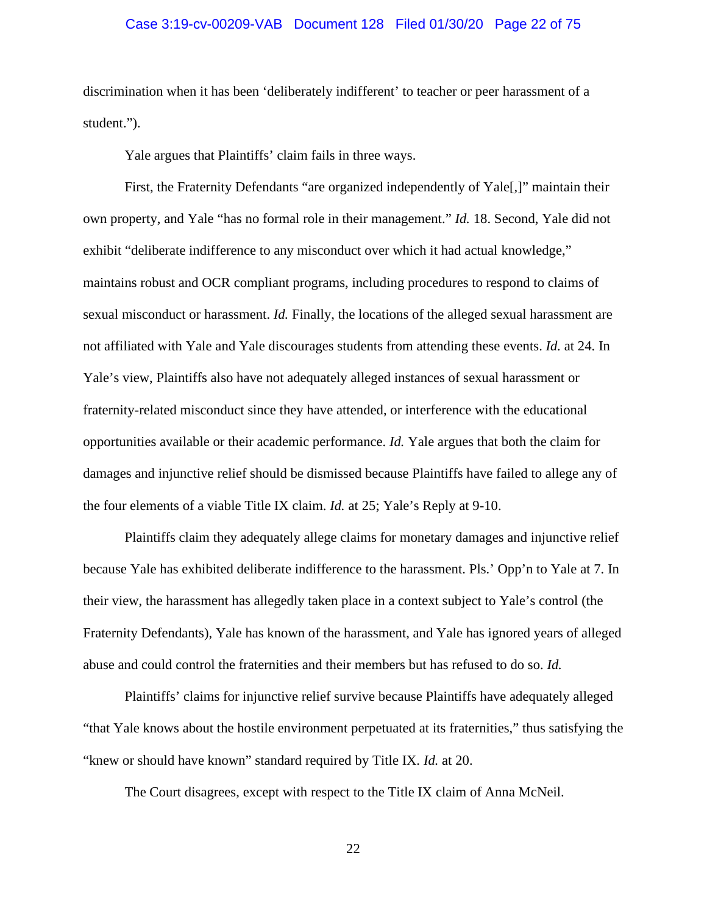discrimination when it has been 'deliberately indifferent' to teacher or peer harassment of a student.").

Yale argues that Plaintiffs' claim fails in three ways.

First, the Fraternity Defendants "are organized independently of Yale[,]" maintain their own property, and Yale "has no formal role in their management." *Id.* 18. Second, Yale did not exhibit "deliberate indifference to any misconduct over which it had actual knowledge," maintains robust and OCR compliant programs, including procedures to respond to claims of sexual misconduct or harassment. *Id.* Finally, the locations of the alleged sexual harassment are not affiliated with Yale and Yale discourages students from attending these events. *Id.* at 24. In Yale's view, Plaintiffs also have not adequately alleged instances of sexual harassment or fraternity-related misconduct since they have attended, or interference with the educational opportunities available or their academic performance. *Id.* Yale argues that both the claim for damages and injunctive relief should be dismissed because Plaintiffs have failed to allege any of the four elements of a viable Title IX claim. *Id.* at 25; Yale's Reply at 9-10.

Plaintiffs claim they adequately allege claims for monetary damages and injunctive relief because Yale has exhibited deliberate indifference to the harassment. Pls.' Opp'n to Yale at 7. In their view, the harassment has allegedly taken place in a context subject to Yale's control (the Fraternity Defendants), Yale has known of the harassment, and Yale has ignored years of alleged abuse and could control the fraternities and their members but has refused to do so. *Id.*

Plaintiffs' claims for injunctive relief survive because Plaintiffs have adequately alleged "that Yale knows about the hostile environment perpetuated at its fraternities," thus satisfying the "knew or should have known" standard required by Title IX. *Id.* at 20.

The Court disagrees, except with respect to the Title IX claim of Anna McNeil.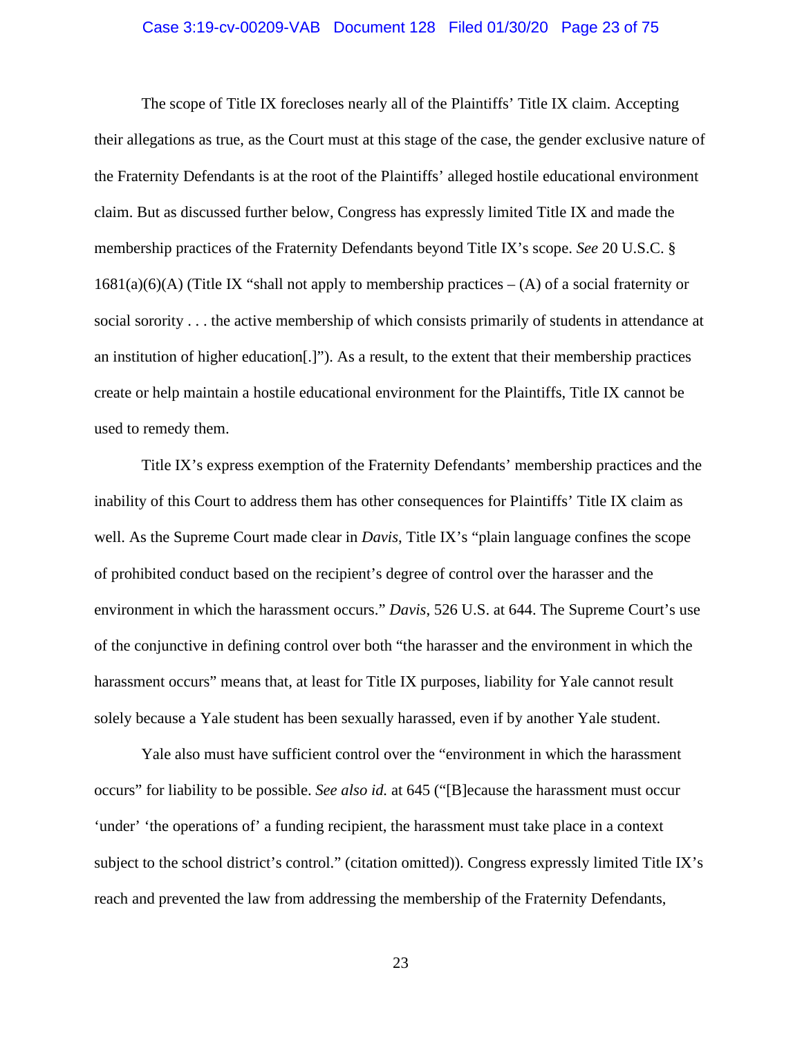The scope of Title IX forecloses nearly all of the Plaintiffs' Title IX claim. Accepting their allegations as true, as the Court must at this stage of the case, the gender exclusive nature of the Fraternity Defendants is at the root of the Plaintiffs' alleged hostile educational environment claim. But as discussed further below, Congress has expressly limited Title IX and made the membership practices of the Fraternity Defendants beyond Title IX's scope. *See* 20 U.S.C. § 1681(a)(6)(A) (Title IX "shall not apply to membership practices – (A) of a social fraternity or social sorority . . . the active membership of which consists primarily of students in attendance at an institution of higher education[.]"). As a result, to the extent that their membership practices create or help maintain a hostile educational environment for the Plaintiffs, Title IX cannot be used to remedy them.

Title IX's express exemption of the Fraternity Defendants' membership practices and the inability of this Court to address them has other consequences for Plaintiffs' Title IX claim as well. As the Supreme Court made clear in *Davis*, Title IX's "plain language confines the scope of prohibited conduct based on the recipient's degree of control over the harasser and the environment in which the harassment occurs." *Davis*, 526 U.S. at 644. The Supreme Court's use of the conjunctive in defining control over both "the harasser and the environment in which the harassment occurs" means that, at least for Title IX purposes, liability for Yale cannot result solely because a Yale student has been sexually harassed, even if by another Yale student.

Yale also must have sufficient control over the "environment in which the harassment occurs" for liability to be possible. *See also id.* at 645 ("[B]ecause the harassment must occur 'under' 'the operations of' a funding recipient, the harassment must take place in a context subject to the school district's control." (citation omitted)). Congress expressly limited Title IX's reach and prevented the law from addressing the membership of the Fraternity Defendants,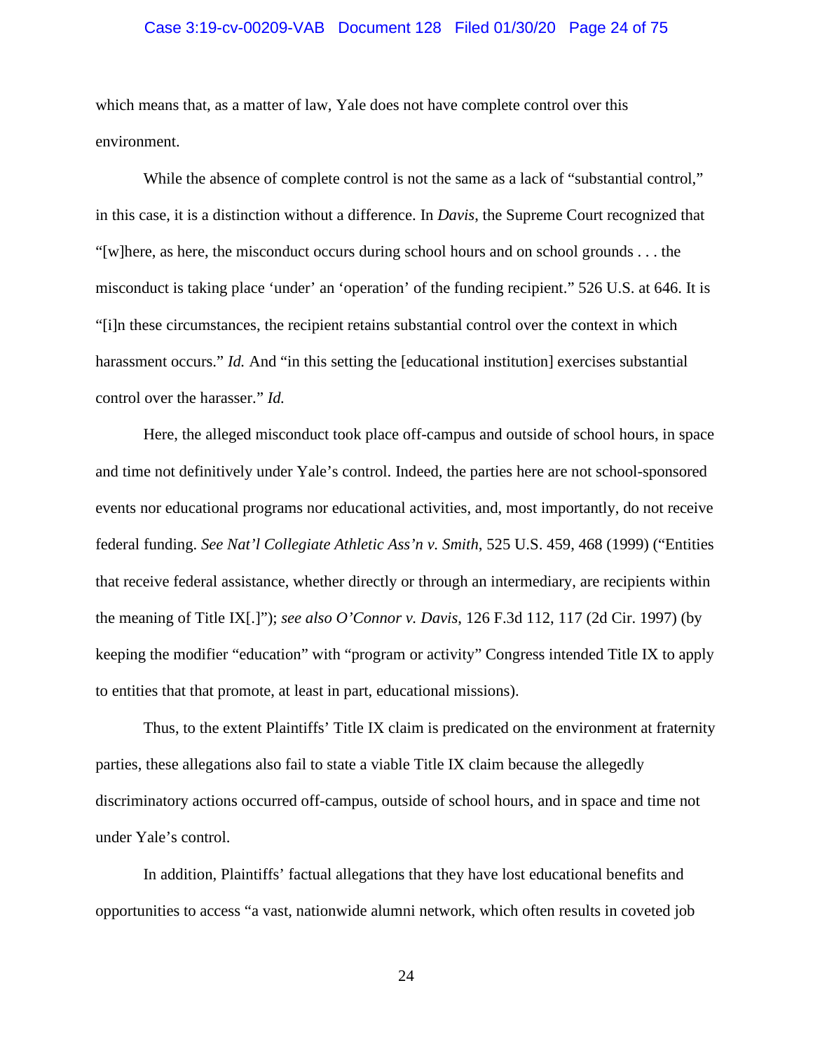which means that, as a matter of law, Yale does not have complete control over this environment.

While the absence of complete control is not the same as a lack of "substantial control," in this case, it is a distinction without a difference. In *Davis*, the Supreme Court recognized that "[w]here, as here, the misconduct occurs during school hours and on school grounds . . . the misconduct is taking place 'under' an 'operation' of the funding recipient." 526 U.S. at 646. It is "[i]n these circumstances, the recipient retains substantial control over the context in which harassment occurs." *Id.* And "in this setting the [educational institution] exercises substantial control over the harasser." *Id.*

Here, the alleged misconduct took place off-campus and outside of school hours, in space and time not definitively under Yale's control. Indeed, the parties here are not school-sponsored events nor educational programs nor educational activities, and, most importantly, do not receive federal funding. *See Nat'l Collegiate Athletic Ass'n v. Smith*, 525 U.S. 459, 468 (1999) ("Entities that receive federal assistance, whether directly or through an intermediary, are recipients within the meaning of Title IX[.]"); *see also O'Connor v. Davis*, 126 F.3d 112, 117 (2d Cir. 1997) (by keeping the modifier "education" with "program or activity" Congress intended Title IX to apply to entities that that promote, at least in part, educational missions).

Thus, to the extent Plaintiffs' Title IX claim is predicated on the environment at fraternity parties, these allegations also fail to state a viable Title IX claim because the allegedly discriminatory actions occurred off-campus, outside of school hours, and in space and time not under Yale's control.

In addition, Plaintiffs' factual allegations that they have lost educational benefits and opportunities to access "a vast, nationwide alumni network, which often results in coveted job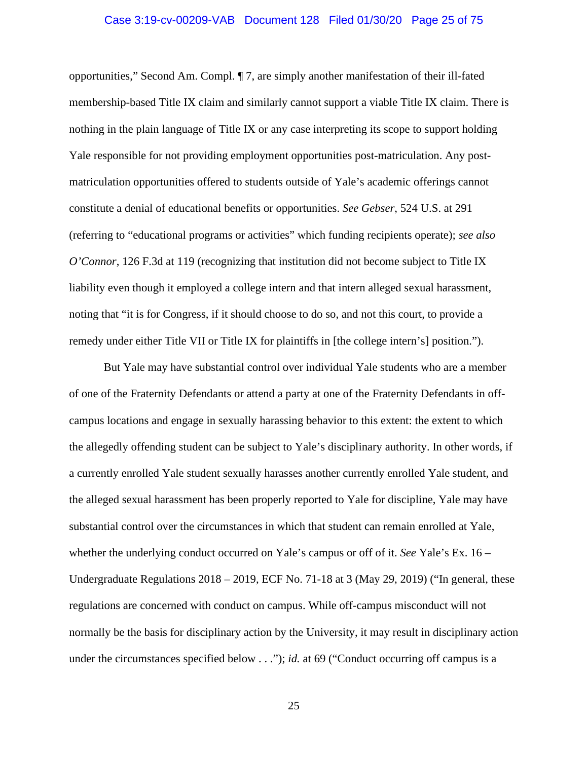opportunities," Second Am. Compl. ¶ 7, are simply another manifestation of their ill-fated membership-based Title IX claim and similarly cannot support a viable Title IX claim. There is nothing in the plain language of Title IX or any case interpreting its scope to support holding Yale responsible for not providing employment opportunities post-matriculation. Any post-matriculation opportunities offered to students outside of Yale's academic offerings cannot constitute a denial of educational benefits or opportunities. *See Gebser*, 524 U.S. at 291 (referring to "educational programs or activities" which funding recipients operate); *see also O'Connor*, 126 F.3d at 119 (recognizing that institution did not become subject to Title IX liability even though it employed a college intern and that intern alleged sexual harassment, noting that "it is for Congress, if it should choose to do so, and not this court, to provide a remedy under either Title VII or Title IX for plaintiffs in [the college intern's] position.").

But Yale may have substantial control over individual Yale students who are a member of one of the Fraternity Defendants or attend a party at one of the Fraternity Defendants in off-campus locations and engage in sexually harassing behavior to this extent: the extent to which the allegedly offending student can be subject to Yale's disciplinary authority. In other words, if a currently enrolled Yale student sexually harasses another currently enrolled Yale student, and the alleged sexual harassment has been properly reported to Yale for discipline, Yale may have substantial control over the circumstances in which that student can remain enrolled at Yale, whether the underlying conduct occurred on Yale's campus or off of it. *See* Yale's Ex. 16 – Undergraduate Regulations 2018 – 2019, ECF No. 71-18 at 3 (May 29, 2019) ("In general, these regulations are concerned with conduct on campus. While off-campus misconduct will not normally be the basis for disciplinary action by the University, it may result in disciplinary action under the circumstances specified below . . ."); *id.* at 69 ("Conduct occurring off campus is a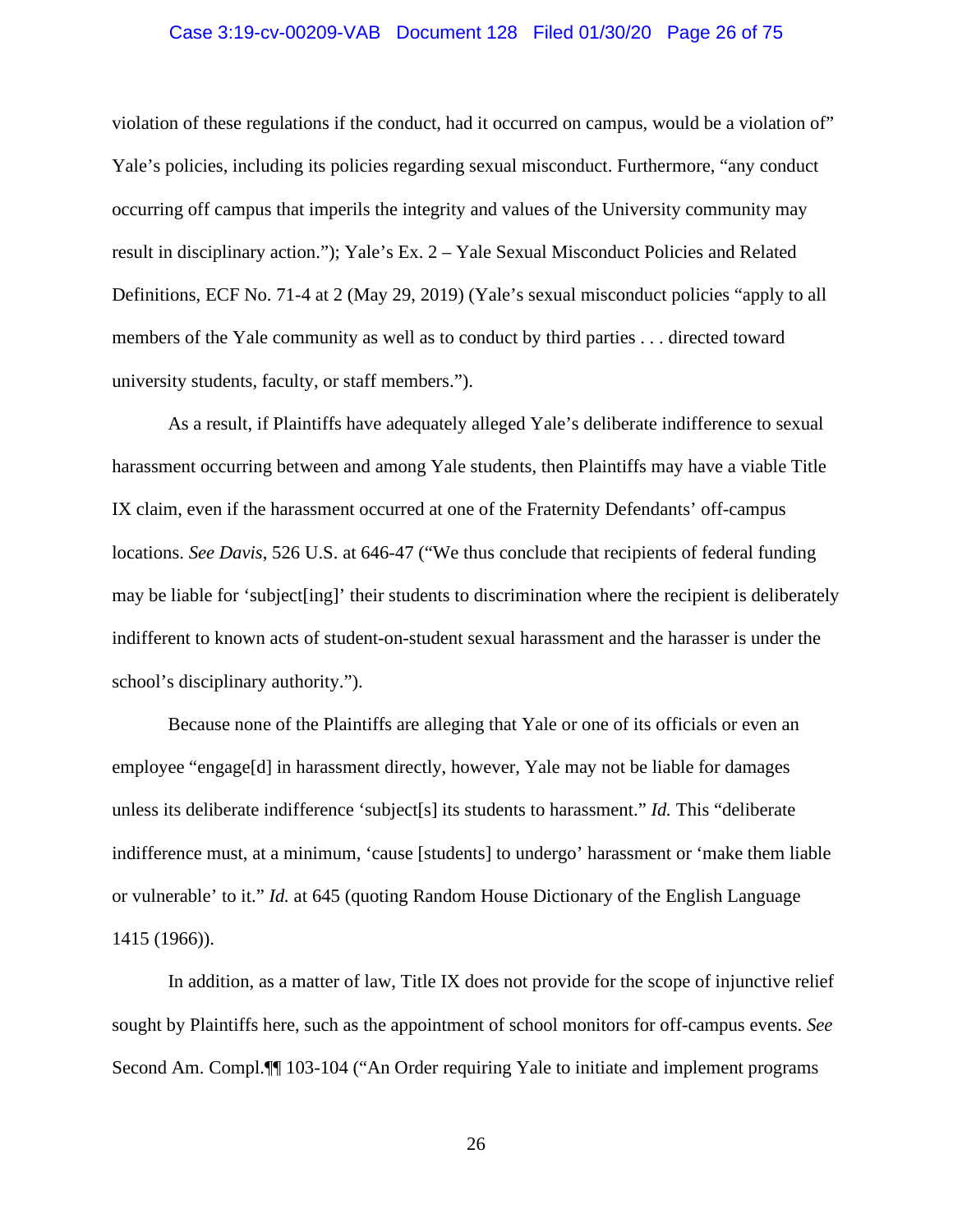violation of these regulations if the conduct, had it occurred on campus, would be a violation of" Yale's policies, including its policies regarding sexual misconduct. Furthermore, "any conduct occurring off campus that imperils the integrity and values of the University community may result in disciplinary action."); Yale's Ex. 2 – Yale Sexual Misconduct Policies and Related Definitions, ECF No. 71-4 at 2 (May 29, 2019) (Yale's sexual misconduct policies "apply to all members of the Yale community as well as to conduct by third parties . . . directed toward university students, faculty, or staff members.").

As a result, if Plaintiffs have adequately alleged Yale's deliberate indifference to sexual harassment occurring between and among Yale students, then Plaintiffs may have a viable Title IX claim, even if the harassment occurred at one of the Fraternity Defendants' off-campus locations. *See Davis*, 526 U.S. at 646-47 ("We thus conclude that recipients of federal funding may be liable for 'subject[ing]' their students to discrimination where the recipient is deliberately indifferent to known acts of student-on-student sexual harassment and the harasser is under the school's disciplinary authority.").

Because none of the Plaintiffs are alleging that Yale or one of its officials or even an employee "engage[d] in harassment directly, however, Yale may not be liable for damages unless its deliberate indifference 'subject[s] its students to harassment." *Id.* This "deliberate indifference must, at a minimum, 'cause [students] to undergo' harassment or 'make them liable or vulnerable' to it." *Id.* at 645 (quoting Random House Dictionary of the English Language 1415 (1966)).

In addition, as a matter of law, Title IX does not provide for the scope of injunctive relief sought by Plaintiffs here, such as the appointment of school monitors for off-campus events. *See* Second Am. Compl.¶¶ 103-104 ("An Order requiring Yale to initiate and implement programs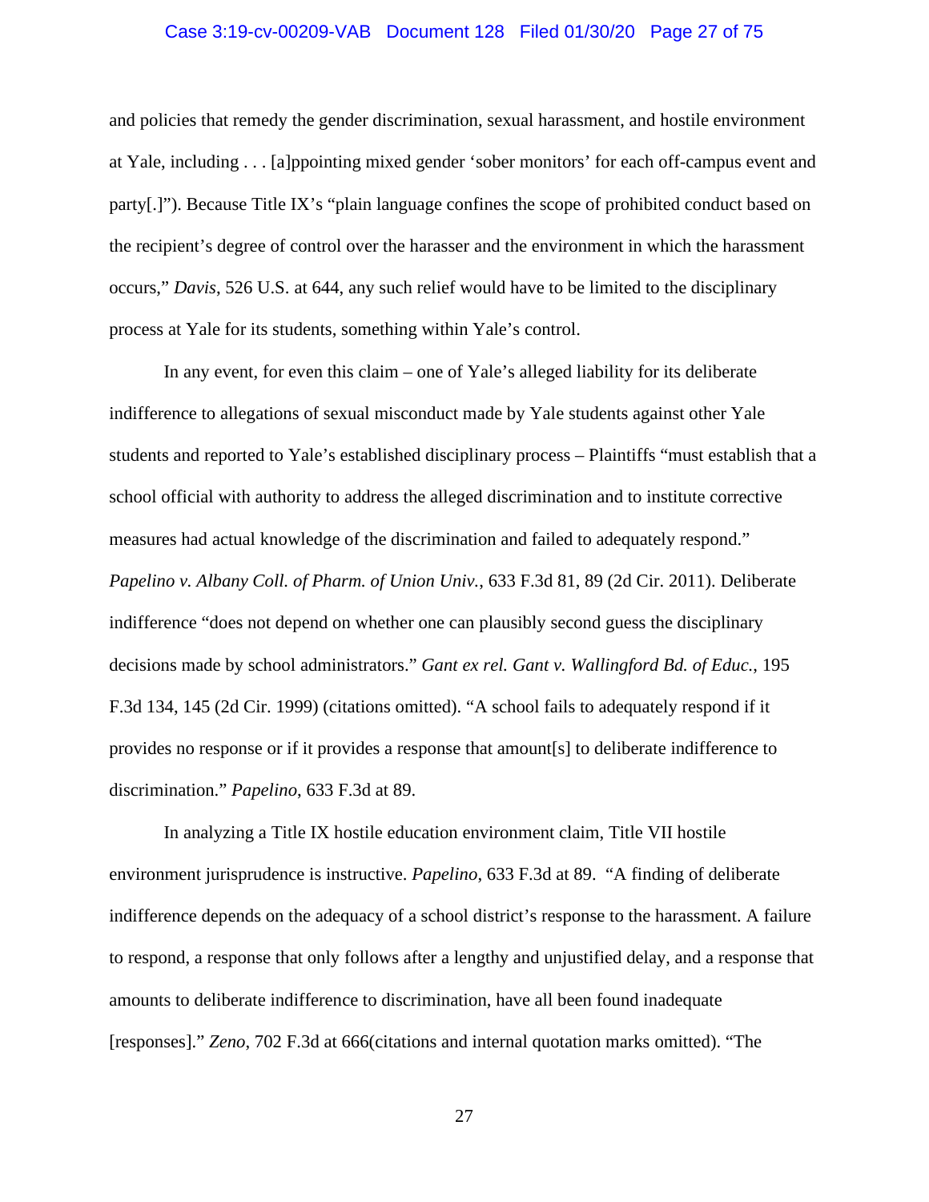and policies that remedy the gender discrimination, sexual harassment, and hostile environment at Yale, including . . . [a]ppointing mixed gender 'sober monitors' for each off-campus event and party[.]"). Because Title IX's "plain language confines the scope of prohibited conduct based on the recipient's degree of control over the harasser and the environment in which the harassment occurs," *Davis*, 526 U.S. at 644, any such relief would have to be limited to the disciplinary process at Yale for its students, something within Yale's control.

In any event, for even this claim – one of Yale's alleged liability for its deliberate indifference to allegations of sexual misconduct made by Yale students against other Yale students and reported to Yale's established disciplinary process – Plaintiffs "must establish that a school official with authority to address the alleged discrimination and to institute corrective measures had actual knowledge of the discrimination and failed to adequately respond." *Papelino v. Albany Coll. of Pharm. of Union Univ.*, 633 F.3d 81, 89 (2d Cir. 2011). Deliberate indifference "does not depend on whether one can plausibly second guess the disciplinary decisions made by school administrators." *Gant ex rel. Gant v. Wallingford Bd. of Educ.*, 195 F.3d 134, 145 (2d Cir. 1999) (citations omitted). "A school fails to adequately respond if it provides no response or if it provides a response that amount[s] to deliberate indifference to discrimination." *Papelino*, 633 F.3d at 89.

In analyzing a Title IX hostile education environment claim, Title VII hostile environment jurisprudence is instructive. *Papelino*, 633 F.3d at 89. "A finding of deliberate indifference depends on the adequacy of a school district's response to the harassment. A failure to respond, a response that only follows after a lengthy and unjustified delay, and a response that amounts to deliberate indifference to discrimination, have all been found inadequate [responses]." *Zeno*, 702 F.3d at 666(citations and internal quotation marks omitted). "The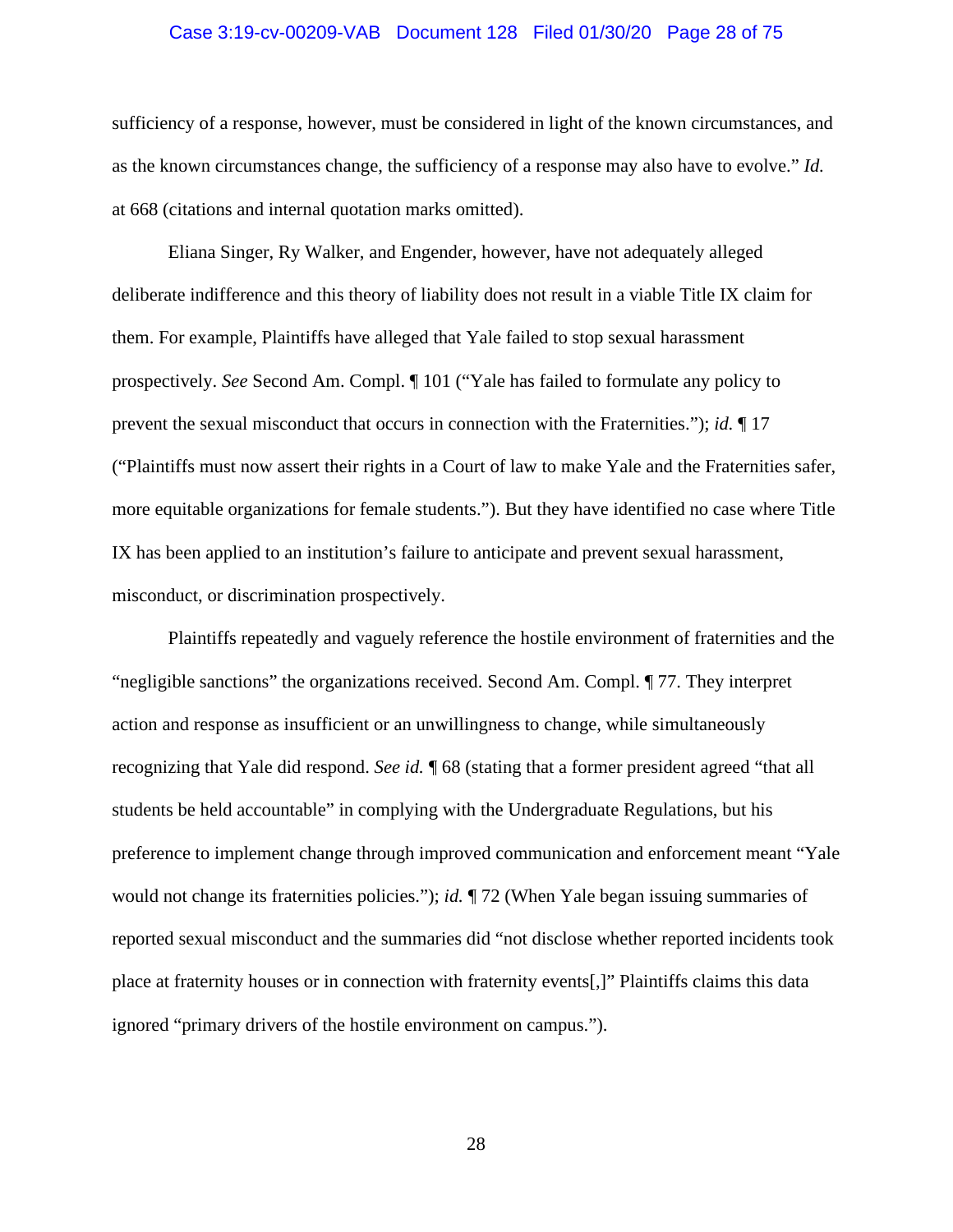sufficiency of a response, however, must be considered in light of the known circumstances, and as the known circumstances change, the sufficiency of a response may also have to evolve." *Id.* at 668 (citations and internal quotation marks omitted).

Eliana Singer, Ry Walker, and Engender, however, have not adequately alleged deliberate indifference and this theory of liability does not result in a viable Title IX claim for them. For example, Plaintiffs have alleged that Yale failed to stop sexual harassment prospectively. *See* Second Am. Compl. ¶ 101 ("Yale has failed to formulate any policy to prevent the sexual misconduct that occurs in connection with the Fraternities."); *id.* ¶ 17 ("Plaintiffs must now assert their rights in a Court of law to make Yale and the Fraternities safer, more equitable organizations for female students."). But they have identified no case where Title IX has been applied to an institution's failure to anticipate and prevent sexual harassment, misconduct, or discrimination prospectively.

Plaintiffs repeatedly and vaguely reference the hostile environment of fraternities and the "negligible sanctions" the organizations received. Second Am. Compl. ¶ 77. They interpret action and response as insufficient or an unwillingness to change, while simultaneously recognizing that Yale did respond. *See id.* ¶ 68 (stating that a former president agreed "that all students be held accountable" in complying with the Undergraduate Regulations, but his preference to implement change through improved communication and enforcement meant "Yale would not change its fraternities policies."); *id.* ¶ 72 (When Yale began issuing summaries of reported sexual misconduct and the summaries did "not disclose whether reported incidents took place at fraternity houses or in connection with fraternity events[,]" Plaintiffs claims this data ignored "primary drivers of the hostile environment on campus.").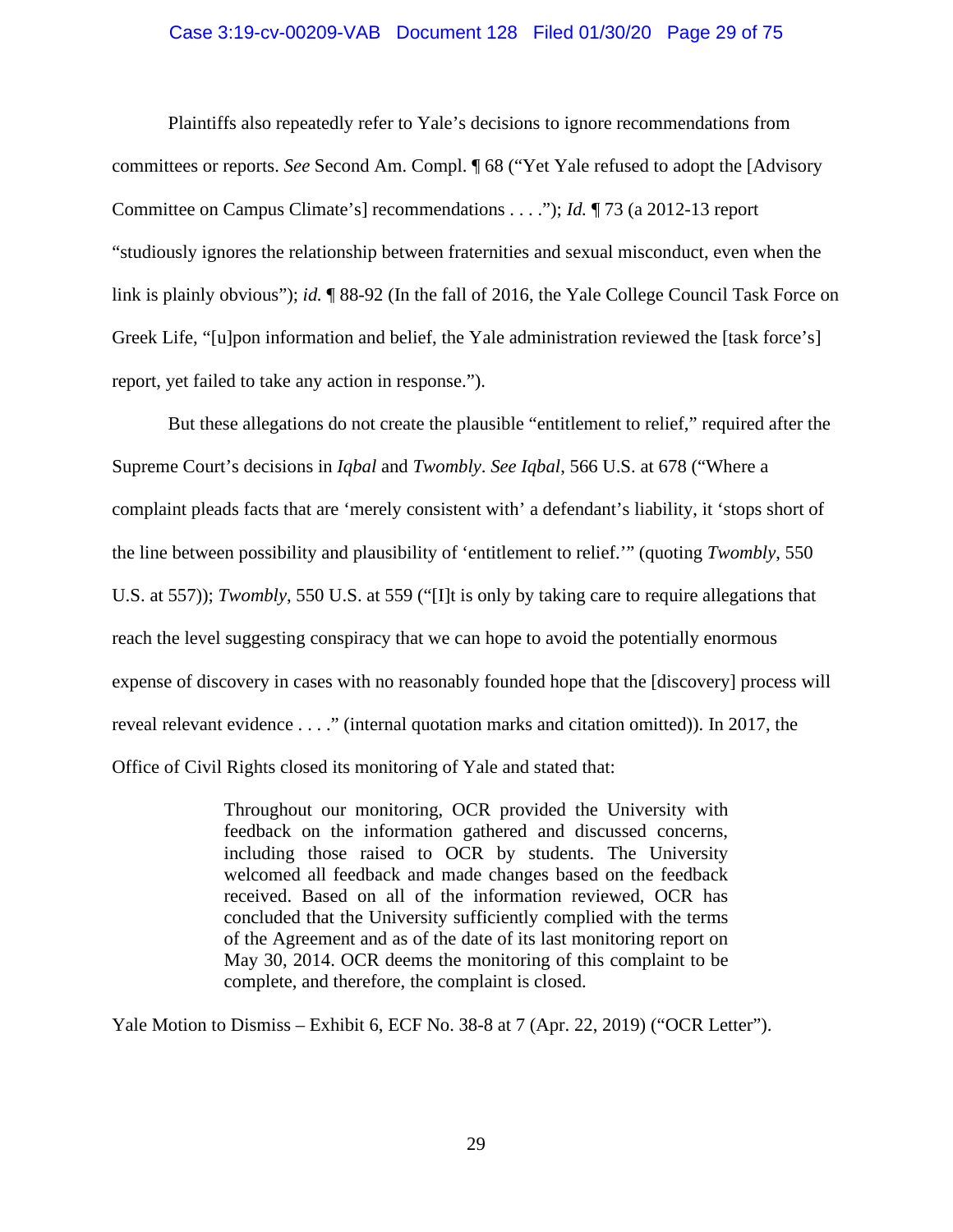Plaintiffs also repeatedly refer to Yale's decisions to ignore recommendations from committees or reports. *See* Second Am. Compl. ¶ 68 ("Yet Yale refused to adopt the [Advisory Committee on Campus Climate's] recommendations . . . ."); *Id.* ¶ 73 (a 2012-13 report "studiously ignores the relationship between fraternities and sexual misconduct, even when the link is plainly obvious"); *id.* ¶ 88-92 (In the fall of 2016, the Yale College Council Task Force on Greek Life, "[u]pon information and belief, the Yale administration reviewed the [task force's] report, yet failed to take any action in response.").

But these allegations do not create the plausible "entitlement to relief," required after the Supreme Court's decisions in *Iqbal* and *Twombly*. *See Iqbal*, 566 U.S. at 678 ("Where a complaint pleads facts that are 'merely consistent with' a defendant's liability, it 'stops short of the line between possibility and plausibility of 'entitlement to relief.'" (quoting *Twombly*, 550 U.S. at 557)); *Twombly*, 550 U.S. at 559 ("[I]t is only by taking care to require allegations that reach the level suggesting conspiracy that we can hope to avoid the potentially enormous expense of discovery in cases with no reasonably founded hope that the [discovery] process will reveal relevant evidence . . . ." (internal quotation marks and citation omitted)). In 2017, the Office of Civil Rights closed its monitoring of Yale and stated that:

> Throughout our monitoring, OCR provided the University with feedback on the information gathered and discussed concerns, including those raised to OCR by students. The University welcomed all feedback and made changes based on the feedback received. Based on all of the information reviewed, OCR has concluded that the University sufficiently complied with the terms of the Agreement and as of the date of its last monitoring report on May 30, 2014. OCR deems the monitoring of this complaint to be complete, and therefore, the complaint is closed.

Yale Motion to Dismiss – Exhibit 6, ECF No. 38-8 at 7 (Apr. 22, 2019) ("OCR Letter").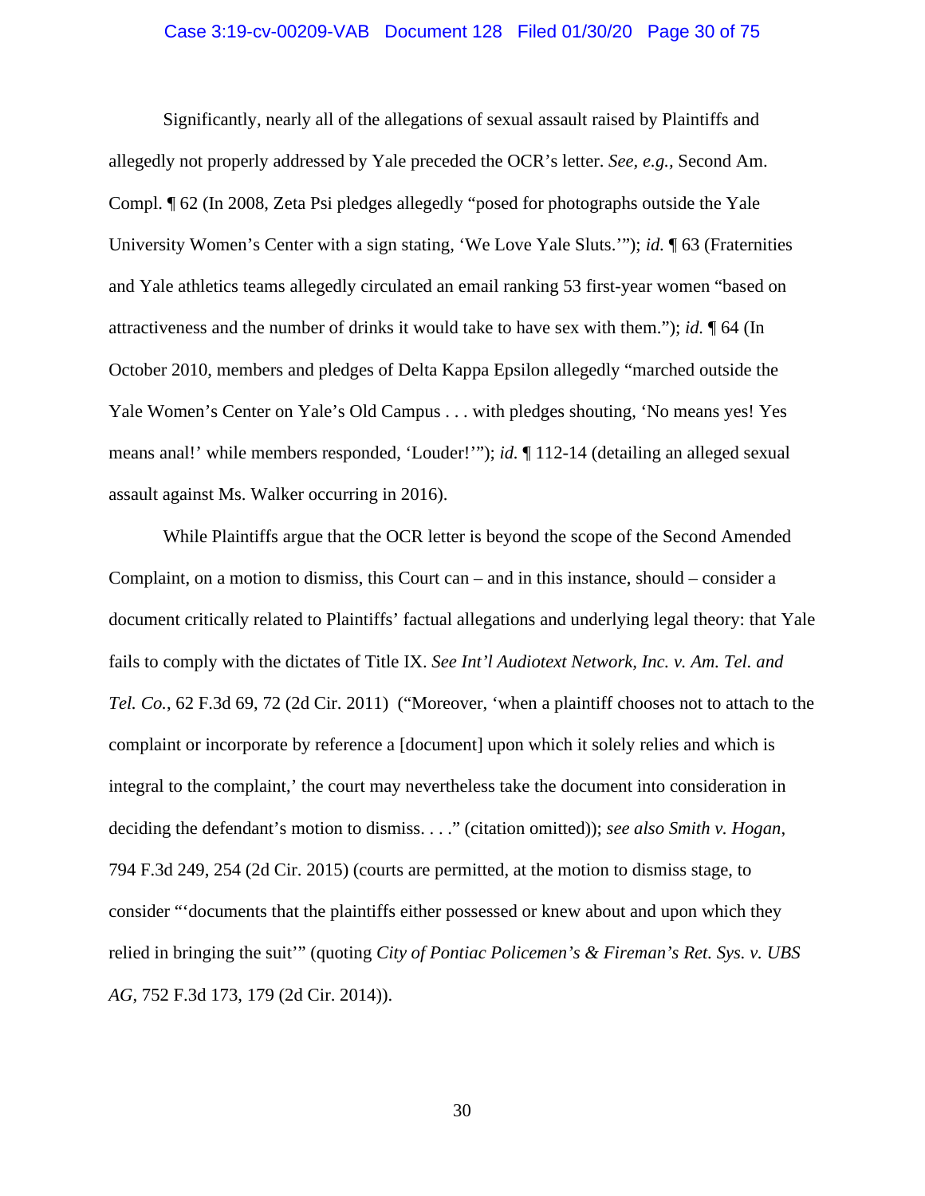Significantly, nearly all of the allegations of sexual assault raised by Plaintiffs and allegedly not properly addressed by Yale preceded the OCR's letter. *See, e.g.*, Second Am. Compl. ¶ 62 (In 2008, Zeta Psi pledges allegedly "posed for photographs outside the Yale University Women's Center with a sign stating, 'We Love Yale Sluts.'"); *id.* ¶ 63 (Fraternities and Yale athletics teams allegedly circulated an email ranking 53 first-year women "based on attractiveness and the number of drinks it would take to have sex with them."); *id.* ¶ 64 (In October 2010, members and pledges of Delta Kappa Epsilon allegedly "marched outside the Yale Women's Center on Yale's Old Campus . . . with pledges shouting, 'No means yes! Yes means anal!' while members responded, 'Louder!'"); *id.* ¶ 112-14 (detailing an alleged sexual assault against Ms. Walker occurring in 2016).

While Plaintiffs argue that the OCR letter is beyond the scope of the Second Amended Complaint, on a motion to dismiss, this Court can – and in this instance, should – consider a document critically related to Plaintiffs' factual allegations and underlying legal theory: that Yale fails to comply with the dictates of Title IX. *See Int'l Audiotext Network, Inc. v. Am. Tel. and Tel. Co.*, 62 F.3d 69, 72 (2d Cir. 2011) ("Moreover, 'when a plaintiff chooses not to attach to the complaint or incorporate by reference a [document] upon which it solely relies and which is integral to the complaint,' the court may nevertheless take the document into consideration in deciding the defendant's motion to dismiss. . . ." (citation omitted)); *see also Smith v. Hogan*, 794 F.3d 249, 254 (2d Cir. 2015) (courts are permitted, at the motion to dismiss stage, to consider "'documents that the plaintiffs either possessed or knew about and upon which they relied in bringing the suit'" (quoting *City of Pontiac Policemen's & Fireman's Ret. Sys. v. UBS AG*, 752 F.3d 173, 179 (2d Cir. 2014)).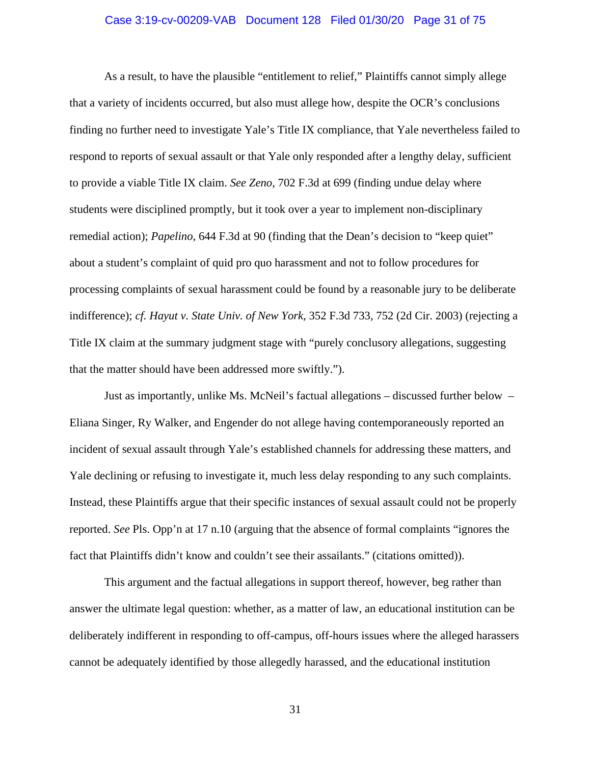As a result, to have the plausible "entitlement to relief," Plaintiffs cannot simply allege that a variety of incidents occurred, but also must allege how, despite the OCR's conclusions finding no further need to investigate Yale's Title IX compliance, that Yale nevertheless failed to respond to reports of sexual assault or that Yale only responded after a lengthy delay, sufficient to provide a viable Title IX claim. *See Zeno*, 702 F.3d at 699 (finding undue delay where students were disciplined promptly, but it took over a year to implement non-disciplinary remedial action); *Papelino*, 644 F.3d at 90 (finding that the Dean's decision to "keep quiet" about a student's complaint of quid pro quo harassment and not to follow procedures for processing complaints of sexual harassment could be found by a reasonable jury to be deliberate indifference); *cf. Hayut v. State Univ. of New York*, 352 F.3d 733, 752 (2d Cir. 2003) (rejecting a Title IX claim at the summary judgment stage with "purely conclusory allegations, suggesting that the matter should have been addressed more swiftly.").

Just as importantly, unlike Ms. McNeil's factual allegations – discussed further below – Eliana Singer, Ry Walker, and Engender do not allege having contemporaneously reported an incident of sexual assault through Yale's established channels for addressing these matters, and Yale declining or refusing to investigate it, much less delay responding to any such complaints. Instead, these Plaintiffs argue that their specific instances of sexual assault could not be properly reported. *See* Pls. Opp'n at 17 n.10 (arguing that the absence of formal complaints "ignores the fact that Plaintiffs didn't know and couldn't see their assailants." (citations omitted)).

This argument and the factual allegations in support thereof, however, beg rather than answer the ultimate legal question: whether, as a matter of law, an educational institution can be deliberately indifferent in responding to off-campus, off-hours issues where the alleged harassers cannot be adequately identified by those allegedly harassed, and the educational institution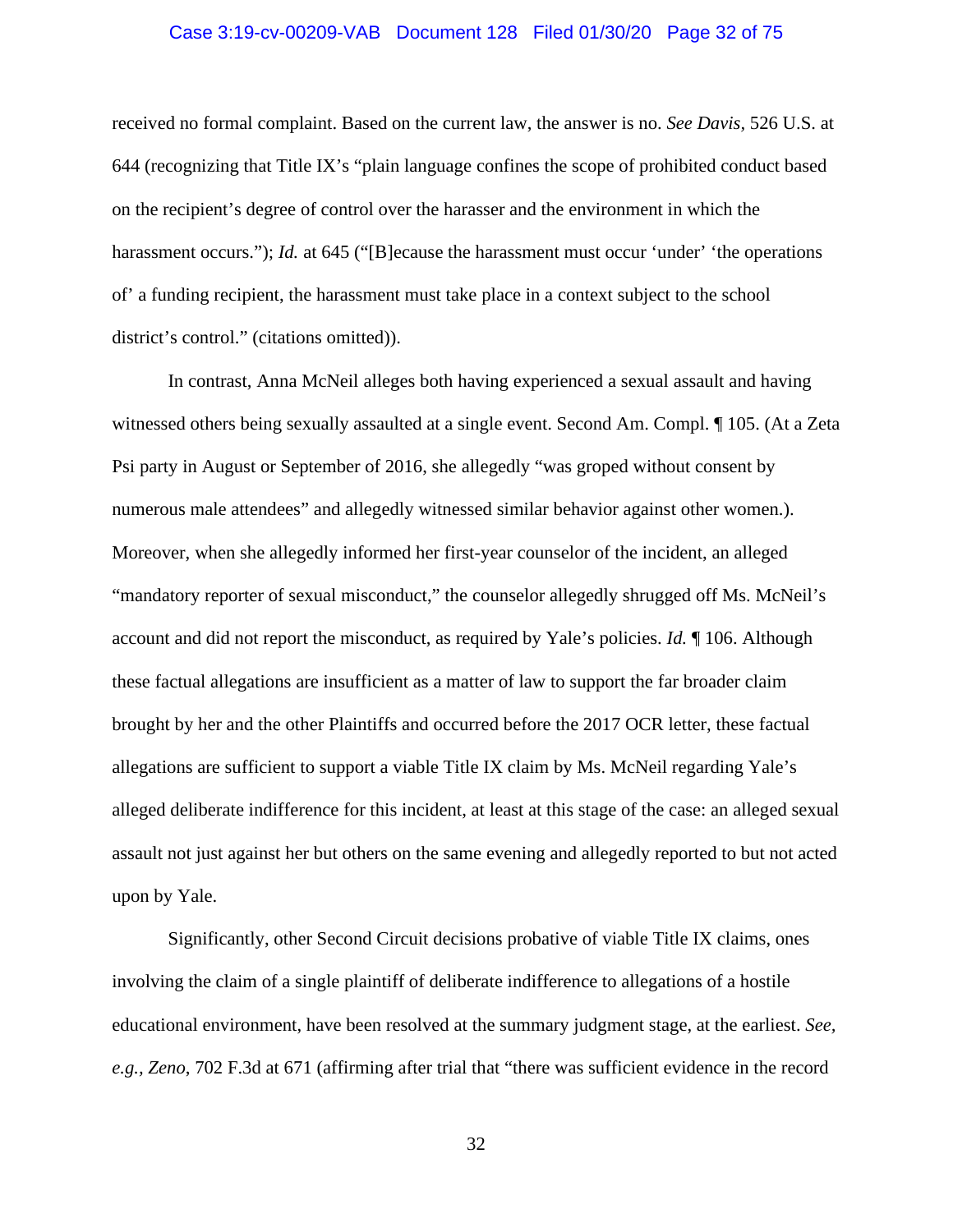received no formal complaint. Based on the current law, the answer is no. *See Davis*, 526 U.S. at 644 (recognizing that Title IX's "plain language confines the scope of prohibited conduct based on the recipient's degree of control over the harasser and the environment in which the harassment occurs."); *Id.* at 645 ("[B]ecause the harassment must occur 'under' 'the operations of' a funding recipient, the harassment must take place in a context subject to the school district's control." (citations omitted)).

In contrast, Anna McNeil alleges both having experienced a sexual assault and having witnessed others being sexually assaulted at a single event. Second Am. Compl. ¶ 105. (At a Zeta Psi party in August or September of 2016, she allegedly "was groped without consent by numerous male attendees" and allegedly witnessed similar behavior against other women.). Moreover, when she allegedly informed her first-year counselor of the incident, an alleged "mandatory reporter of sexual misconduct," the counselor allegedly shrugged off Ms. McNeil's account and did not report the misconduct, as required by Yale's policies. *Id.* ¶ 106. Although these factual allegations are insufficient as a matter of law to support the far broader claim brought by her and the other Plaintiffs and occurred before the 2017 OCR letter, these factual allegations are sufficient to support a viable Title IX claim by Ms. McNeil regarding Yale's alleged deliberate indifference for this incident, at least at this stage of the case: an alleged sexual assault not just against her but others on the same evening and allegedly reported to but not acted upon by Yale.

Significantly, other Second Circuit decisions probative of viable Title IX claims, ones involving the claim of a single plaintiff of deliberate indifference to allegations of a hostile educational environment, have been resolved at the summary judgment stage, at the earliest. *See, e.g., Zeno*, 702 F.3d at 671 (affirming after trial that "there was sufficient evidence in the record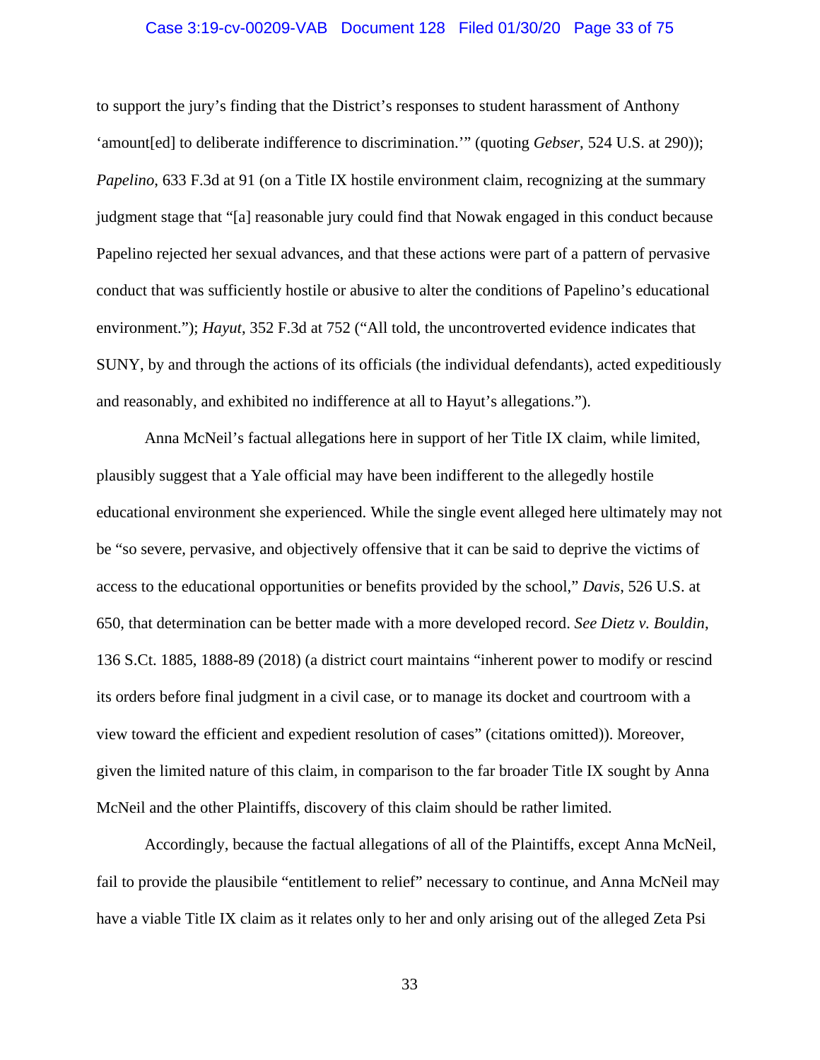to support the jury's finding that the District's responses to student harassment of Anthony 'amount[ed] to deliberate indifference to discrimination.'" (quoting *Gebser*, 524 U.S. at 290)); *Papelino*, 633 F.3d at 91 (on a Title IX hostile environment claim, recognizing at the summary judgment stage that "[a] reasonable jury could find that Nowak engaged in this conduct because Papelino rejected her sexual advances, and that these actions were part of a pattern of pervasive conduct that was sufficiently hostile or abusive to alter the conditions of Papelino's educational environment."); *Hayut*, 352 F.3d at 752 ("All told, the uncontroverted evidence indicates that SUNY, by and through the actions of its officials (the individual defendants), acted expeditiously and reasonably, and exhibited no indifference at all to Hayut's allegations.").

Anna McNeil's factual allegations here in support of her Title IX claim, while limited, plausibly suggest that a Yale official may have been indifferent to the allegedly hostile educational environment she experienced. While the single event alleged here ultimately may not be "so severe, pervasive, and objectively offensive that it can be said to deprive the victims of access to the educational opportunities or benefits provided by the school," *Davis*, 526 U.S. at 650, that determination can be better made with a more developed record. *See Dietz v. Bouldin*, 136 S.Ct. 1885, 1888-89 (2018) (a district court maintains "inherent power to modify or rescind its orders before final judgment in a civil case, or to manage its docket and courtroom with a view toward the efficient and expedient resolution of cases" (citations omitted)). Moreover, given the limited nature of this claim, in comparison to the far broader Title IX sought by Anna McNeil and the other Plaintiffs, discovery of this claim should be rather limited.

Accordingly, because the factual allegations of all of the Plaintiffs, except Anna McNeil, fail to provide the plausibile "entitlement to relief" necessary to continue, and Anna McNeil may have a viable Title IX claim as it relates only to her and only arising out of the alleged Zeta Psi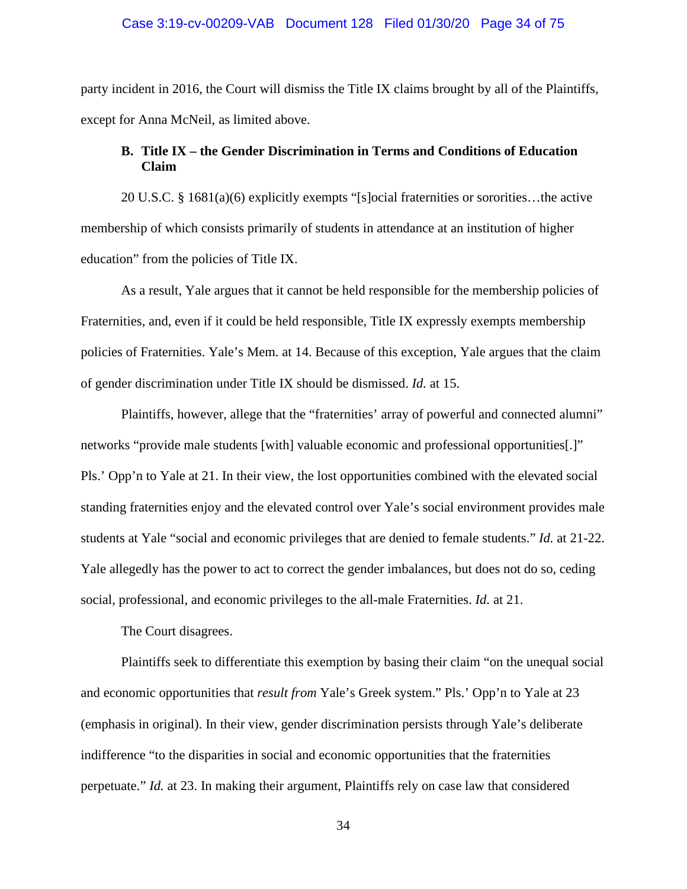party incident in 2016, the Court will dismiss the Title IX claims brought by all of the Plaintiffs, except for Anna McNeil, as limited above.

### B. Title IX – the Gender Discrimination in Terms and Conditions of Education Claim

20 U.S.C. § 1681(a)(6) explicitly exempts "[s]ocial fraternities or sororities…the active membership of which consists primarily of students in attendance at an institution of higher education" from the policies of Title IX.

As a result, Yale argues that it cannot be held responsible for the membership policies of Fraternities, and, even if it could be held responsible, Title IX expressly exempts membership policies of Fraternities. Yale's Mem. at 14. Because of this exception, Yale argues that the claim of gender discrimination under Title IX should be dismissed. *Id.* at 15.

Plaintiffs, however, allege that the "fraternities' array of powerful and connected alumni" networks "provide male students [with] valuable economic and professional opportunities[.]" Pls.' Opp'n to Yale at 21. In their view, the lost opportunities combined with the elevated social standing fraternities enjoy and the elevated control over Yale's social environment provides male students at Yale "social and economic privileges that are denied to female students." *Id.* at 21-22. Yale allegedly has the power to act to correct the gender imbalances, but does not do so, ceding social, professional, and economic privileges to the all-male Fraternities. *Id.* at 21.

The Court disagrees.

Plaintiffs seek to differentiate this exemption by basing their claim "on the unequal social and economic opportunities that *result from* Yale's Greek system." Pls.' Opp'n to Yale at 23 (emphasis in original). In their view, gender discrimination persists through Yale's deliberate indifference "to the disparities in social and economic opportunities that the fraternities perpetuate." *Id.* at 23. In making their argument, Plaintiffs rely on case law that considered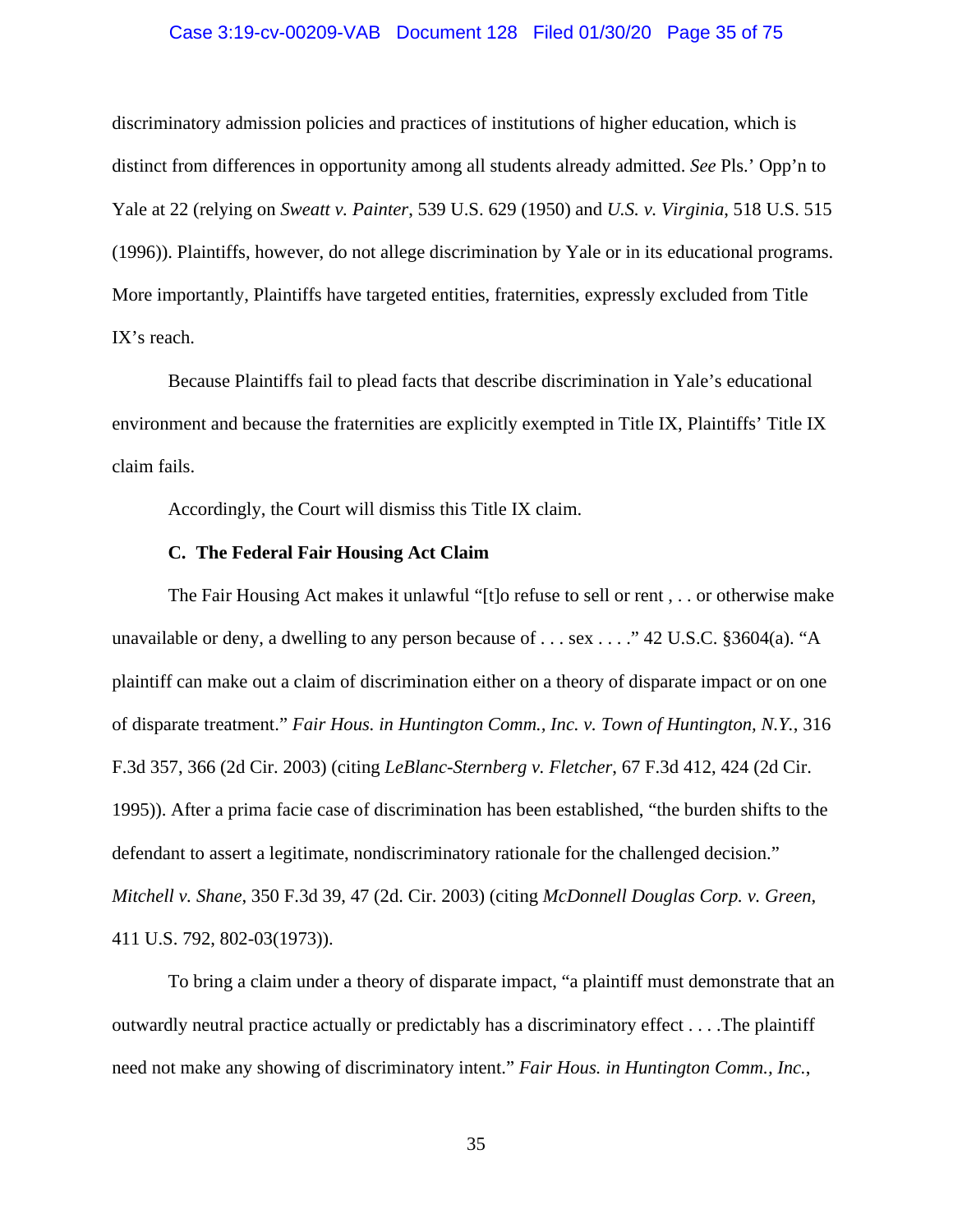discriminatory admission policies and practices of institutions of higher education, which is distinct from differences in opportunity among all students already admitted. *See* Pls.' Opp'n to Yale at 22 (relying on *Sweatt v. Painter*, 539 U.S. 629 (1950) and *U.S. v. Virginia*, 518 U.S. 515 (1996)). Plaintiffs, however, do not allege discrimination by Yale or in its educational programs. More importantly, Plaintiffs have targeted entities, fraternities, expressly excluded from Title IX's reach.

Because Plaintiffs fail to plead facts that describe discrimination in Yale's educational environment and because the fraternities are explicitly exempted in Title IX, Plaintiffs' Title IX claim fails.

Accordingly, the Court will dismiss this Title IX claim.

**C. The Federal Fair Housing Act Claim**

The Fair Housing Act makes it unlawful "[t]o refuse to sell or rent , . . or otherwise make unavailable or deny, a dwelling to any person because of . . . sex . . . ." 42 U.S.C. §3604(a). "A plaintiff can make out a claim of discrimination either on a theory of disparate impact or on one of disparate treatment." *Fair Hous. in Huntington Comm., Inc. v. Town of Huntington, N.Y.*, 316 F.3d 357, 366 (2d Cir. 2003) (citing *LeBlanc-Sternberg v. Fletcher*, 67 F.3d 412, 424 (2d Cir. 1995)). After a prima facie case of discrimination has been established, "the burden shifts to the defendant to assert a legitimate, nondiscriminatory rationale for the challenged decision." *Mitchell v. Shane*, 350 F.3d 39, 47 (2d. Cir. 2003) (citing *McDonnell Douglas Corp. v. Green*, 411 U.S. 792, 802-03(1973)).

To bring a claim under a theory of disparate impact, "a plaintiff must demonstrate that an outwardly neutral practice actually or predictably has a discriminatory effect . . . .The plaintiff need not make any showing of discriminatory intent." *Fair Hous. in Huntington Comm., Inc.*,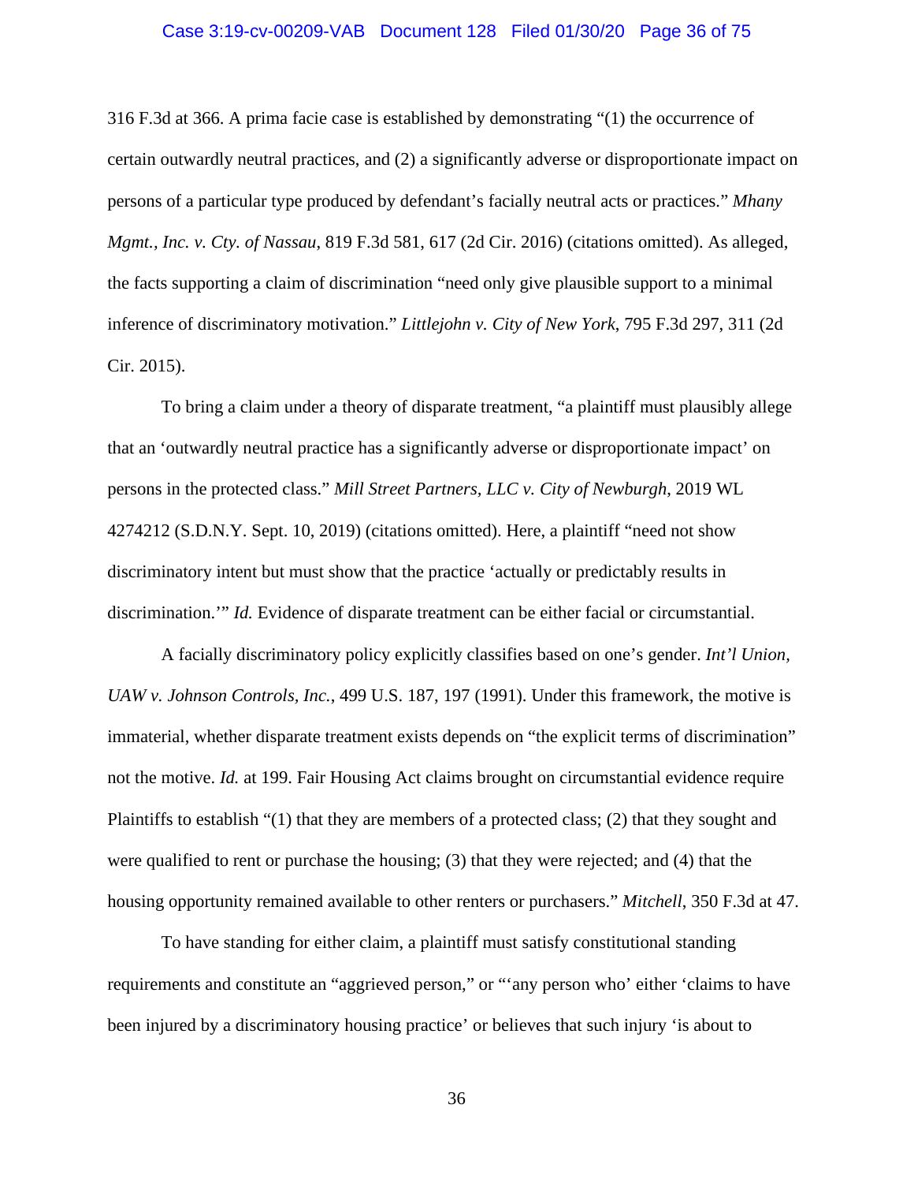316 F.3d at 366. A prima facie case is established by demonstrating "(1) the occurrence of certain outwardly neutral practices, and (2) a significantly adverse or disproportionate impact on persons of a particular type produced by defendant's facially neutral acts or practices." *Mhany Mgmt., Inc. v. Cty. of Nassau*, 819 F.3d 581, 617 (2d Cir. 2016) (citations omitted). As alleged, the facts supporting a claim of discrimination "need only give plausible support to a minimal inference of discriminatory motivation." *Littlejohn v. City of New York*, 795 F.3d 297, 311 (2d Cir. 2015).

To bring a claim under a theory of disparate treatment, "a plaintiff must plausibly allege that an 'outwardly neutral practice has a significantly adverse or disproportionate impact' on persons in the protected class." *Mill Street Partners, LLC v. City of Newburgh*, 2019 WL 4274212 (S.D.N.Y. Sept. 10, 2019) (citations omitted). Here, a plaintiff "need not show discriminatory intent but must show that the practice 'actually or predictably results in discrimination.'" *Id.* Evidence of disparate treatment can be either facial or circumstantial.

A facially discriminatory policy explicitly classifies based on one's gender. *Int'l Union, UAW v. Johnson Controls, Inc.*, 499 U.S. 187, 197 (1991). Under this framework, the motive is immaterial, whether disparate treatment exists depends on "the explicit terms of discrimination" not the motive. *Id.* at 199. Fair Housing Act claims brought on circumstantial evidence require Plaintiffs to establish "(1) that they are members of a protected class; (2) that they sought and were qualified to rent or purchase the housing; (3) that they were rejected; and (4) that the housing opportunity remained available to other renters or purchasers." *Mitchell*, 350 F.3d at 47.

To have standing for either claim, a plaintiff must satisfy constitutional standing requirements and constitute an "aggrieved person," or "'any person who' either 'claims to have been injured by a discriminatory housing practice' or believes that such injury 'is about to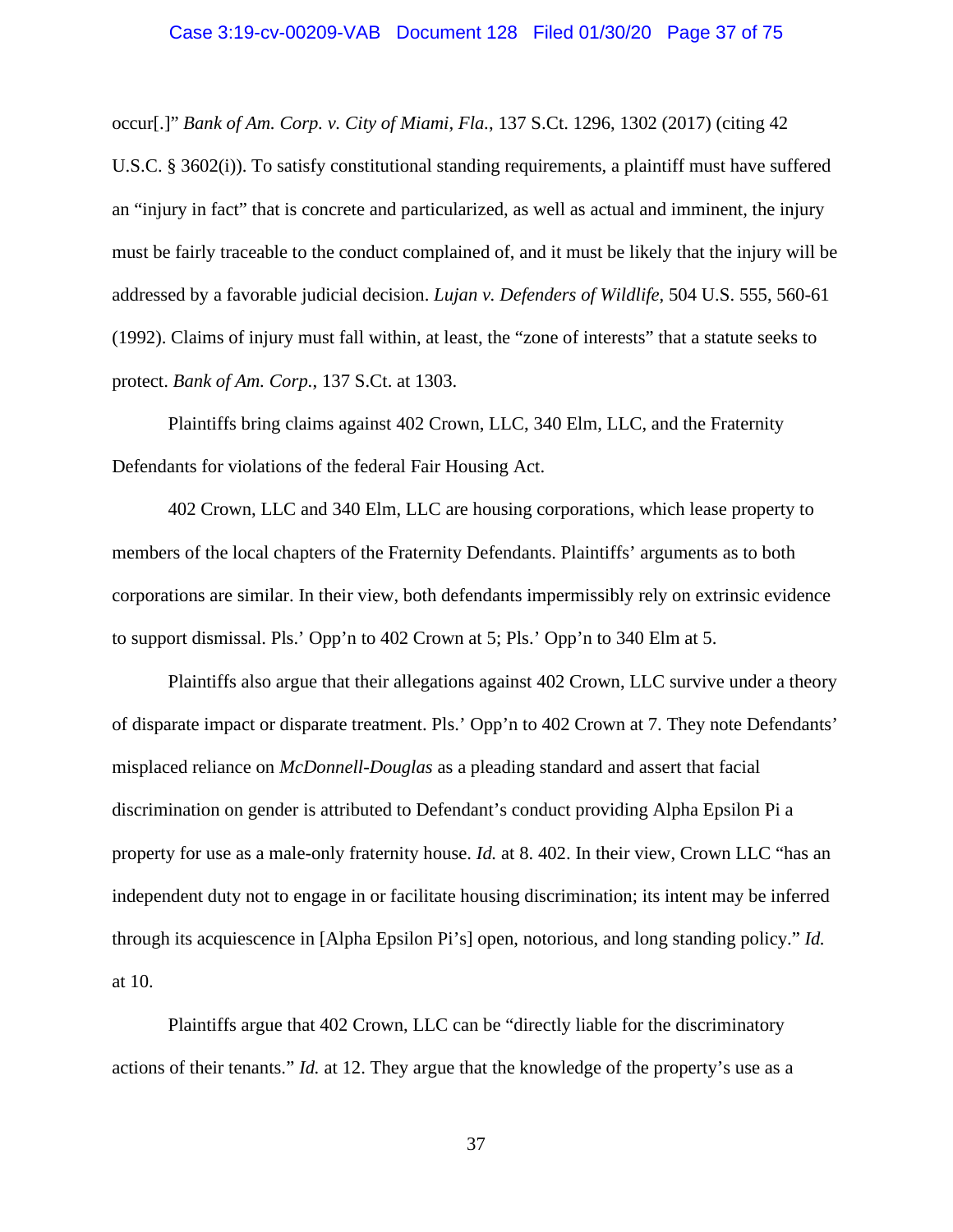occur[.]" *Bank of Am. Corp. v. City of Miami, Fla.*, 137 S.Ct. 1296, 1302 (2017) (citing 42 U.S.C. § 3602(i)). To satisfy constitutional standing requirements, a plaintiff must have suffered an "injury in fact" that is concrete and particularized, as well as actual and imminent, the injury must be fairly traceable to the conduct complained of, and it must be likely that the injury will be addressed by a favorable judicial decision. *Lujan v. Defenders of Wildlife*, 504 U.S. 555, 560-61 (1992). Claims of injury must fall within, at least, the "zone of interests" that a statute seeks to protect. *Bank of Am. Corp.*, 137 S.Ct. at 1303.

Plaintiffs bring claims against 402 Crown, LLC, 340 Elm, LLC, and the Fraternity Defendants for violations of the federal Fair Housing Act.

402 Crown, LLC and 340 Elm, LLC are housing corporations, which lease property to members of the local chapters of the Fraternity Defendants. Plaintiffs' arguments as to both corporations are similar. In their view, both defendants impermissibly rely on extrinsic evidence to support dismissal. Pls.' Opp'n to 402 Crown at 5; Pls.' Opp'n to 340 Elm at 5.

Plaintiffs also argue that their allegations against 402 Crown, LLC survive under a theory of disparate impact or disparate treatment. Pls.' Opp'n to 402 Crown at 7. They note Defendants' misplaced reliance on *McDonnell-Douglas* as a pleading standard and assert that facial discrimination on gender is attributed to Defendant's conduct providing Alpha Epsilon Pi a property for use as a male-only fraternity house. *Id.* at 8. 402. In their view, Crown LLC "has an independent duty not to engage in or facilitate housing discrimination; its intent may be inferred through its acquiescence in [Alpha Epsilon Pi's] open, notorious, and long standing policy." *Id.* at 10.

Plaintiffs argue that 402 Crown, LLC can be "directly liable for the discriminatory actions of their tenants." *Id.* at 12. They argue that the knowledge of the property's use as a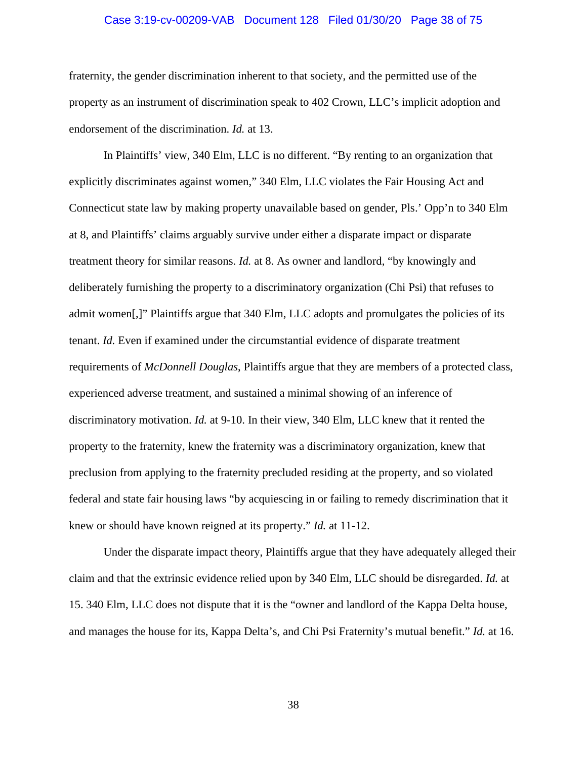fraternity, the gender discrimination inherent to that society, and the permitted use of the property as an instrument of discrimination speak to 402 Crown, LLC's implicit adoption and endorsement of the discrimination. *Id.* at 13.

In Plaintiffs' view, 340 Elm, LLC is no different. "By renting to an organization that explicitly discriminates against women," 340 Elm, LLC violates the Fair Housing Act and Connecticut state law by making property unavailable based on gender, Pls.' Opp'n to 340 Elm at 8, and Plaintiffs' claims arguably survive under either a disparate impact or disparate treatment theory for similar reasons. *Id.* at 8. As owner and landlord, "by knowingly and deliberately furnishing the property to a discriminatory organization (Chi Psi) that refuses to admit women[,]" Plaintiffs argue that 340 Elm, LLC adopts and promulgates the policies of its tenant. *Id.* Even if examined under the circumstantial evidence of disparate treatment requirements of *McDonnell Douglas*, Plaintiffs argue that they are members of a protected class, experienced adverse treatment, and sustained a minimal showing of an inference of discriminatory motivation. *Id.* at 9-10. In their view, 340 Elm, LLC knew that it rented the property to the fraternity, knew the fraternity was a discriminatory organization, knew that preclusion from applying to the fraternity precluded residing at the property, and so violated federal and state fair housing laws "by acquiescing in or failing to remedy discrimination that it knew or should have known reigned at its property." *Id.* at 11-12.

Under the disparate impact theory, Plaintiffs argue that they have adequately alleged their claim and that the extrinsic evidence relied upon by 340 Elm, LLC should be disregarded. *Id.* at 15. 340 Elm, LLC does not dispute that it is the "owner and landlord of the Kappa Delta house, and manages the house for its, Kappa Delta's, and Chi Psi Fraternity's mutual benefit." *Id.* at 16.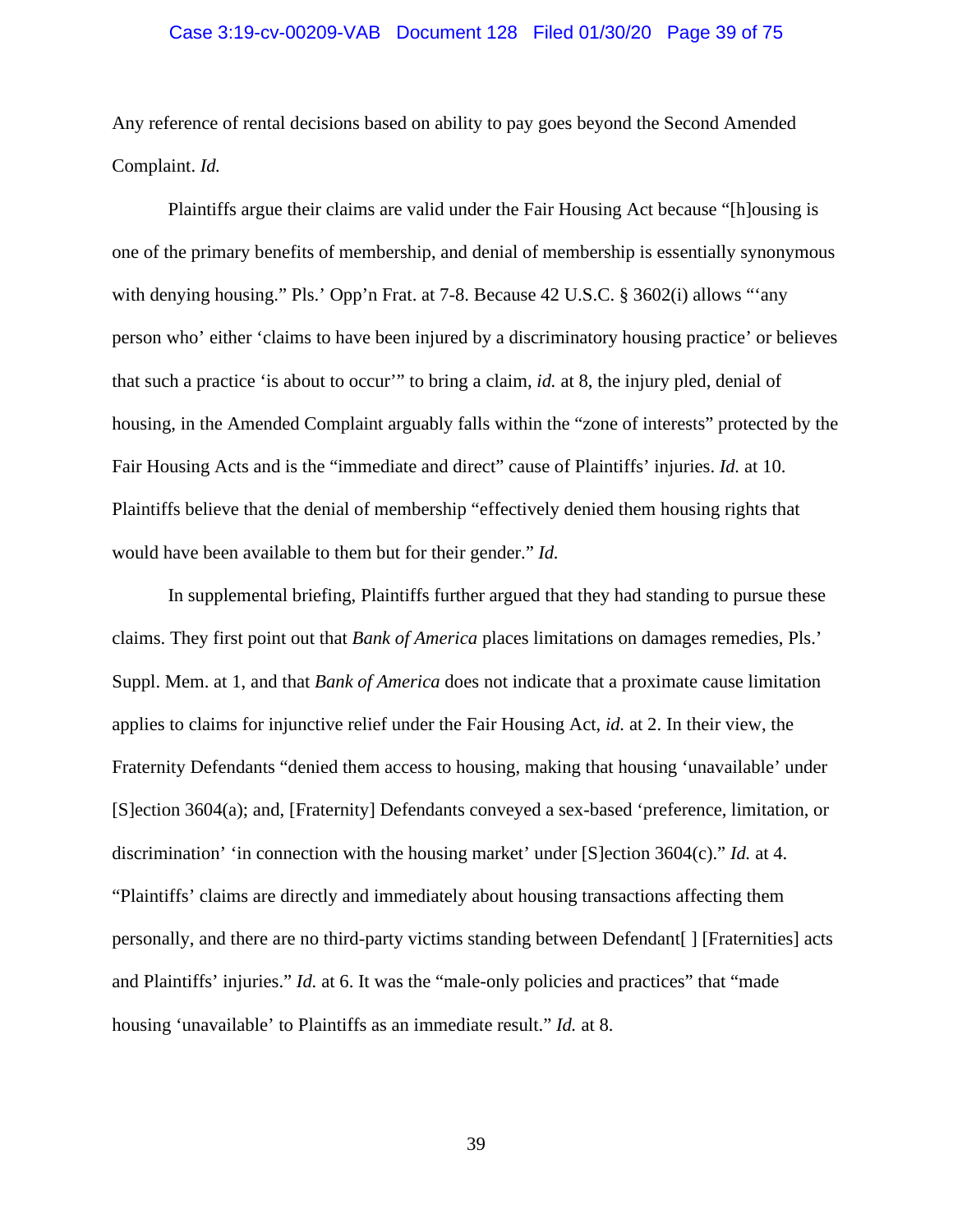Any reference of rental decisions based on ability to pay goes beyond the Second Amended Complaint. *Id.*

Plaintiffs argue their claims are valid under the Fair Housing Act because "[h]ousing is one of the primary benefits of membership, and denial of membership is essentially synonymous with denying housing." Pls.' Opp'n Frat. at 7-8. Because 42 U.S.C. § 3602(i) allows "'any person who' either 'claims to have been injured by a discriminatory housing practice' or believes that such a practice 'is about to occur'" to bring a claim, *id.* at 8, the injury pled, denial of housing, in the Amended Complaint arguably falls within the "zone of interests" protected by the Fair Housing Acts and is the "immediate and direct" cause of Plaintiffs' injuries. *Id.* at 10. Plaintiffs believe that the denial of membership "effectively denied them housing rights that would have been available to them but for their gender." *Id.*

In supplemental briefing, Plaintiffs further argued that they had standing to pursue these claims. They first point out that *Bank of America* places limitations on damages remedies, Pls.' Suppl. Mem. at 1, and that *Bank of America* does not indicate that a proximate cause limitation applies to claims for injunctive relief under the Fair Housing Act, *id.* at 2. In their view, the Fraternity Defendants "denied them access to housing, making that housing 'unavailable' under [S]ection 3604(a); and, [Fraternity] Defendants conveyed a sex-based 'preference, limitation, or discrimination' 'in connection with the housing market' under [S]ection 3604(c)." *Id.* at 4. "Plaintiffs' claims are directly and immediately about housing transactions affecting them personally, and there are no third-party victims standing between Defendant[ ] [Fraternities] acts and Plaintiffs' injuries." *Id.* at 6. It was the "male-only policies and practices" that "made housing 'unavailable' to Plaintiffs as an immediate result." *Id.* at 8.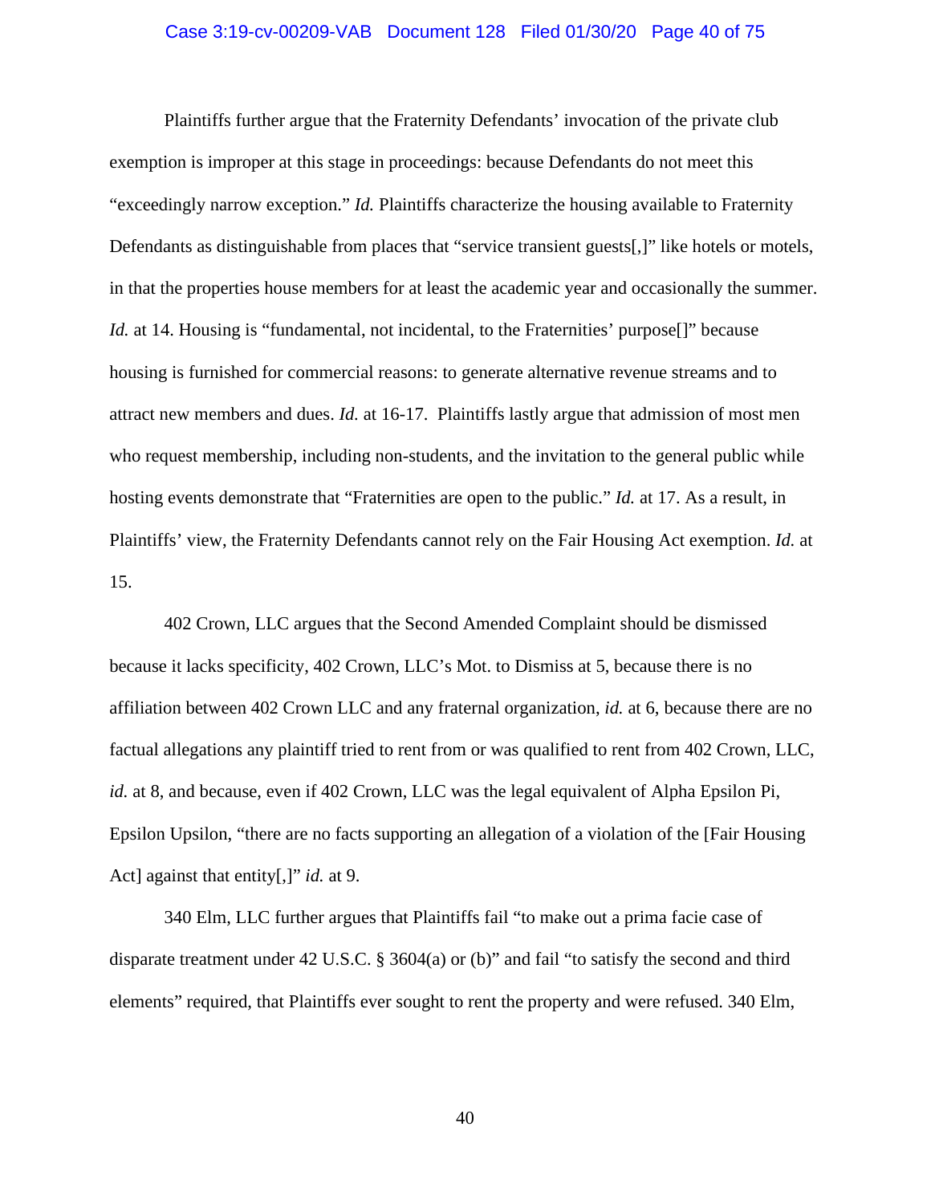Plaintiffs further argue that the Fraternity Defendants' invocation of the private club exemption is improper at this stage in proceedings: because Defendants do not meet this "exceedingly narrow exception." *Id.* Plaintiffs characterize the housing available to Fraternity Defendants as distinguishable from places that "service transient guests[,]" like hotels or motels, in that the properties house members for at least the academic year and occasionally the summer. *Id.* at 14. Housing is "fundamental, not incidental, to the Fraternities' purpose[]" because housing is furnished for commercial reasons: to generate alternative revenue streams and to attract new members and dues. *Id.* at 16-17. Plaintiffs lastly argue that admission of most men who request membership, including non-students, and the invitation to the general public while hosting events demonstrate that "Fraternities are open to the public." *Id.* at 17. As a result, in Plaintiffs' view, the Fraternity Defendants cannot rely on the Fair Housing Act exemption. *Id.* at 15.

402 Crown, LLC argues that the Second Amended Complaint should be dismissed because it lacks specificity, 402 Crown, LLC's Mot. to Dismiss at 5, because there is no affiliation between 402 Crown LLC and any fraternal organization, *id.* at 6, because there are no factual allegations any plaintiff tried to rent from or was qualified to rent from 402 Crown, LLC, *id.* at 8, and because, even if 402 Crown, LLC was the legal equivalent of Alpha Epsilon Pi, Epsilon Upsilon, "there are no facts supporting an allegation of a violation of the [Fair Housing Act] against that entity[,]" *id.* at 9.

340 Elm, LLC further argues that Plaintiffs fail "to make out a prima facie case of disparate treatment under 42 U.S.C. § 3604(a) or (b)" and fail "to satisfy the second and third elements" required, that Plaintiffs ever sought to rent the property and were refused. 340 Elm,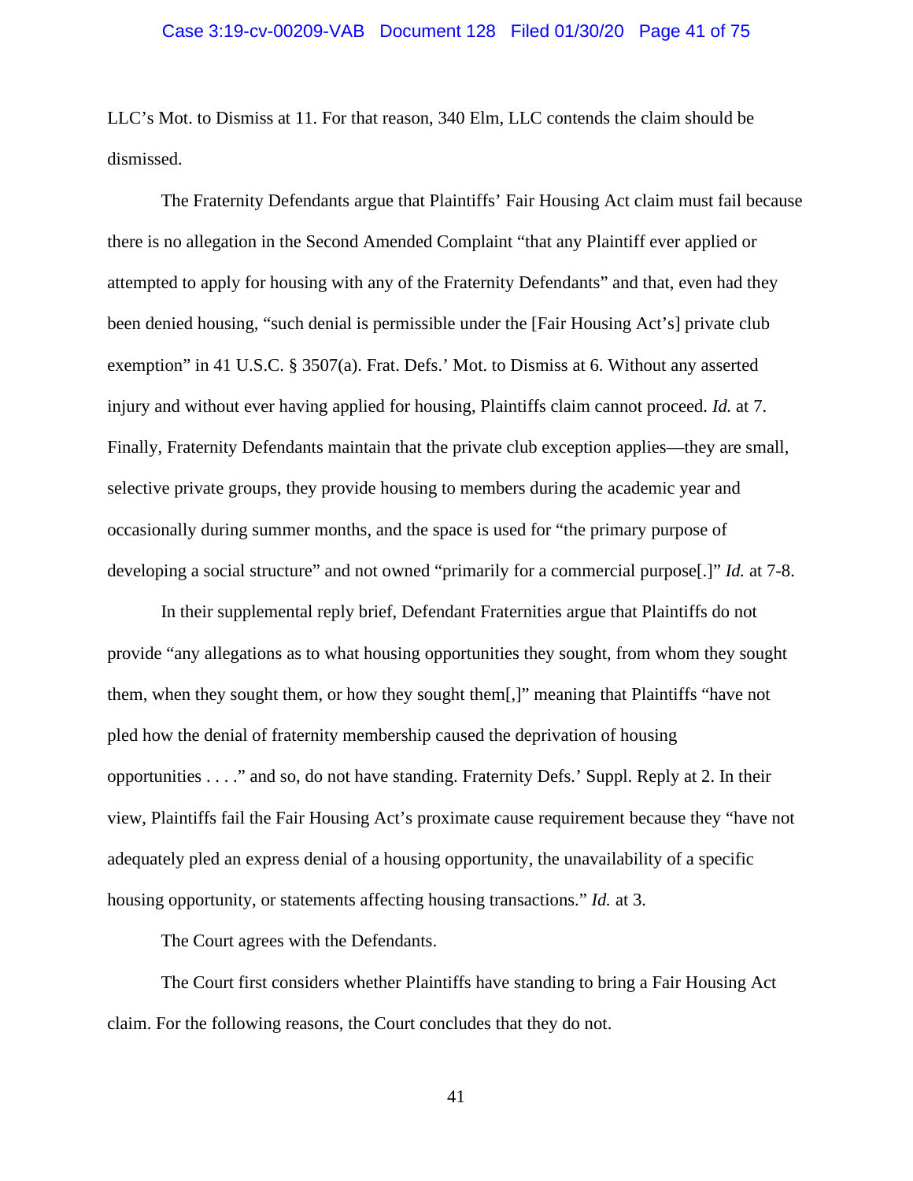LLC's Mot. to Dismiss at 11. For that reason, 340 Elm, LLC contends the claim should be dismissed.

The Fraternity Defendants argue that Plaintiffs' Fair Housing Act claim must fail because there is no allegation in the Second Amended Complaint "that any Plaintiff ever applied or attempted to apply for housing with any of the Fraternity Defendants" and that, even had they been denied housing, "such denial is permissible under the [Fair Housing Act's] private club exemption" in 41 U.S.C. § 3507(a). Frat. Defs.' Mot. to Dismiss at 6. Without any asserted injury and without ever having applied for housing, Plaintiffs claim cannot proceed. *Id.* at 7. Finally, Fraternity Defendants maintain that the private club exception applies—they are small, selective private groups, they provide housing to members during the academic year and occasionally during summer months, and the space is used for "the primary purpose of developing a social structure" and not owned "primarily for a commercial purpose[.]" *Id.* at 7-8.

In their supplemental reply brief, Defendant Fraternities argue that Plaintiffs do not provide "any allegations as to what housing opportunities they sought, from whom they sought them, when they sought them, or how they sought them[,]" meaning that Plaintiffs "have not pled how the denial of fraternity membership caused the deprivation of housing opportunities . . . ." and so, do not have standing. Fraternity Defs.' Suppl. Reply at 2. In their view, Plaintiffs fail the Fair Housing Act's proximate cause requirement because they "have not adequately pled an express denial of a housing opportunity, the unavailability of a specific housing opportunity, or statements affecting housing transactions." *Id.* at 3.

The Court agrees with the Defendants.

The Court first considers whether Plaintiffs have standing to bring a Fair Housing Act claim. For the following reasons, the Court concludes that they do not.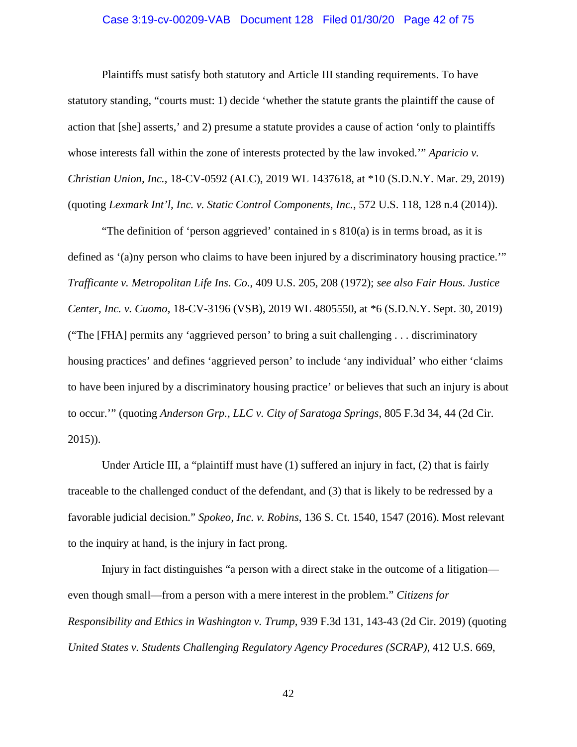Plaintiffs must satisfy both statutory and Article III standing requirements. To have statutory standing, "courts must: 1) decide 'whether the statute grants the plaintiff the cause of action that [she] asserts,' and 2) presume a statute provides a cause of action 'only to plaintiffs whose interests fall within the zone of interests protected by the law invoked.'" *Aparicio v. Christian Union, Inc.*, 18-CV-0592 (ALC), 2019 WL 1437618, at *10 (S.D.N.Y. Mar. 29, 2019) (quoting *Lexmark Int'l, Inc. v. Static Control Components, Inc.*, 572 U.S. 118, 128 n.4 (2014)).

"The definition of 'person aggrieved' contained in s 810(a) is in terms broad, as it is defined as '(a)ny person who claims to have been injured by a discriminatory housing practice.'" *Trafficante v. Metropolitan Life Ins. Co.*, 409 U.S. 205, 208 (1972); *see also Fair Hous. Justice Center, Inc. v. Cuomo*, 18-CV-3196 (VSB), 2019 WL 4805550, at *6 (S.D.N.Y. Sept. 30, 2019) ("The [FHA] permits any 'aggrieved person' to bring a suit challenging . . . discriminatory housing practices' and defines 'aggrieved person' to include 'any individual' who either 'claims to have been injured by a discriminatory housing practice' or believes that such an injury is about to occur.'" (quoting *Anderson Grp., LLC v. City of Saratoga Springs*, 805 F.3d 34, 44 (2d Cir. 2015)).

Under Article III, a "plaintiff must have (1) suffered an injury in fact, (2) that is fairly traceable to the challenged conduct of the defendant, and (3) that is likely to be redressed by a favorable judicial decision." *Spokeo, Inc. v. Robins*, 136 S. Ct. 1540, 1547 (2016). Most relevant to the inquiry at hand, is the injury in fact prong.

Injury in fact distinguishes "a person with a direct stake in the outcome of a litigation—even though small—from a person with a mere interest in the problem." *Citizens for Responsibility and Ethics in Washington v. Trump*, 939 F.3d 131, 143-43 (2d Cir. 2019) (quoting *United States v. Students Challenging Regulatory Agency Procedures (SCRAP)*, 412 U.S. 669,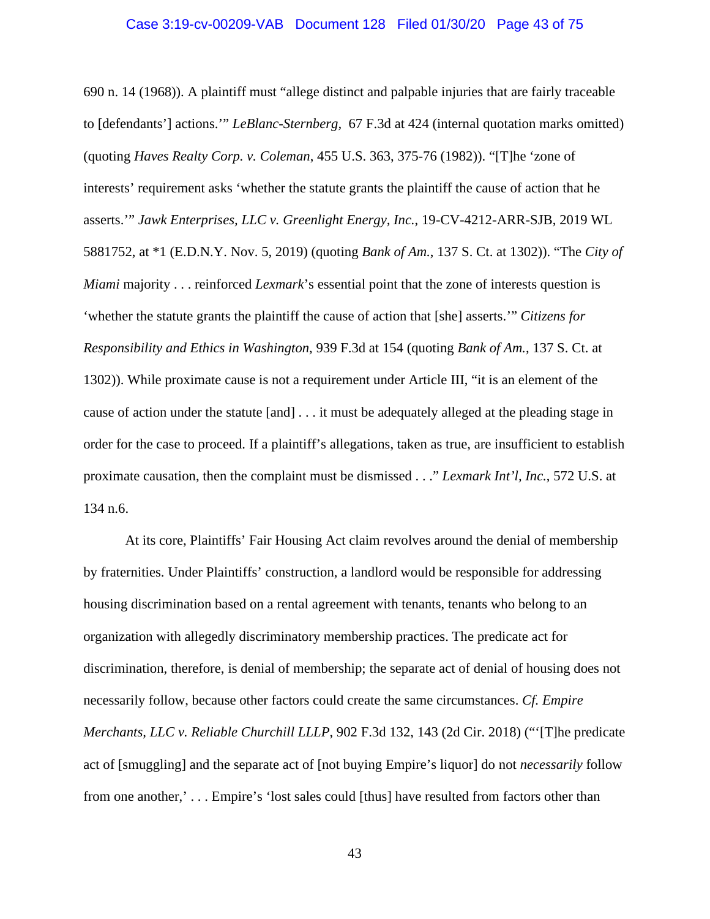690 n. 14 (1968)). A plaintiff must "allege distinct and palpable injuries that are fairly traceable to [defendants'] actions.'" *LeBlanc-Sternberg*, 67 F.3d at 424 (internal quotation marks omitted) (quoting *Haves Realty Corp. v. Coleman*, 455 U.S. 363, 375-76 (1982)). "[T]he 'zone of interests' requirement asks 'whether the statute grants the plaintiff the cause of action that he asserts.'" *Jawk Enterprises, LLC v. Greenlight Energy, Inc.*, 19-CV-4212-ARR-SJB, 2019 WL 5881752, at *1 (E.D.N.Y. Nov. 5, 2019) (quoting *Bank of Am.*, 137 S. Ct. at 1302)). "The *City of Miami* majority . . . reinforced *Lexmark*'s essential point that the zone of interests question is 'whether the statute grants the plaintiff the cause of action that [she] asserts.'" *Citizens for Responsibility and Ethics in Washington*, 939 F.3d at 154 (quoting *Bank of Am.*, 137 S. Ct. at 1302)). While proximate cause is not a requirement under Article III, "it is an element of the cause of action under the statute [and] . . . it must be adequately alleged at the pleading stage in order for the case to proceed. If a plaintiff's allegations, taken as true, are insufficient to establish proximate causation, then the complaint must be dismissed . . ." *Lexmark Int'l, Inc.*, 572 U.S. at 134 n.6.

At its core, Plaintiffs' Fair Housing Act claim revolves around the denial of membership by fraternities. Under Plaintiffs' construction, a landlord would be responsible for addressing housing discrimination based on a rental agreement with tenants, tenants who belong to an organization with allegedly discriminatory membership practices. The predicate act for discrimination, therefore, is denial of membership; the separate act of denial of housing does not necessarily follow, because other factors could create the same circumstances. *Cf. Empire Merchants, LLC v. Reliable Churchill LLLP*, 902 F.3d 132, 143 (2d Cir. 2018) ("'[T]he predicate act of [smuggling] and the separate act of [not buying Empire's liquor] do not *necessarily* follow from one another,' . . . Empire's 'lost sales could [thus] have resulted from factors other than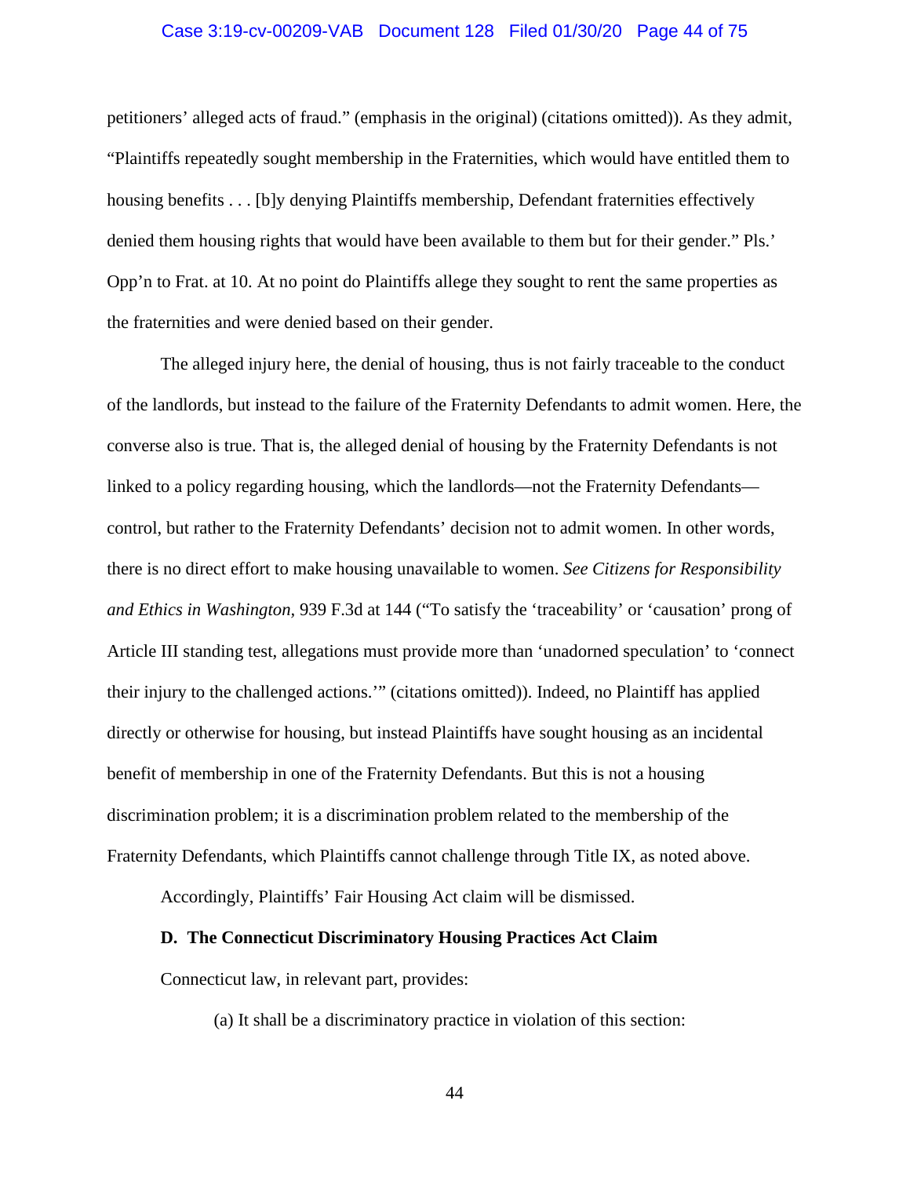petitioners' alleged acts of fraud." (emphasis in the original) (citations omitted)). As they admit, "Plaintiffs repeatedly sought membership in the Fraternities, which would have entitled them to housing benefits . . . [b]y denying Plaintiffs membership, Defendant fraternities effectively denied them housing rights that would have been available to them but for their gender." Pls.' Opp'n to Frat. at 10. At no point do Plaintiffs allege they sought to rent the same properties as the fraternities and were denied based on their gender.

The alleged injury here, the denial of housing, thus is not fairly traceable to the conduct of the landlords, but instead to the failure of the Fraternity Defendants to admit women. Here, the converse also is true. That is, the alleged denial of housing by the Fraternity Defendants is not linked to a policy regarding housing, which the landlords—not the Fraternity Defendants—control, but rather to the Fraternity Defendants' decision not to admit women. In other words, there is no direct effort to make housing unavailable to women. *See Citizens for Responsibility and Ethics in Washington,* 939 F.3d at 144 ("To satisfy the 'traceability' or 'causation' prong of Article III standing test, allegations must provide more than 'unadorned speculation' to 'connect their injury to the challenged actions.'" (citations omitted)). Indeed, no Plaintiff has applied directly or otherwise for housing, but instead Plaintiffs have sought housing as an incidental benefit of membership in one of the Fraternity Defendants. But this is not a housing discrimination problem; it is a discrimination problem related to the membership of the Fraternity Defendants, which Plaintiffs cannot challenge through Title IX, as noted above.

Accordingly, Plaintiffs' Fair Housing Act claim will be dismissed.

**D. The Connecticut Discriminatory Housing Practices Act Claim**

Connecticut law, in relevant part, provides:

> (a) It shall be a discriminatory practice in violation of this section: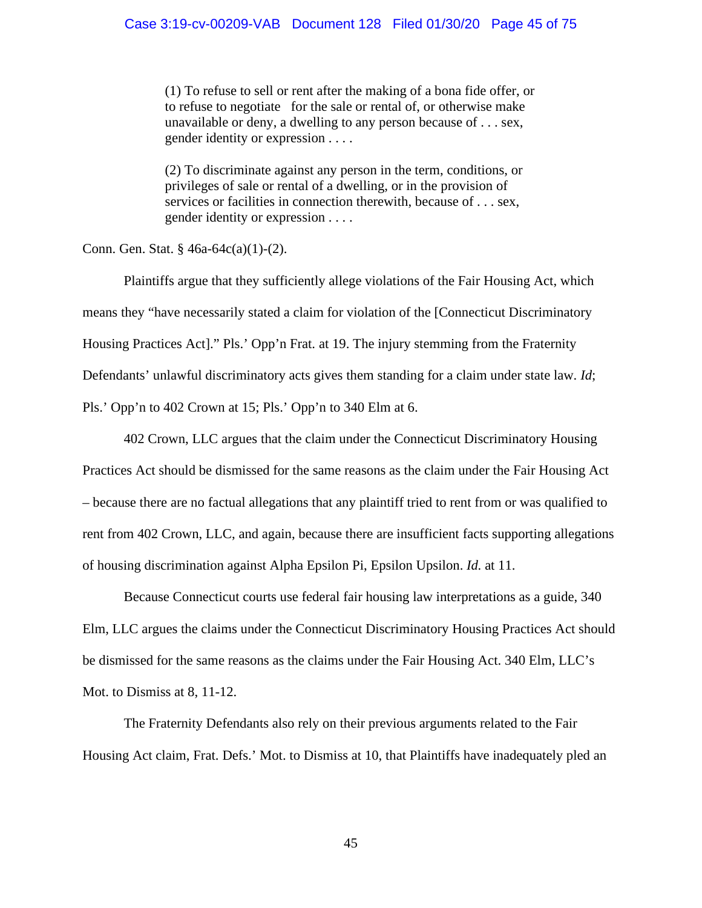> (1) To refuse to sell or rent after the making of a bona fide offer, or to refuse to negotiate for the sale or rental of, or otherwise make unavailable or deny, a dwelling to any person because of . . . sex, gender identity or expression . . . .
>
> (2) To discriminate against any person in the term, conditions, or privileges of sale or rental of a dwelling, or in the provision of services or facilities in connection therewith, because of . . . sex, gender identity or expression . . . .

Conn. Gen. Stat. § 46a-64c(a)(1)-(2).

Plaintiffs argue that they sufficiently allege violations of the Fair Housing Act, which means they "have necessarily stated a claim for violation of the [Connecticut Discriminatory Housing Practices Act]." Pls.' Opp'n Frat. at 19. The injury stemming from the Fraternity Defendants' unlawful discriminatory acts gives them standing for a claim under state law. *Id*; Pls.' Opp'n to 402 Crown at 15; Pls.' Opp'n to 340 Elm at 6.

402 Crown, LLC argues that the claim under the Connecticut Discriminatory Housing Practices Act should be dismissed for the same reasons as the claim under the Fair Housing Act – because there are no factual allegations that any plaintiff tried to rent from or was qualified to rent from 402 Crown, LLC, and again, because there are insufficient facts supporting allegations of housing discrimination against Alpha Epsilon Pi, Epsilon Upsilon. *Id.* at 11.

Because Connecticut courts use federal fair housing law interpretations as a guide, 340 Elm, LLC argues the claims under the Connecticut Discriminatory Housing Practices Act should be dismissed for the same reasons as the claims under the Fair Housing Act. 340 Elm, LLC's Mot. to Dismiss at 8, 11-12.

The Fraternity Defendants also rely on their previous arguments related to the Fair Housing Act claim, Frat. Defs.' Mot. to Dismiss at 10, that Plaintiffs have inadequately pled an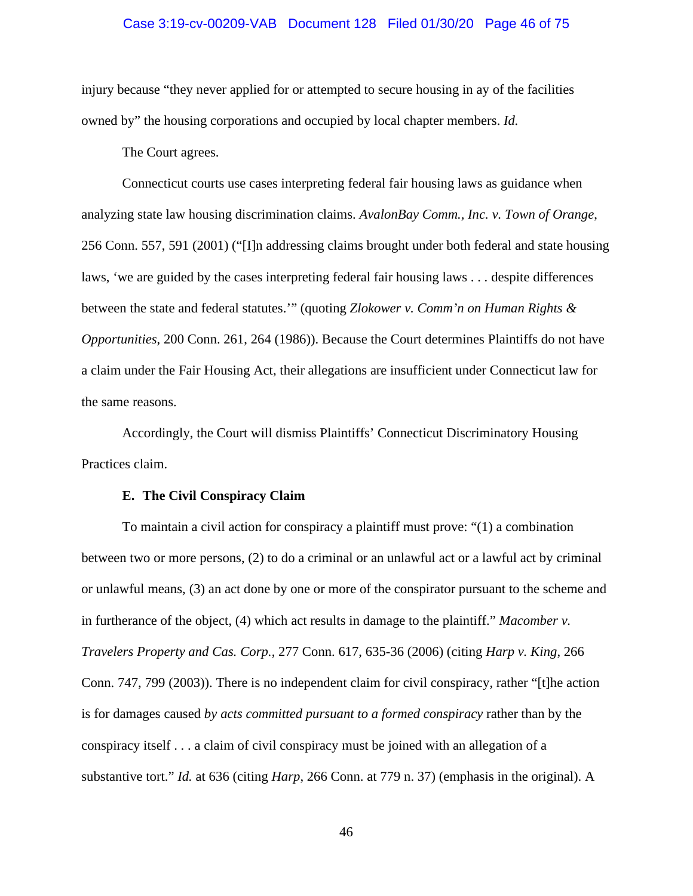injury because "they never applied for or attempted to secure housing in ay of the facilities owned by" the housing corporations and occupied by local chapter members. *Id.*

The Court agrees.

Connecticut courts use cases interpreting federal fair housing laws as guidance when analyzing state law housing discrimination claims. *AvalonBay Comm., Inc. v. Town of Orange*, 256 Conn. 557, 591 (2001) ("[I]n addressing claims brought under both federal and state housing laws, 'we are guided by the cases interpreting federal fair housing laws . . . despite differences between the state and federal statutes.'" (quoting *Zlokower v. Comm'n on Human Rights & Opportunities*, 200 Conn. 261, 264 (1986)). Because the Court determines Plaintiffs do not have a claim under the Fair Housing Act, their allegations are insufficient under Connecticut law for the same reasons.

Accordingly, the Court will dismiss Plaintiffs' Connecticut Discriminatory Housing Practices claim.

**E. The Civil Conspiracy Claim**

To maintain a civil action for conspiracy a plaintiff must prove: "(1) a combination between two or more persons, (2) to do a criminal or an unlawful act or a lawful act by criminal or unlawful means, (3) an act done by one or more of the conspirator pursuant to the scheme and in furtherance of the object, (4) which act results in damage to the plaintiff." *Macomber v. Travelers Property and Cas. Corp.*, 277 Conn. 617, 635-36 (2006) (citing *Harp v. King*, 266 Conn. 747, 799 (2003)). There is no independent claim for civil conspiracy, rather "[t]he action is for damages caused *by acts committed pursuant to a formed conspiracy* rather than by the conspiracy itself . . . a claim of civil conspiracy must be joined with an allegation of a substantive tort." *Id.* at 636 (citing *Harp*, 266 Conn. at 779 n. 37) (emphasis in the original). A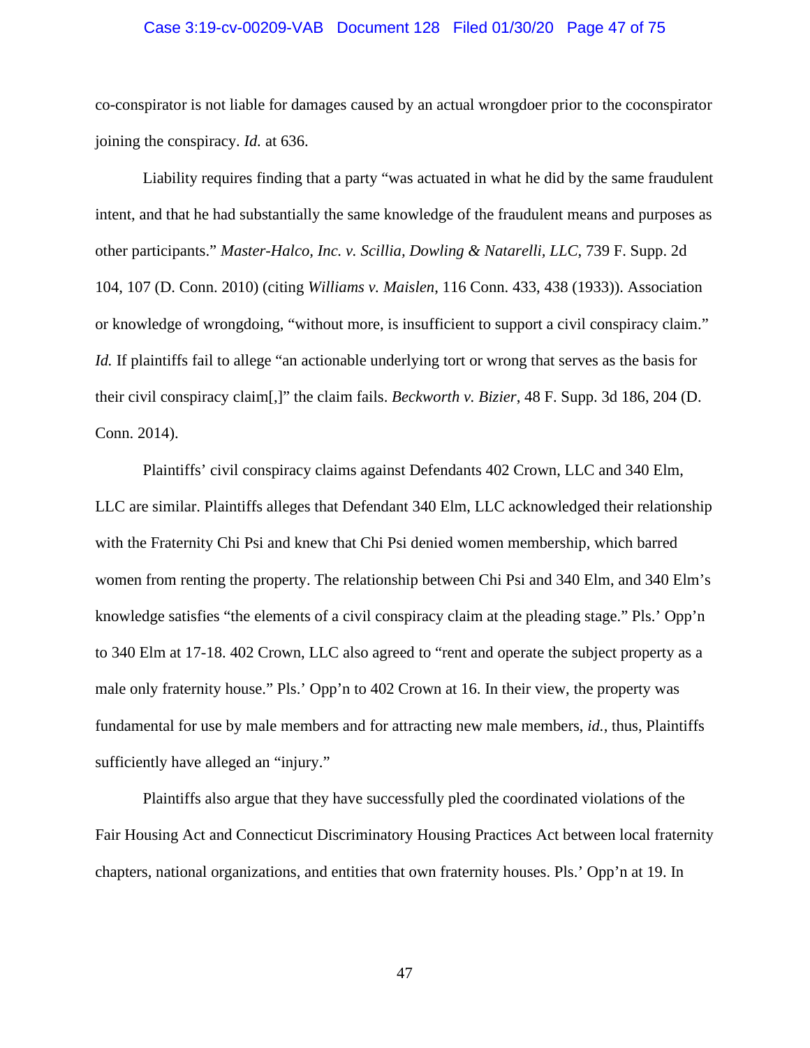co-conspirator is not liable for damages caused by an actual wrongdoer prior to the coconspirator joining the conspiracy. *Id.* at 636.

Liability requires finding that a party "was actuated in what he did by the same fraudulent intent, and that he had substantially the same knowledge of the fraudulent means and purposes as other participants." *Master-Halco, Inc. v. Scillia, Dowling & Natarelli, LLC*, 739 F. Supp. 2d 104, 107 (D. Conn. 2010) (citing *Williams v. Maislen*, 116 Conn. 433, 438 (1933)). Association or knowledge of wrongdoing, "without more, is insufficient to support a civil conspiracy claim." *Id.* If plaintiffs fail to allege "an actionable underlying tort or wrong that serves as the basis for their civil conspiracy claim[,]" the claim fails. *Beckworth v. Bizier*, 48 F. Supp. 3d 186, 204 (D. Conn. 2014).

Plaintiffs' civil conspiracy claims against Defendants 402 Crown, LLC and 340 Elm, LLC are similar. Plaintiffs alleges that Defendant 340 Elm, LLC acknowledged their relationship with the Fraternity Chi Psi and knew that Chi Psi denied women membership, which barred women from renting the property. The relationship between Chi Psi and 340 Elm, and 340 Elm's knowledge satisfies "the elements of a civil conspiracy claim at the pleading stage." Pls.' Opp'n to 340 Elm at 17-18. 402 Crown, LLC also agreed to "rent and operate the subject property as a male only fraternity house." Pls.' Opp'n to 402 Crown at 16. In their view, the property was fundamental for use by male members and for attracting new male members, *id.*, thus, Plaintiffs sufficiently have alleged an "injury."

Plaintiffs also argue that they have successfully pled the coordinated violations of the Fair Housing Act and Connecticut Discriminatory Housing Practices Act between local fraternity chapters, national organizations, and entities that own fraternity houses. Pls.' Opp'n at 19. In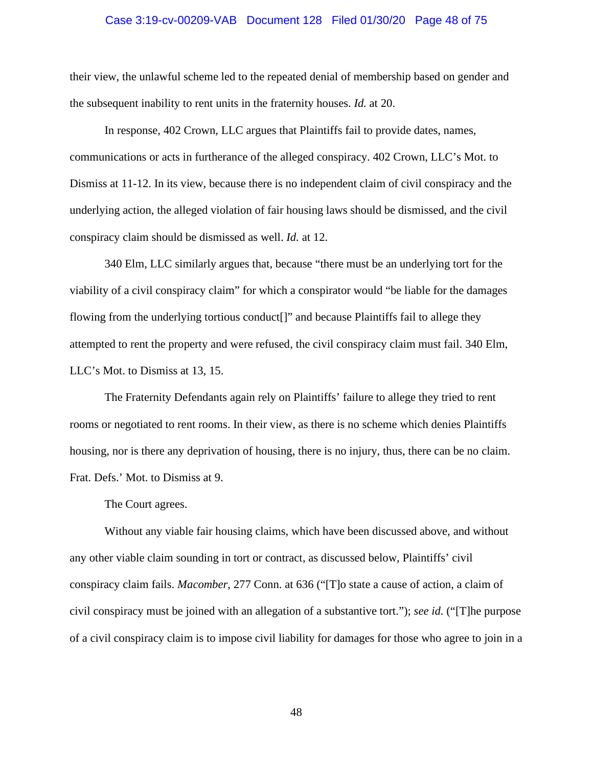their view, the unlawful scheme led to the repeated denial of membership based on gender and the subsequent inability to rent units in the fraternity houses. *Id.* at 20.

In response, 402 Crown, LLC argues that Plaintiffs fail to provide dates, names, communications or acts in furtherance of the alleged conspiracy. 402 Crown, LLC's Mot. to Dismiss at 11-12. In its view, because there is no independent claim of civil conspiracy and the underlying action, the alleged violation of fair housing laws should be dismissed, and the civil conspiracy claim should be dismissed as well. *Id.* at 12.

340 Elm, LLC similarly argues that, because "there must be an underlying tort for the viability of a civil conspiracy claim" for which a conspirator would "be liable for the damages flowing from the underlying tortious conduct[]" and because Plaintiffs fail to allege they attempted to rent the property and were refused, the civil conspiracy claim must fail. 340 Elm, LLC's Mot. to Dismiss at 13, 15.

The Fraternity Defendants again rely on Plaintiffs' failure to allege they tried to rent rooms or negotiated to rent rooms. In their view, as there is no scheme which denies Plaintiffs housing, nor is there any deprivation of housing, there is no injury, thus, there can be no claim. Frat. Defs.' Mot. to Dismiss at 9.

The Court agrees.

Without any viable fair housing claims, which have been discussed above, and without any other viable claim sounding in tort or contract, as discussed below, Plaintiffs' civil conspiracy claim fails. *Macomber*, 277 Conn. at 636 ("[T]o state a cause of action, a claim of civil conspiracy must be joined with an allegation of a substantive tort."); *see id.* ("[T]he purpose of a civil conspiracy claim is to impose civil liability for damages for those who agree to join in a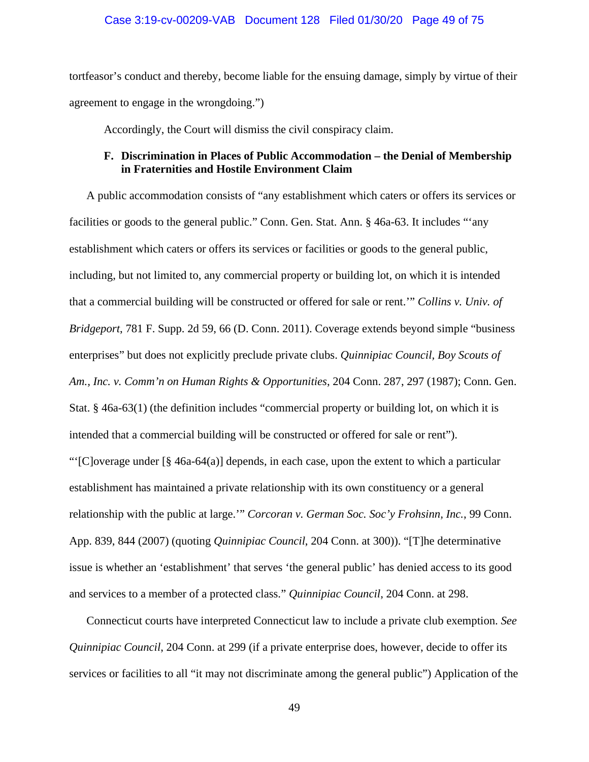tortfeasor's conduct and thereby, become liable for the ensuing damage, simply by virtue of their agreement to engage in the wrongdoing.")

Accordingly, the Court will dismiss the civil conspiracy claim.

### F. Discrimination in Places of Public Accommodation – the Denial of Membership in Fraternities and Hostile Environment Claim

A public accommodation consists of "any establishment which caters or offers its services or facilities or goods to the general public." Conn. Gen. Stat. Ann. § 46a-63. It includes "'any establishment which caters or offers its services or facilities or goods to the general public, including, but not limited to, any commercial property or building lot, on which it is intended that a commercial building will be constructed or offered for sale or rent.'" *Collins v. Univ. of Bridgeport*, 781 F. Supp. 2d 59, 66 (D. Conn. 2011). Coverage extends beyond simple "business enterprises" but does not explicitly preclude private clubs. *Quinnipiac Council, Boy Scouts of Am., Inc. v. Comm'n on Human Rights & Opportunities*, 204 Conn. 287, 297 (1987); Conn. Gen. Stat. § 46a-63(1) (the definition includes "commercial property or building lot, on which it is intended that a commercial building will be constructed or offered for sale or rent"). "'[C]overage under [§ 46a-64(a)] depends, in each case, upon the extent to which a particular establishment has maintained a private relationship with its own constituency or a general relationship with the public at large.'" *Corcoran v. German Soc. Soc'y Frohsinn, Inc.*, 99 Conn. App. 839, 844 (2007) (quoting *Quinnipiac Council*, 204 Conn. at 300)). "[T]he determinative issue is whether an 'establishment' that serves 'the general public' has denied access to its good and services to a member of a protected class." *Quinnipiac Council,* 204 Conn. at 298.

Connecticut courts have interpreted Connecticut law to include a private club exemption. *See Quinnipiac Council*, 204 Conn. at 299 (if a private enterprise does, however, decide to offer its services or facilities to all "it may not discriminate among the general public") Application of the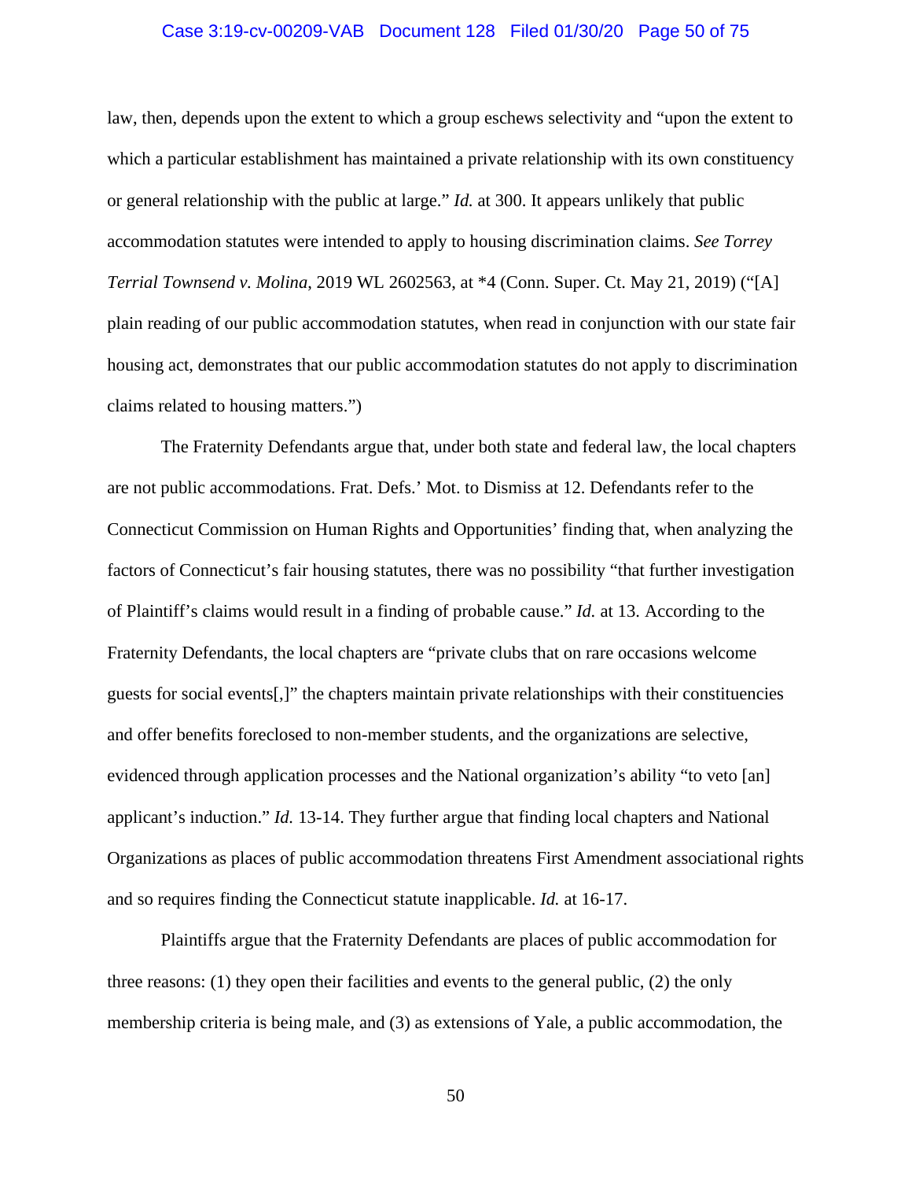law, then, depends upon the extent to which a group eschews selectivity and "upon the extent to which a particular establishment has maintained a private relationship with its own constituency or general relationship with the public at large." *Id.* at 300. It appears unlikely that public accommodation statutes were intended to apply to housing discrimination claims. *See Torrey Terrial Townsend v. Molina*, 2019 WL 2602563, at *4 (Conn. Super. Ct. May 21, 2019) ("[A] plain reading of our public accommodation statutes, when read in conjunction with our state fair housing act, demonstrates that our public accommodation statutes do not apply to discrimination claims related to housing matters.")

The Fraternity Defendants argue that, under both state and federal law, the local chapters are not public accommodations. Frat. Defs.' Mot. to Dismiss at 12. Defendants refer to the Connecticut Commission on Human Rights and Opportunities' finding that, when analyzing the factors of Connecticut's fair housing statutes, there was no possibility "that further investigation of Plaintiff's claims would result in a finding of probable cause." *Id.* at 13. According to the Fraternity Defendants, the local chapters are "private clubs that on rare occasions welcome guests for social events[,]" the chapters maintain private relationships with their constituencies and offer benefits foreclosed to non-member students, and the organizations are selective, evidenced through application processes and the National organization's ability "to veto [an] applicant's induction." *Id.* 13-14. They further argue that finding local chapters and National Organizations as places of public accommodation threatens First Amendment associational rights and so requires finding the Connecticut statute inapplicable. *Id.* at 16-17.

Plaintiffs argue that the Fraternity Defendants are places of public accommodation for three reasons: (1) they open their facilities and events to the general public, (2) the only membership criteria is being male, and (3) as extensions of Yale, a public accommodation, the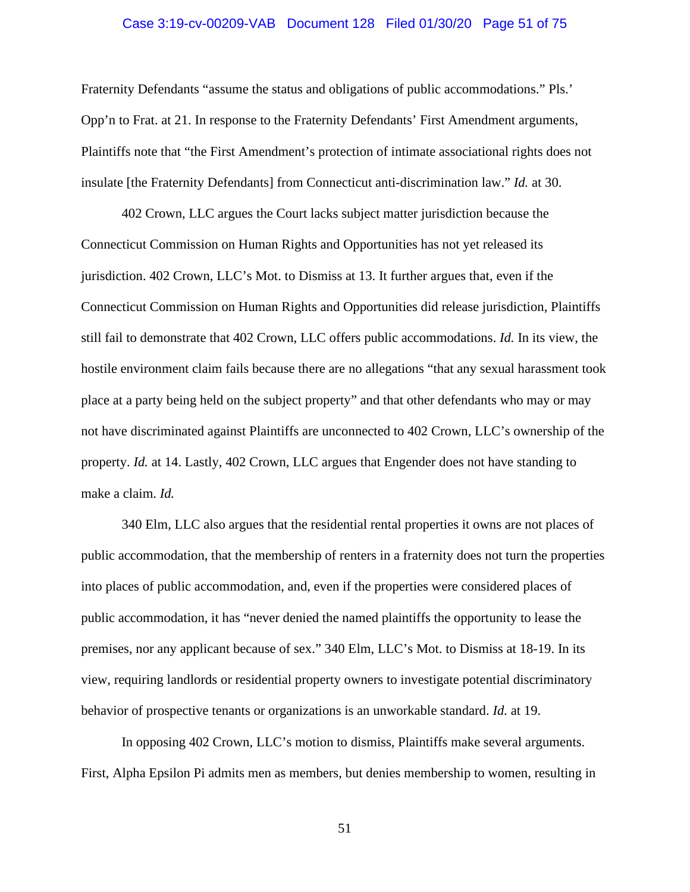Fraternity Defendants "assume the status and obligations of public accommodations." Pls.' Opp'n to Frat. at 21. In response to the Fraternity Defendants' First Amendment arguments, Plaintiffs note that "the First Amendment's protection of intimate associational rights does not insulate [the Fraternity Defendants] from Connecticut anti-discrimination law." *Id.* at 30.

402 Crown, LLC argues the Court lacks subject matter jurisdiction because the Connecticut Commission on Human Rights and Opportunities has not yet released its jurisdiction. 402 Crown, LLC's Mot. to Dismiss at 13. It further argues that, even if the Connecticut Commission on Human Rights and Opportunities did release jurisdiction, Plaintiffs still fail to demonstrate that 402 Crown, LLC offers public accommodations. *Id.* In its view, the hostile environment claim fails because there are no allegations "that any sexual harassment took place at a party being held on the subject property" and that other defendants who may or may not have discriminated against Plaintiffs are unconnected to 402 Crown, LLC's ownership of the property. *Id.* at 14. Lastly, 402 Crown, LLC argues that Engender does not have standing to make a claim. *Id.*

340 Elm, LLC also argues that the residential rental properties it owns are not places of public accommodation, that the membership of renters in a fraternity does not turn the properties into places of public accommodation, and, even if the properties were considered places of public accommodation, it has "never denied the named plaintiffs the opportunity to lease the premises, nor any applicant because of sex." 340 Elm, LLC's Mot. to Dismiss at 18-19. In its view, requiring landlords or residential property owners to investigate potential discriminatory behavior of prospective tenants or organizations is an unworkable standard. *Id.* at 19.

In opposing 402 Crown, LLC's motion to dismiss, Plaintiffs make several arguments. First, Alpha Epsilon Pi admits men as members, but denies membership to women, resulting in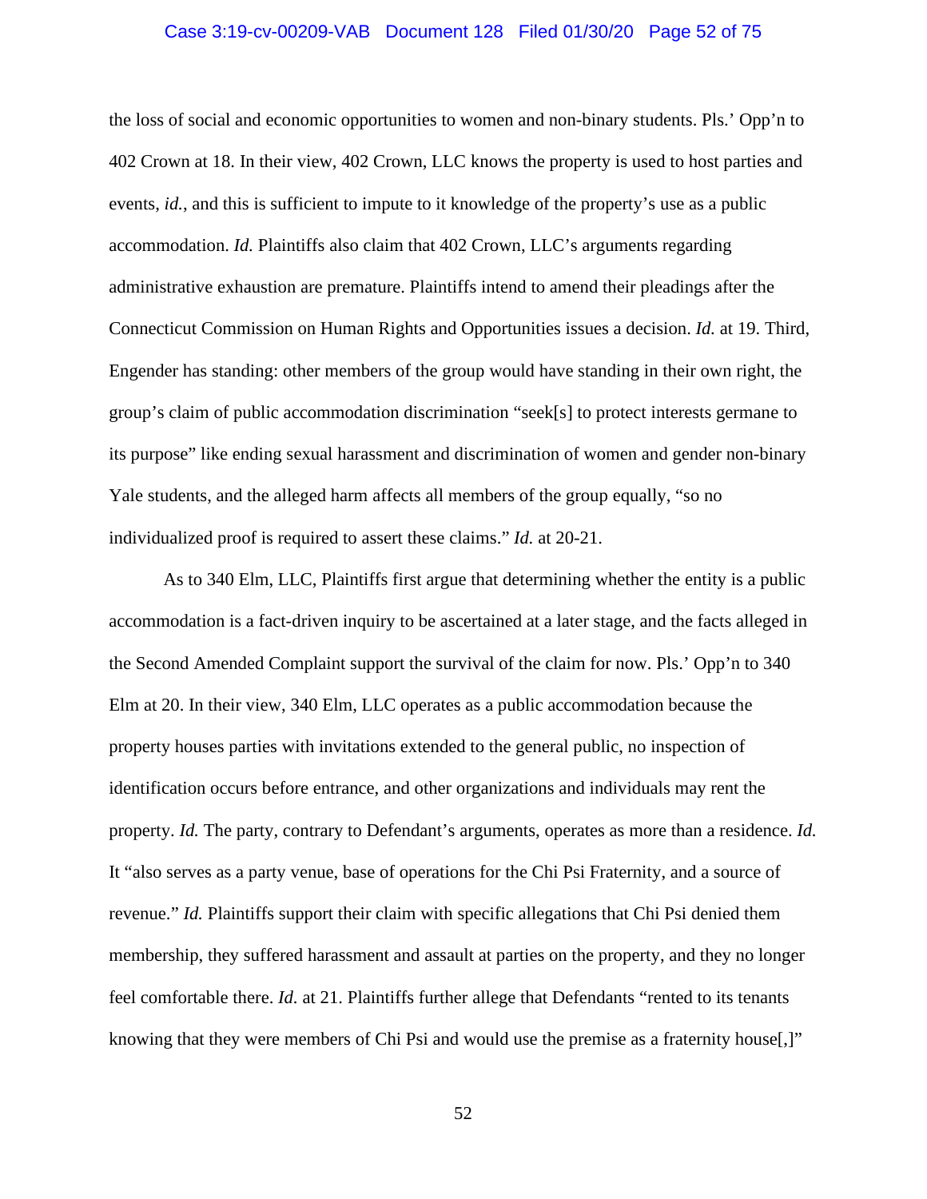the loss of social and economic opportunities to women and non-binary students. Pls.' Opp'n to 402 Crown at 18. In their view, 402 Crown, LLC knows the property is used to host parties and events, *id.*, and this is sufficient to impute to it knowledge of the property's use as a public accommodation. *Id.* Plaintiffs also claim that 402 Crown, LLC's arguments regarding administrative exhaustion are premature. Plaintiffs intend to amend their pleadings after the Connecticut Commission on Human Rights and Opportunities issues a decision. *Id.* at 19. Third, Engender has standing: other members of the group would have standing in their own right, the group's claim of public accommodation discrimination "seek[s] to protect interests germane to its purpose" like ending sexual harassment and discrimination of women and gender non-binary Yale students, and the alleged harm affects all members of the group equally, "so no individualized proof is required to assert these claims." *Id.* at 20-21.

As to 340 Elm, LLC, Plaintiffs first argue that determining whether the entity is a public accommodation is a fact-driven inquiry to be ascertained at a later stage, and the facts alleged in the Second Amended Complaint support the survival of the claim for now. Pls.' Opp'n to 340 Elm at 20. In their view, 340 Elm, LLC operates as a public accommodation because the property houses parties with invitations extended to the general public, no inspection of identification occurs before entrance, and other organizations and individuals may rent the property. *Id.* The party, contrary to Defendant's arguments, operates as more than a residence. *Id.* It "also serves as a party venue, base of operations for the Chi Psi Fraternity, and a source of revenue." *Id.* Plaintiffs support their claim with specific allegations that Chi Psi denied them membership, they suffered harassment and assault at parties on the property, and they no longer feel comfortable there. *Id.* at 21. Plaintiffs further allege that Defendants "rented to its tenants knowing that they were members of Chi Psi and would use the premise as a fraternity house[,]"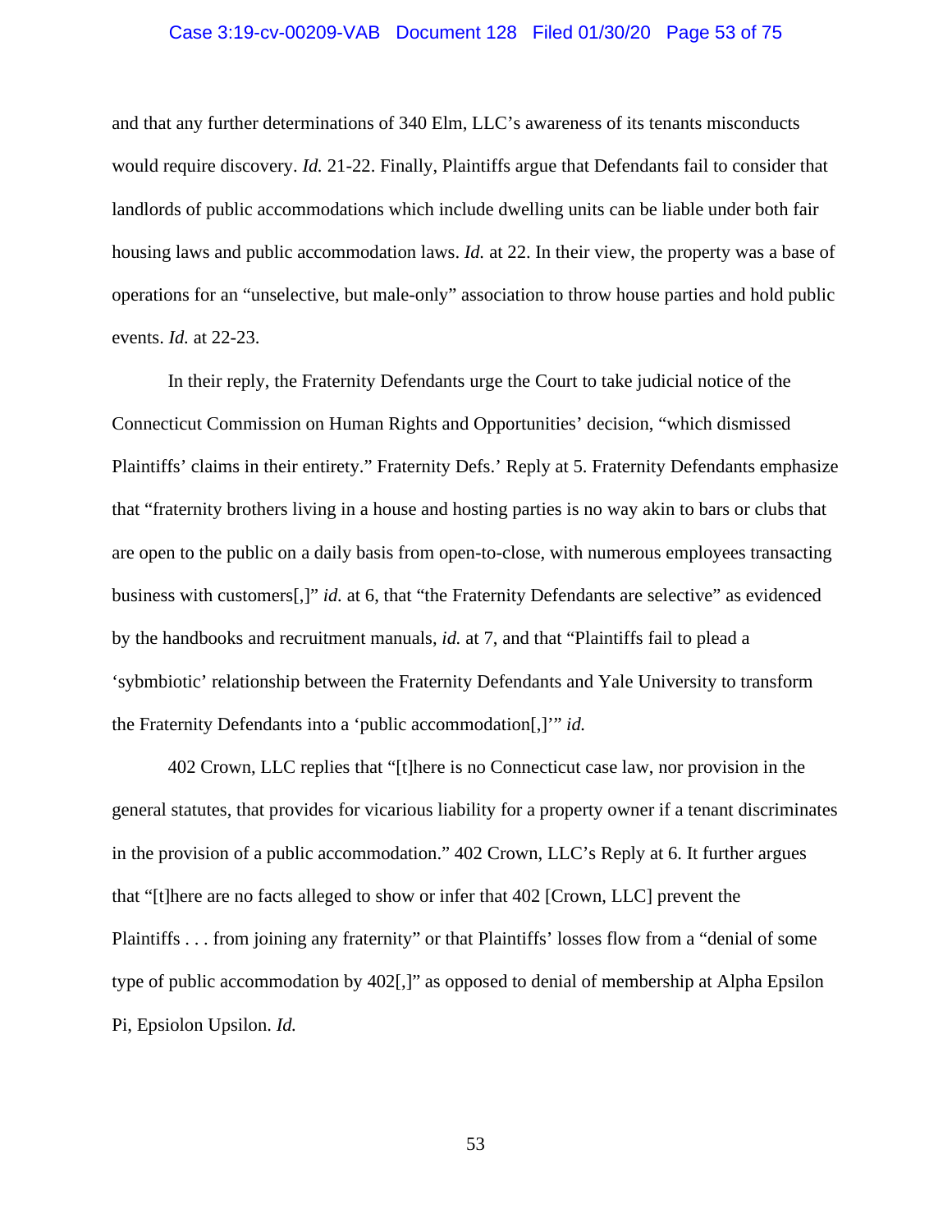and that any further determinations of 340 Elm, LLC's awareness of its tenants misconducts would require discovery. *Id.* 21-22. Finally, Plaintiffs argue that Defendants fail to consider that landlords of public accommodations which include dwelling units can be liable under both fair housing laws and public accommodation laws. *Id.* at 22. In their view, the property was a base of operations for an "unselective, but male-only" association to throw house parties and hold public events. *Id.* at 22-23.

In their reply, the Fraternity Defendants urge the Court to take judicial notice of the Connecticut Commission on Human Rights and Opportunities' decision, "which dismissed Plaintiffs' claims in their entirety." Fraternity Defs.' Reply at 5. Fraternity Defendants emphasize that "fraternity brothers living in a house and hosting parties is no way akin to bars or clubs that are open to the public on a daily basis from open-to-close, with numerous employees transacting business with customers[,]" *id.* at 6, that "the Fraternity Defendants are selective" as evidenced by the handbooks and recruitment manuals, *id.* at 7, and that "Plaintiffs fail to plead a 'sybmbiotic' relationship between the Fraternity Defendants and Yale University to transform the Fraternity Defendants into a 'public accommodation[,]'" *id.*

402 Crown, LLC replies that "[t]here is no Connecticut case law, nor provision in the general statutes, that provides for vicarious liability for a property owner if a tenant discriminates in the provision of a public accommodation." 402 Crown, LLC's Reply at 6. It further argues that "[t]here are no facts alleged to show or infer that 402 [Crown, LLC] prevent the Plaintiffs . . . from joining any fraternity" or that Plaintiffs' losses flow from a "denial of some type of public accommodation by 402[,]" as opposed to denial of membership at Alpha Epsilon Pi, Epsiolon Upsilon. *Id.*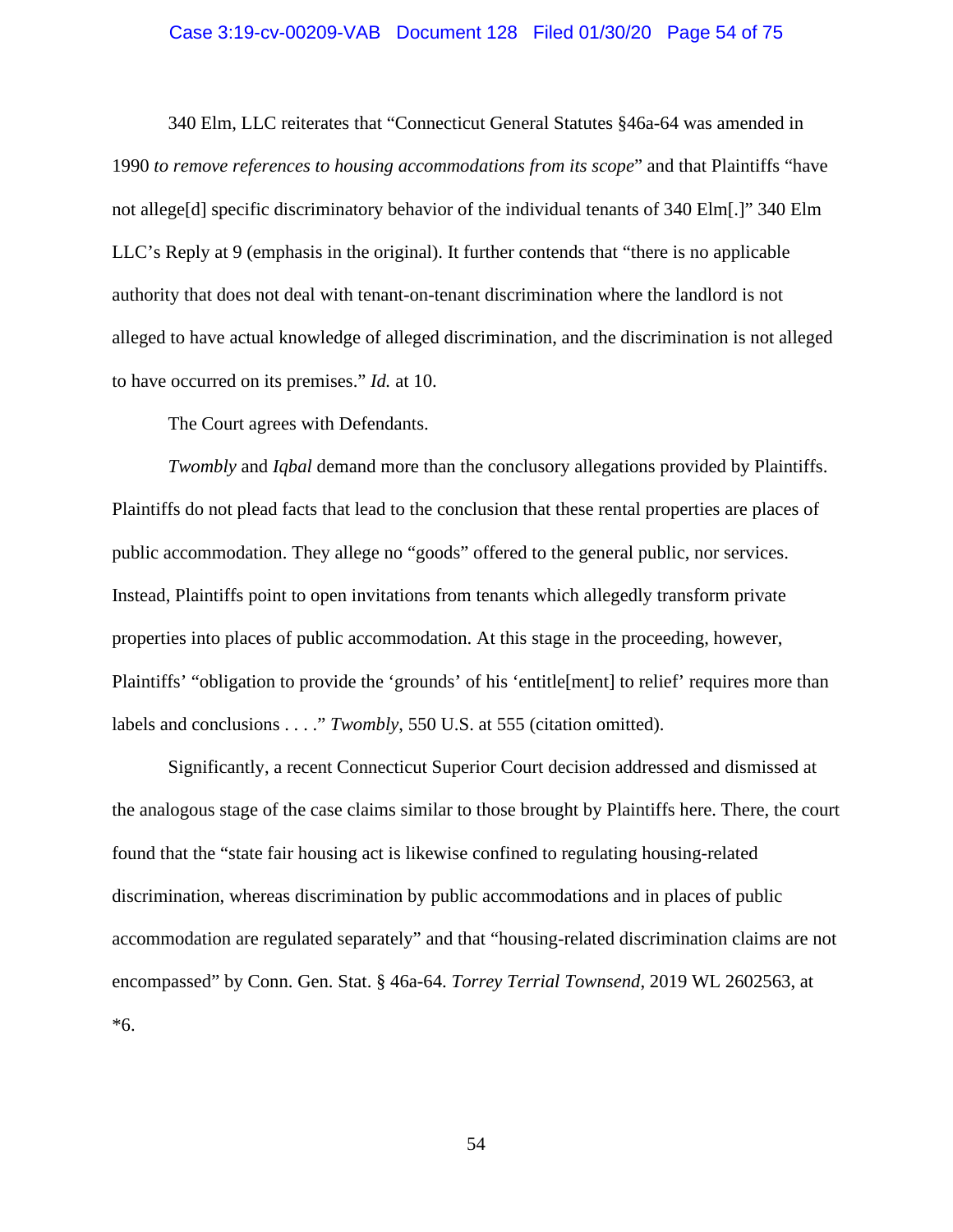340 Elm, LLC reiterates that "Connecticut General Statutes §46a-64 was amended in 1990 *to remove references to housing accommodations from its scope*" and that Plaintiffs "have not allege[d] specific discriminatory behavior of the individual tenants of 340 Elm[.]" 340 Elm LLC's Reply at 9 (emphasis in the original). It further contends that "there is no applicable authority that does not deal with tenant-on-tenant discrimination where the landlord is not alleged to have actual knowledge of alleged discrimination, and the discrimination is not alleged to have occurred on its premises." *Id.* at 10.

The Court agrees with Defendants.

*Twombly* and *Iqbal* demand more than the conclusory allegations provided by Plaintiffs. Plaintiffs do not plead facts that lead to the conclusion that these rental properties are places of public accommodation. They allege no "goods" offered to the general public, nor services. Instead, Plaintiffs point to open invitations from tenants which allegedly transform private properties into places of public accommodation. At this stage in the proceeding, however, Plaintiffs' "obligation to provide the 'grounds' of his 'entitle[ment] to relief' requires more than labels and conclusions . . . ." *Twombly*, 550 U.S. at 555 (citation omitted).

Significantly, a recent Connecticut Superior Court decision addressed and dismissed at the analogous stage of the case claims similar to those brought by Plaintiffs here. There, the court found that the "state fair housing act is likewise confined to regulating housing-related discrimination, whereas discrimination by public accommodations and in places of public accommodation are regulated separately" and that "housing-related discrimination claims are not encompassed" by Conn. Gen. Stat. § 46a-64. *Torrey Terrial Townsend*, 2019 WL 2602563, at *6.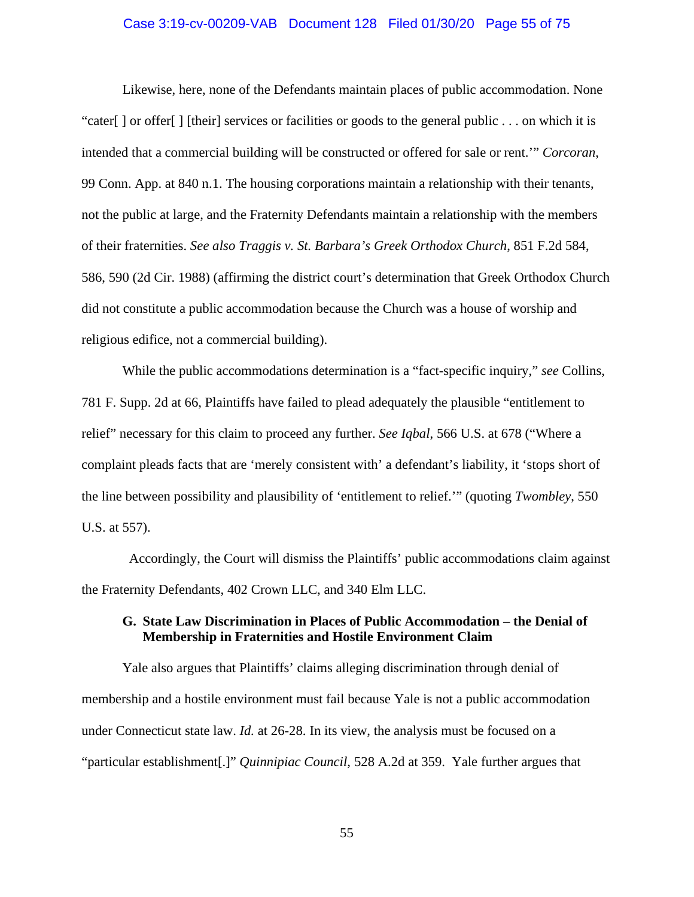Likewise, here, none of the Defendants maintain places of public accommodation. None "cater[ ] or offer[ ] [their] services or facilities or goods to the general public . . . on which it is intended that a commercial building will be constructed or offered for sale or rent.'" *Corcoran*, 99 Conn. App. at 840 n.1. The housing corporations maintain a relationship with their tenants, not the public at large, and the Fraternity Defendants maintain a relationship with the members of their fraternities. *See also Traggis v. St. Barbara's Greek Orthodox Church*, 851 F.2d 584, 586, 590 (2d Cir. 1988) (affirming the district court's determination that Greek Orthodox Church did not constitute a public accommodation because the Church was a house of worship and religious edifice, not a commercial building).

While the public accommodations determination is a "fact-specific inquiry," *see* Collins, 781 F. Supp. 2d at 66, Plaintiffs have failed to plead adequately the plausible "entitlement to relief" necessary for this claim to proceed any further. *See Iqbal*, 566 U.S. at 678 ("Where a complaint pleads facts that are 'merely consistent with' a defendant's liability, it 'stops short of the line between possibility and plausibility of 'entitlement to relief.'" (quoting *Twombley*, 550 U.S. at 557).

Accordingly, the Court will dismiss the Plaintiffs' public accommodations claim against the Fraternity Defendants, 402 Crown LLC, and 340 Elm LLC.

### G. State Law Discrimination in Places of Public Accommodation – the Denial of Membership in Fraternities and Hostile Environment Claim

Yale also argues that Plaintiffs' claims alleging discrimination through denial of membership and a hostile environment must fail because Yale is not a public accommodation under Connecticut state law. *Id.* at 26-28. In its view, the analysis must be focused on a "particular establishment[.]" *Quinnipiac Council*, 528 A.2d at 359. Yale further argues that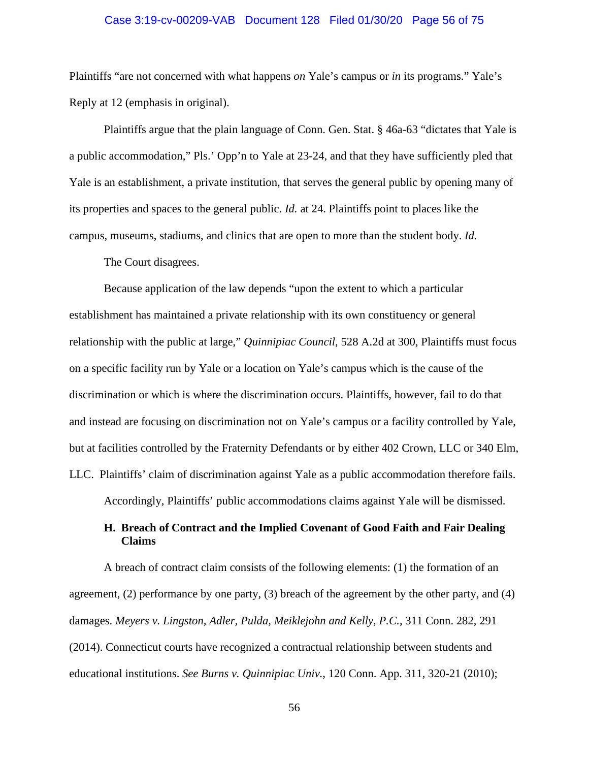Plaintiffs "are not concerned with what happens *on* Yale's campus or *in* its programs." Yale's Reply at 12 (emphasis in original).

Plaintiffs argue that the plain language of Conn. Gen. Stat. § 46a-63 "dictates that Yale is a public accommodation," Pls.' Opp'n to Yale at 23-24, and that they have sufficiently pled that Yale is an establishment, a private institution, that serves the general public by opening many of its properties and spaces to the general public. *Id.* at 24. Plaintiffs point to places like the campus, museums, stadiums, and clinics that are open to more than the student body. *Id.*

The Court disagrees.

Because application of the law depends "upon the extent to which a particular establishment has maintained a private relationship with its own constituency or general relationship with the public at large," *Quinnipiac Council*, 528 A.2d at 300, Plaintiffs must focus on a specific facility run by Yale or a location on Yale's campus which is the cause of the discrimination or which is where the discrimination occurs. Plaintiffs, however, fail to do that and instead are focusing on discrimination not on Yale's campus or a facility controlled by Yale, but at facilities controlled by the Fraternity Defendants or by either 402 Crown, LLC or 340 Elm, LLC. Plaintiffs' claim of discrimination against Yale as a public accommodation therefore fails.

Accordingly, Plaintiffs' public accommodations claims against Yale will be dismissed.

### H. Breach of Contract and the Implied Covenant of Good Faith and Fair Dealing Claims

A breach of contract claim consists of the following elements: (1) the formation of an agreement, (2) performance by one party, (3) breach of the agreement by the other party, and (4) damages. *Meyers v. Lingston, Adler, Pulda, Meiklejohn and Kelly, P.C.*, 311 Conn. 282, 291 (2014). Connecticut courts have recognized a contractual relationship between students and educational institutions. *See Burns v. Quinnipiac Univ.*, 120 Conn. App. 311, 320-21 (2010);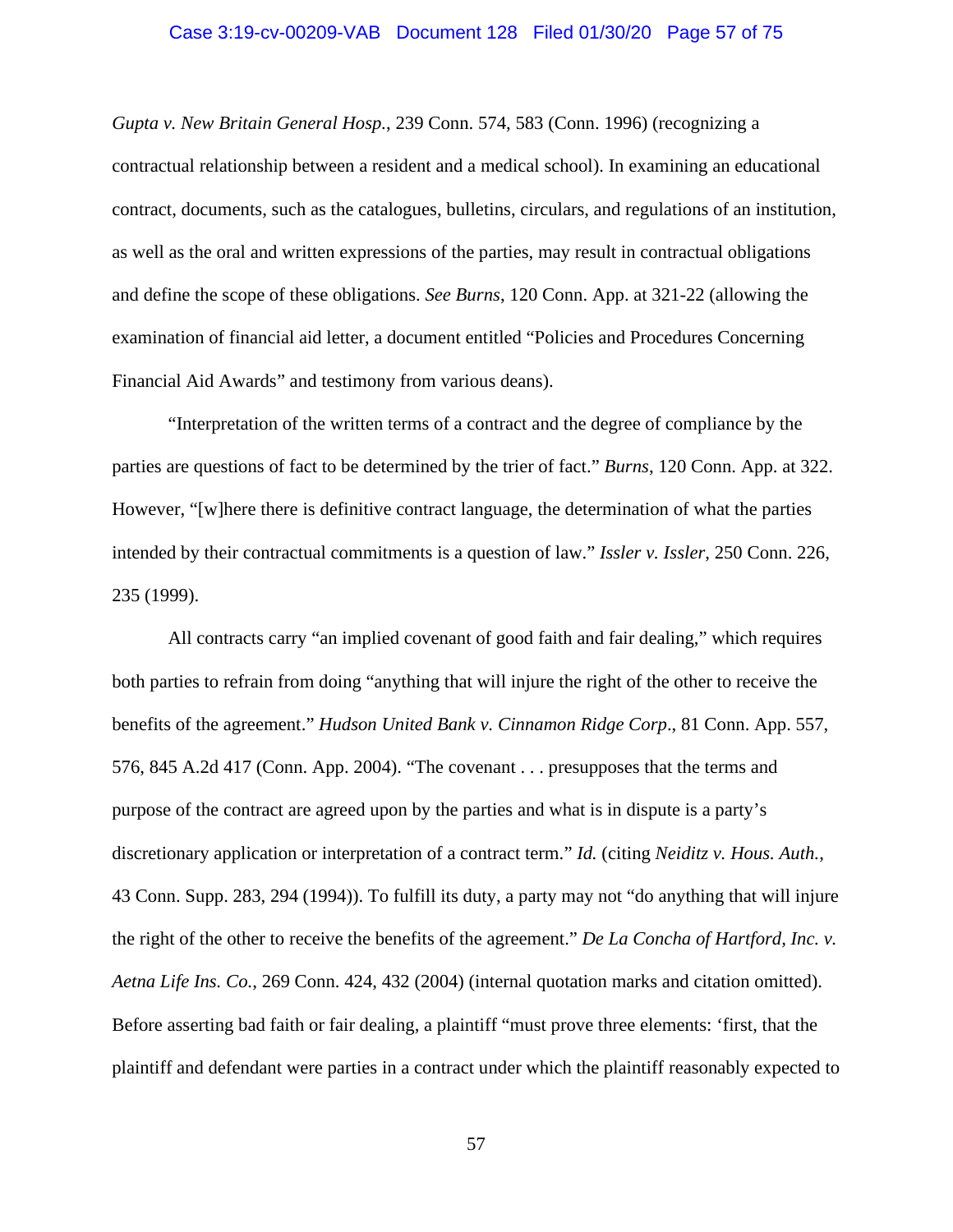*Gupta v. New Britain General Hosp.*, 239 Conn. 574, 583 (Conn. 1996) (recognizing a contractual relationship between a resident and a medical school). In examining an educational contract, documents, such as the catalogues, bulletins, circulars, and regulations of an institution, as well as the oral and written expressions of the parties, may result in contractual obligations and define the scope of these obligations. *See Burns*, 120 Conn. App. at 321-22 (allowing the examination of financial aid letter, a document entitled "Policies and Procedures Concerning Financial Aid Awards" and testimony from various deans).

"Interpretation of the written terms of a contract and the degree of compliance by the parties are questions of fact to be determined by the trier of fact." *Burns*, 120 Conn. App. at 322. However, "[w]here there is definitive contract language, the determination of what the parties intended by their contractual commitments is a question of law." *Issler v. Issler*, 250 Conn. 226, 235 (1999).

All contracts carry "an implied covenant of good faith and fair dealing," which requires both parties to refrain from doing "anything that will injure the right of the other to receive the benefits of the agreement." *Hudson United Bank v. Cinnamon Ridge Corp*., 81 Conn. App. 557, 576, 845 A.2d 417 (Conn. App. 2004). "The covenant . . . presupposes that the terms and purpose of the contract are agreed upon by the parties and what is in dispute is a party's discretionary application or interpretation of a contract term." *Id.* (citing *Neiditz v. Hous. Auth.*, 43 Conn. Supp. 283, 294 (1994)). To fulfill its duty, a party may not "do anything that will injure the right of the other to receive the benefits of the agreement." *De La Concha of Hartford, Inc. v. Aetna Life Ins. Co.*, 269 Conn. 424, 432 (2004) (internal quotation marks and citation omitted). Before asserting bad faith or fair dealing, a plaintiff "must prove three elements: 'first, that the plaintiff and defendant were parties in a contract under which the plaintiff reasonably expected to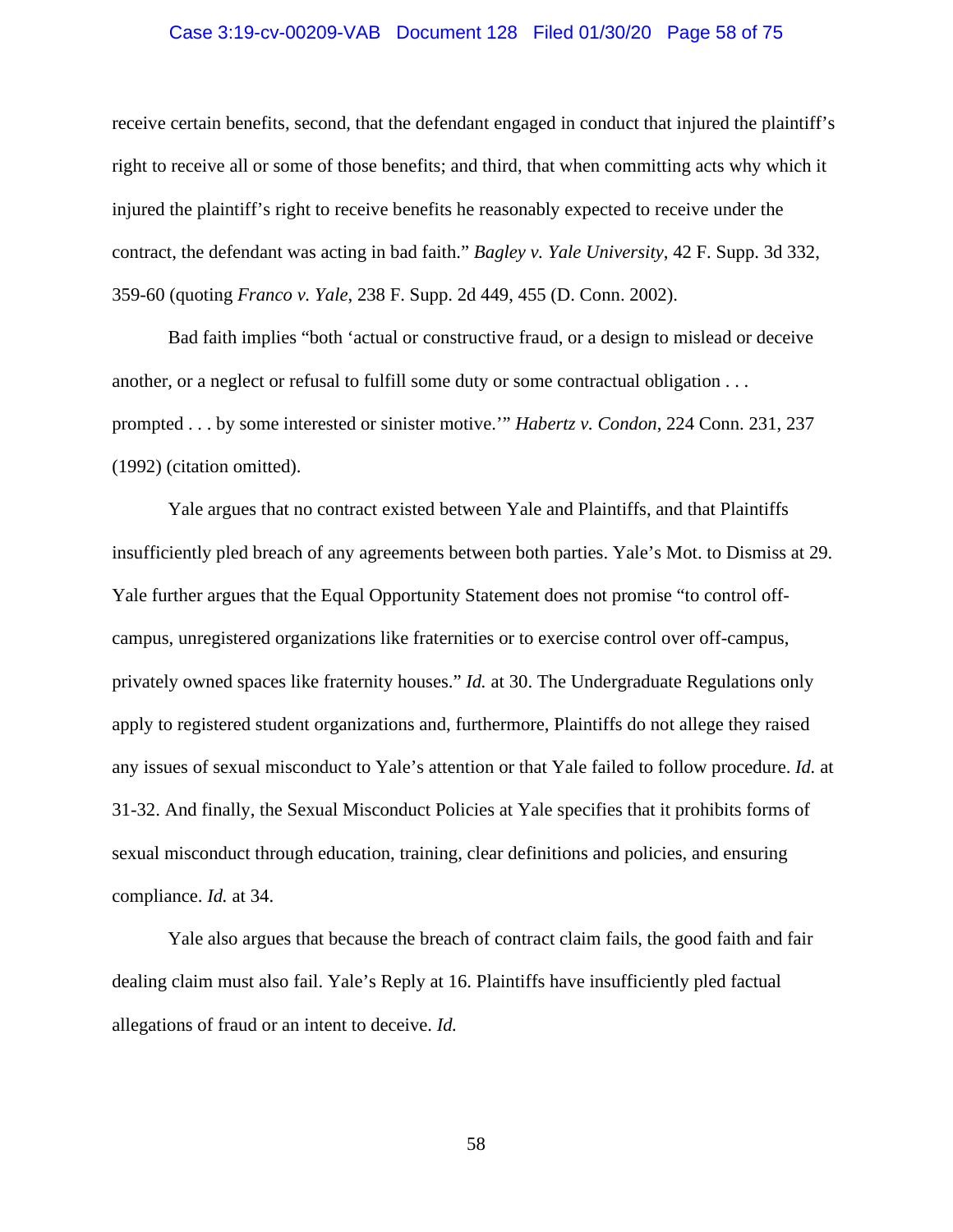receive certain benefits, second, that the defendant engaged in conduct that injured the plaintiff's right to receive all or some of those benefits; and third, that when committing acts why which it injured the plaintiff's right to receive benefits he reasonably expected to receive under the contract, the defendant was acting in bad faith." *Bagley v. Yale University*, 42 F. Supp. 3d 332, 359-60 (quoting *Franco v. Yale*, 238 F. Supp. 2d 449, 455 (D. Conn. 2002).

Bad faith implies "both 'actual or constructive fraud, or a design to mislead or deceive another, or a neglect or refusal to fulfill some duty or some contractual obligation . . . prompted . . . by some interested or sinister motive.'" *Habertz v. Condon*, 224 Conn. 231, 237 (1992) (citation omitted).

Yale argues that no contract existed between Yale and Plaintiffs, and that Plaintiffs insufficiently pled breach of any agreements between both parties. Yale's Mot. to Dismiss at 29. Yale further argues that the Equal Opportunity Statement does not promise "to control off-campus, unregistered organizations like fraternities or to exercise control over off-campus, privately owned spaces like fraternity houses." *Id.* at 30. The Undergraduate Regulations only apply to registered student organizations and, furthermore, Plaintiffs do not allege they raised any issues of sexual misconduct to Yale's attention or that Yale failed to follow procedure. *Id.* at 31-32. And finally, the Sexual Misconduct Policies at Yale specifies that it prohibits forms of sexual misconduct through education, training, clear definitions and policies, and ensuring compliance. *Id.* at 34.

Yale also argues that because the breach of contract claim fails, the good faith and fair dealing claim must also fail. Yale's Reply at 16. Plaintiffs have insufficiently pled factual allegations of fraud or an intent to deceive. *Id.*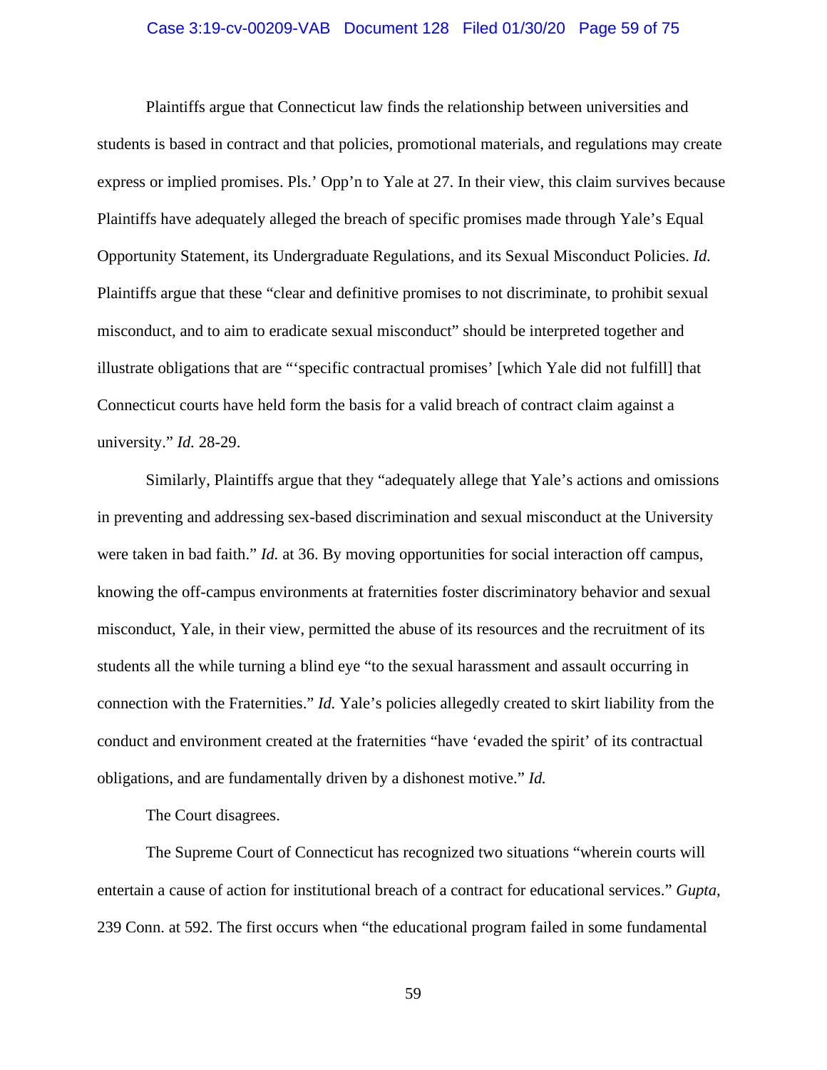Plaintiffs argue that Connecticut law finds the relationship between universities and students is based in contract and that policies, promotional materials, and regulations may create express or implied promises. Pls.' Opp'n to Yale at 27. In their view, this claim survives because Plaintiffs have adequately alleged the breach of specific promises made through Yale's Equal Opportunity Statement, its Undergraduate Regulations, and its Sexual Misconduct Policies. *Id.* Plaintiffs argue that these "clear and definitive promises to not discriminate, to prohibit sexual misconduct, and to aim to eradicate sexual misconduct" should be interpreted together and illustrate obligations that are "'specific contractual promises' [which Yale did not fulfill] that Connecticut courts have held form the basis for a valid breach of contract claim against a university." *Id.* 28-29.

Similarly, Plaintiffs argue that they "adequately allege that Yale's actions and omissions in preventing and addressing sex-based discrimination and sexual misconduct at the University were taken in bad faith." *Id.* at 36. By moving opportunities for social interaction off campus, knowing the off-campus environments at fraternities foster discriminatory behavior and sexual misconduct, Yale, in their view, permitted the abuse of its resources and the recruitment of its students all the while turning a blind eye "to the sexual harassment and assault occurring in connection with the Fraternities." *Id.* Yale's policies allegedly created to skirt liability from the conduct and environment created at the fraternities "have 'evaded the spirit' of its contractual obligations, and are fundamentally driven by a dishonest motive." *Id.*

The Court disagrees.

The Supreme Court of Connecticut has recognized two situations "wherein courts will entertain a cause of action for institutional breach of a contract for educational services." *Gupta*, 239 Conn. at 592. The first occurs when "the educational program failed in some fundamental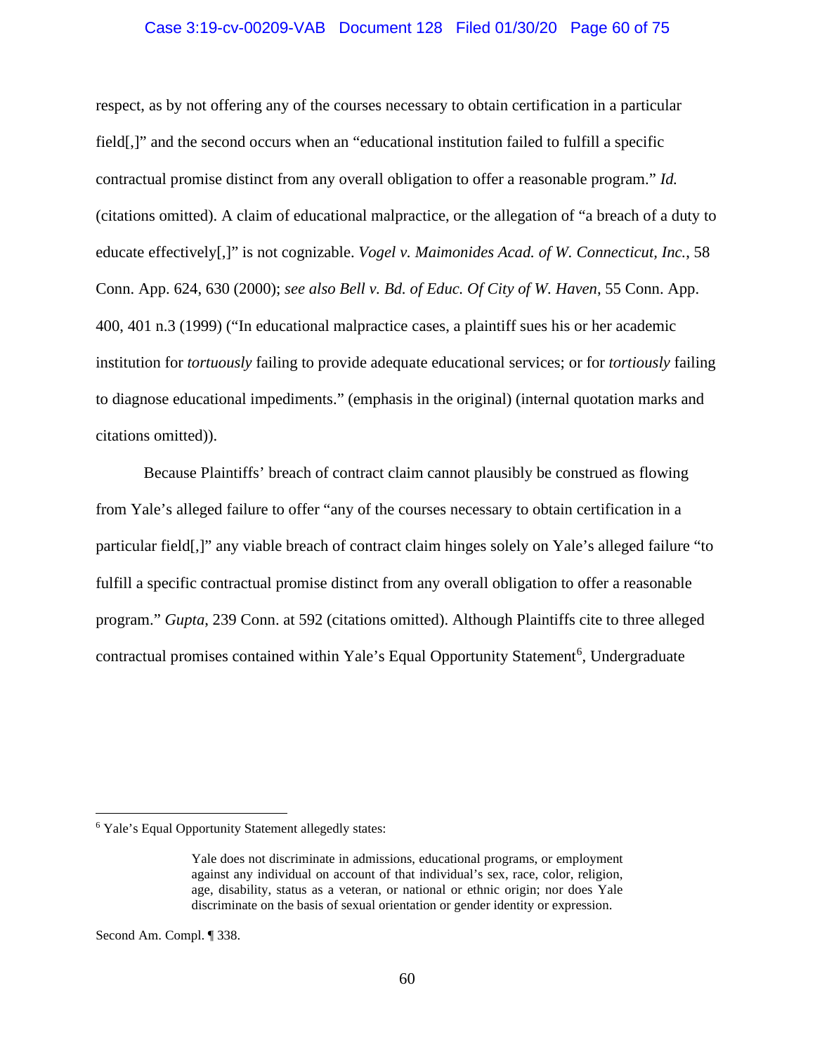respect, as by not offering any of the courses necessary to obtain certification in a particular field[,]" and the second occurs when an "educational institution failed to fulfill a specific contractual promise distinct from any overall obligation to offer a reasonable program." *Id.* (citations omitted). A claim of educational malpractice, or the allegation of "a breach of a duty to educate effectively[,]" is not cognizable. *Vogel v. Maimonides Acad. of W. Connecticut, Inc.*, 58 Conn. App. 624, 630 (2000); *see also Bell v. Bd. of Educ. Of City of W. Haven*, 55 Conn. App. 400, 401 n.3 (1999) ("In educational malpractice cases, a plaintiff sues his or her academic institution for *tortuously* failing to provide adequate educational services; or for *tortiously* failing to diagnose educational impediments." (emphasis in the original) (internal quotation marks and citations omitted)).

Because Plaintiffs' breach of contract claim cannot plausibly be construed as flowing from Yale's alleged failure to offer "any of the courses necessary to obtain certification in a particular field[,]" any viable breach of contract claim hinges solely on Yale's alleged failure "to fulfill a specific contractual promise distinct from any overall obligation to offer a reasonable program." *Gupta*, 239 Conn. at 592 (citations omitted). Although Plaintiffs cite to three alleged contractual promises contained within Yale's Equal Opportunity Statement[6], Undergraduate

---

[6] Yale's Equal Opportunity Statement allegedly states:

> Yale does not discriminate in admissions, educational programs, or employment against any individual on account of that individual's sex, race, color, religion, age, disability, status as a veteran, or national or ethnic origin; nor does Yale discriminate on the basis of sexual orientation or gender identity or expression.

Second Am. Compl. ¶ 338.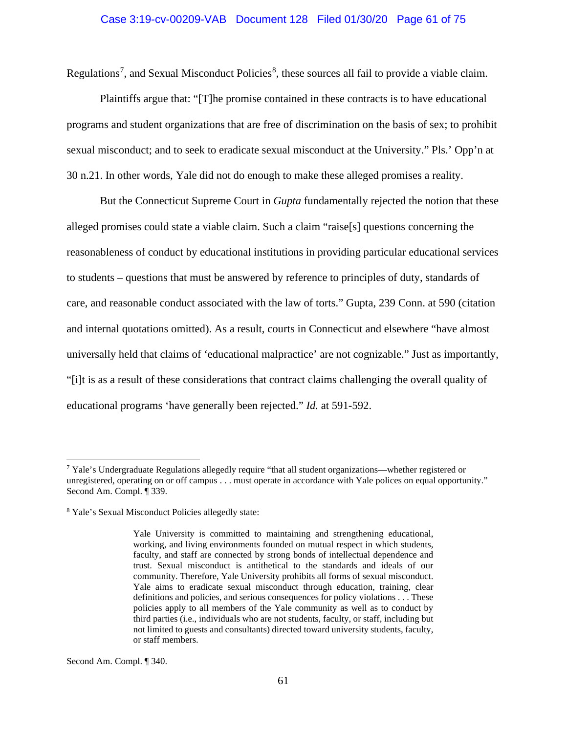Regulations[7], and Sexual Misconduct Policies[8], these sources all fail to provide a viable claim.

Plaintiffs argue that: "[T]he promise contained in these contracts is to have educational programs and student organizations that are free of discrimination on the basis of sex; to prohibit sexual misconduct; and to seek to eradicate sexual misconduct at the University." Pls.' Opp'n at 30 n.21. In other words, Yale did not do enough to make these alleged promises a reality.

But the Connecticut Supreme Court in *Gupta* fundamentally rejected the notion that these alleged promises could state a viable claim. Such a claim "raise[s] questions concerning the reasonableness of conduct by educational institutions in providing particular educational services to students – questions that must be answered by reference to principles of duty, standards of care, and reasonable conduct associated with the law of torts." Gupta, 239 Conn. at 590 (citation and internal quotations omitted). As a result, courts in Connecticut and elsewhere "have almost universally held that claims of 'educational malpractice' are not cognizable." Just as importantly, "[i]t is as a result of these considerations that contract claims challenging the overall quality of educational programs 'have generally been rejected." *Id.* at 591-592.

---

[7] Yale's Undergraduate Regulations allegedly require "that all student organizations—whether registered or unregistered, operating on or off campus . . . must operate in accordance with Yale polices on equal opportunity." Second Am. Compl. ¶ 339.

[8] Yale's Sexual Misconduct Policies allegedly state:

> Yale University is committed to maintaining and strengthening educational, working, and living environments founded on mutual respect in which students, faculty, and staff are connected by strong bonds of intellectual dependence and trust. Sexual misconduct is antithetical to the standards and ideals of our community. Therefore, Yale University prohibits all forms of sexual misconduct. Yale aims to eradicate sexual misconduct through education, training, clear definitions and policies, and serious consequences for policy violations . . . These policies apply to all members of the Yale community as well as to conduct by third parties (i.e., individuals who are not students, faculty, or staff, including but not limited to guests and consultants) directed toward university students, faculty, or staff members.

Second Am. Compl. ¶ 340.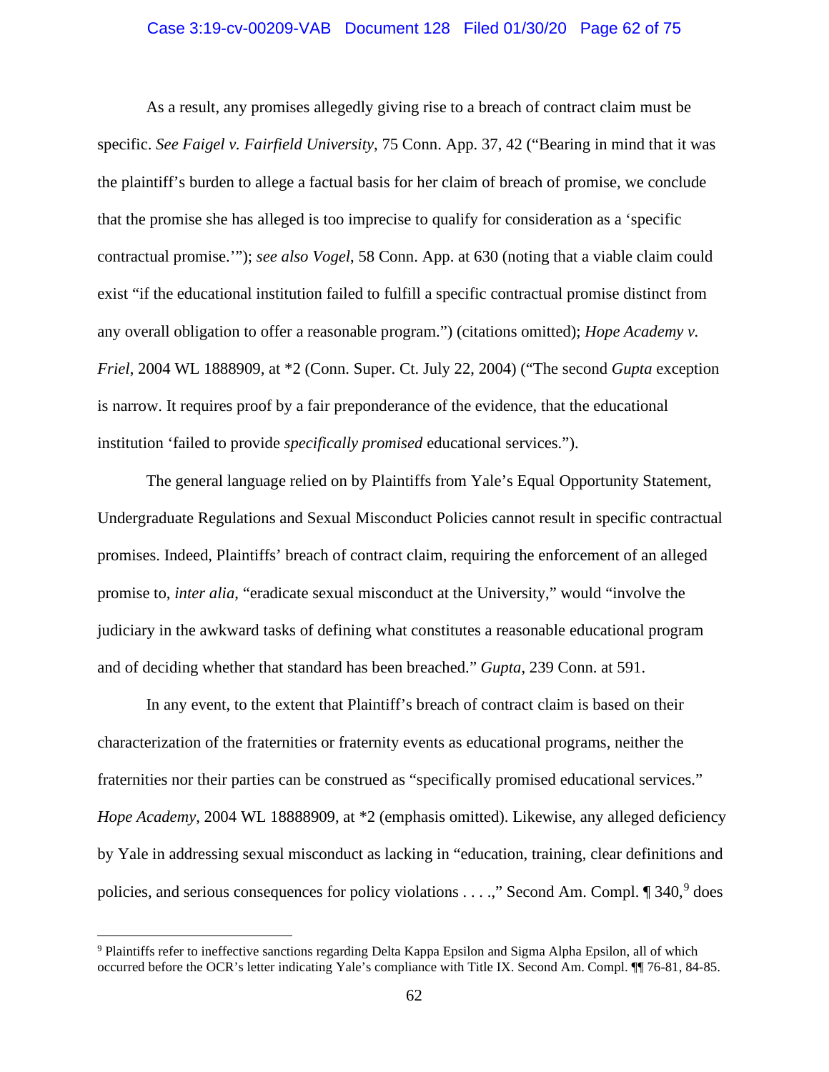As a result, any promises allegedly giving rise to a breach of contract claim must be specific. *See Faigel v. Fairfield University*, 75 Conn. App. 37, 42 ("Bearing in mind that it was the plaintiff's burden to allege a factual basis for her claim of breach of promise, we conclude that the promise she has alleged is too imprecise to qualify for consideration as a 'specific contractual promise.'"); *see also Vogel*, 58 Conn. App. at 630 (noting that a viable claim could exist "if the educational institution failed to fulfill a specific contractual promise distinct from any overall obligation to offer a reasonable program.") (citations omitted); *Hope Academy v. Friel*, 2004 WL 1888909, at *2 (Conn. Super. Ct. July 22, 2004) ("The second *Gupta* exception is narrow. It requires proof by a fair preponderance of the evidence, that the educational institution 'failed to provide *specifically promised* educational services.").

The general language relied on by Plaintiffs from Yale's Equal Opportunity Statement, Undergraduate Regulations and Sexual Misconduct Policies cannot result in specific contractual promises. Indeed, Plaintiffs' breach of contract claim, requiring the enforcement of an alleged promise to, *inter alia*, "eradicate sexual misconduct at the University," would "involve the judiciary in the awkward tasks of defining what constitutes a reasonable educational program and of deciding whether that standard has been breached." *Gupta*, 239 Conn. at 591.

In any event, to the extent that Plaintiff's breach of contract claim is based on their characterization of the fraternities or fraternity events as educational programs, neither the fraternities nor their parties can be construed as "specifically promised educational services." *Hope Academy*, 2004 WL 18888909, at *2 (emphasis omitted). Likewise, any alleged deficiency by Yale in addressing sexual misconduct as lacking in "education, training, clear definitions and policies, and serious consequences for policy violations . . . .," Second Am. Compl. ¶ 340,[9] does

[9] Plaintiffs refer to ineffective sanctions regarding Delta Kappa Epsilon and Sigma Alpha Epsilon, all of which occurred before the OCR's letter indicating Yale's compliance with Title IX. Second Am. Compl. ¶¶ 76-81, 84-85.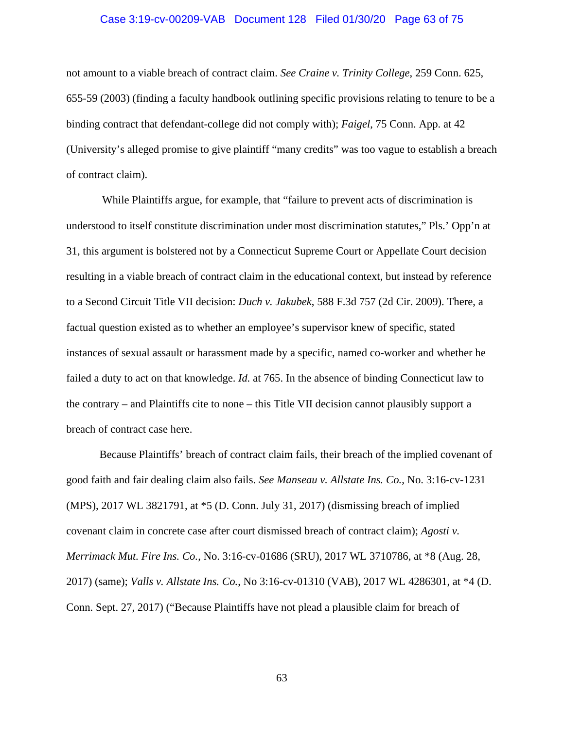not amount to a viable breach of contract claim. *See Craine v. Trinity College*, 259 Conn. 625, 655-59 (2003) (finding a faculty handbook outlining specific provisions relating to tenure to be a binding contract that defendant-college did not comply with); *Faigel*, 75 Conn. App. at 42 (University's alleged promise to give plaintiff "many credits" was too vague to establish a breach of contract claim).

While Plaintiffs argue, for example, that "failure to prevent acts of discrimination is understood to itself constitute discrimination under most discrimination statutes," Pls.' Opp'n at 31, this argument is bolstered not by a Connecticut Supreme Court or Appellate Court decision resulting in a viable breach of contract claim in the educational context, but instead by reference to a Second Circuit Title VII decision: *Duch v. Jakubek*, 588 F.3d 757 (2d Cir. 2009). There, a factual question existed as to whether an employee's supervisor knew of specific, stated instances of sexual assault or harassment made by a specific, named co-worker and whether he failed a duty to act on that knowledge. *Id.* at 765. In the absence of binding Connecticut law to the contrary – and Plaintiffs cite to none – this Title VII decision cannot plausibly support a breach of contract case here.

Because Plaintiffs' breach of contract claim fails, their breach of the implied covenant of good faith and fair dealing claim also fails. *See Manseau v. Allstate Ins. Co.*, No. 3:16-cv-1231 (MPS), 2017 WL 3821791, at *5 (D. Conn. July 31, 2017) (dismissing breach of implied covenant claim in concrete case after court dismissed breach of contract claim); *Agosti v. Merrimack Mut. Fire Ins. Co.*, No. 3:16-cv-01686 (SRU), 2017 WL 3710786, at *8 (Aug. 28, 2017) (same); *Valls v. Allstate Ins. Co.*, No 3:16-cv-01310 (VAB), 2017 WL 4286301, at *4 (D. Conn. Sept. 27, 2017) ("Because Plaintiffs have not plead a plausible claim for breach of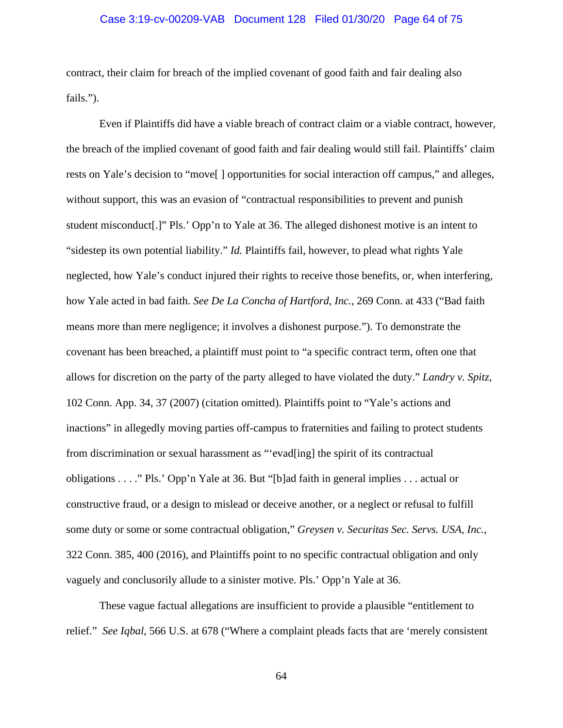contract, their claim for breach of the implied covenant of good faith and fair dealing also fails.").

Even if Plaintiffs did have a viable breach of contract claim or a viable contract, however, the breach of the implied covenant of good faith and fair dealing would still fail. Plaintiffs' claim rests on Yale's decision to "move[ ] opportunities for social interaction off campus," and alleges, without support, this was an evasion of "contractual responsibilities to prevent and punish student misconduct[.]" Pls.' Opp'n to Yale at 36. The alleged dishonest motive is an intent to "sidestep its own potential liability." *Id.* Plaintiffs fail, however, to plead what rights Yale neglected, how Yale's conduct injured their rights to receive those benefits, or, when interfering, how Yale acted in bad faith. *See De La Concha of Hartford, Inc.*, 269 Conn. at 433 ("Bad faith means more than mere negligence; it involves a dishonest purpose."). To demonstrate the covenant has been breached, a plaintiff must point to "a specific contract term, often one that allows for discretion on the party of the party alleged to have violated the duty." *Landry v. Spitz*, 102 Conn. App. 34, 37 (2007) (citation omitted). Plaintiffs point to "Yale's actions and inactions" in allegedly moving parties off-campus to fraternities and failing to protect students from discrimination or sexual harassment as "'evad[ing] the spirit of its contractual obligations . . . ." Pls.' Opp'n Yale at 36. But "[b]ad faith in general implies . . . actual or constructive fraud, or a design to mislead or deceive another, or a neglect or refusal to fulfill some duty or some or some contractual obligation," *Greysen v. Securitas Sec. Servs. USA, Inc.*, 322 Conn. 385, 400 (2016), and Plaintiffs point to no specific contractual obligation and only vaguely and conclusorily allude to a sinister motive. Pls.' Opp'n Yale at 36.

These vague factual allegations are insufficient to provide a plausible "entitlement to relief." *See Iqbal*, 566 U.S. at 678 ("Where a complaint pleads facts that are 'merely consistent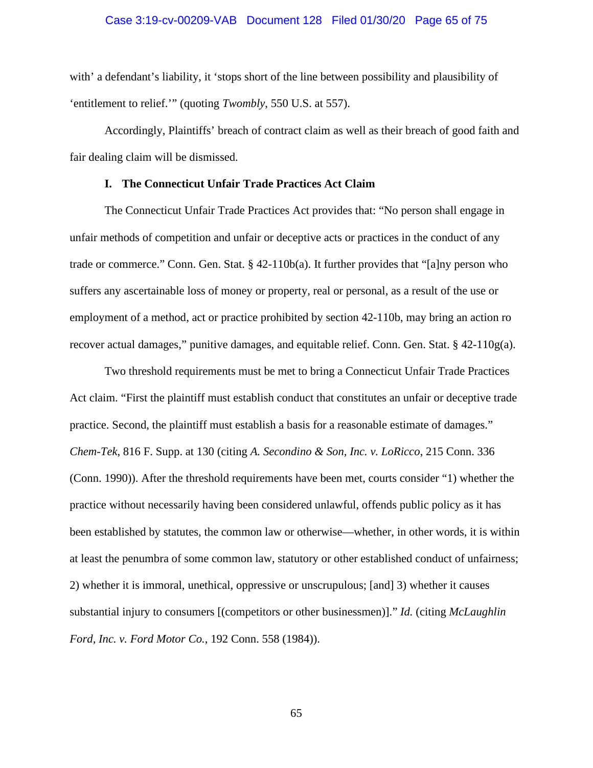with' a defendant's liability, it 'stops short of the line between possibility and plausibility of 'entitlement to relief.'" (quoting *Twombly*, 550 U.S. at 557).

Accordingly, Plaintiffs' breach of contract claim as well as their breach of good faith and fair dealing claim will be dismissed.

### I. The Connecticut Unfair Trade Practices Act Claim

The Connecticut Unfair Trade Practices Act provides that: "No person shall engage in unfair methods of competition and unfair or deceptive acts or practices in the conduct of any trade or commerce." Conn. Gen. Stat. § 42-110b(a). It further provides that "[a]ny person who suffers any ascertainable loss of money or property, real or personal, as a result of the use or employment of a method, act or practice prohibited by section 42-110b, may bring an action ro recover actual damages," punitive damages, and equitable relief. Conn. Gen. Stat. § 42-110g(a).

Two threshold requirements must be met to bring a Connecticut Unfair Trade Practices Act claim. "First the plaintiff must establish conduct that constitutes an unfair or deceptive trade practice. Second, the plaintiff must establish a basis for a reasonable estimate of damages." *Chem-Tek*, 816 F. Supp. at 130 (citing *A. Secondino & Son, Inc. v. LoRicco*, 215 Conn. 336 (Conn. 1990)). After the threshold requirements have been met, courts consider "1) whether the practice without necessarily having been considered unlawful, offends public policy as it has been established by statutes, the common law or otherwise—whether, in other words, it is within at least the penumbra of some common law, statutory or other established conduct of unfairness; 2) whether it is immoral, unethical, oppressive or unscrupulous; [and] 3) whether it causes substantial injury to consumers [(competitors or other businessmen)]." *Id.* (citing *McLaughlin Ford, Inc. v. Ford Motor Co.*, 192 Conn. 558 (1984)).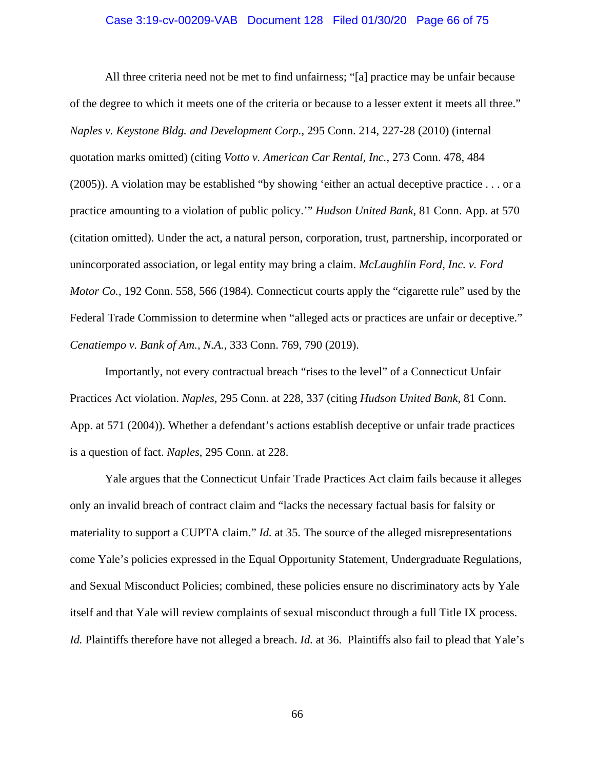All three criteria need not be met to find unfairness; "[a] practice may be unfair because of the degree to which it meets one of the criteria or because to a lesser extent it meets all three." *Naples v. Keystone Bldg. and Development Corp.*, 295 Conn. 214, 227-28 (2010) (internal quotation marks omitted) (citing *Votto v. American Car Rental, Inc.*, 273 Conn. 478, 484 (2005)). A violation may be established "by showing 'either an actual deceptive practice . . . or a practice amounting to a violation of public policy.'" *Hudson United Bank*, 81 Conn. App. at 570 (citation omitted). Under the act, a natural person, corporation, trust, partnership, incorporated or unincorporated association, or legal entity may bring a claim. *McLaughlin Ford, Inc. v. Ford Motor Co.*, 192 Conn. 558, 566 (1984). Connecticut courts apply the "cigarette rule" used by the Federal Trade Commission to determine when "alleged acts or practices are unfair or deceptive." *Cenatiempo v. Bank of Am., N.A.*, 333 Conn. 769, 790 (2019).

Importantly, not every contractual breach "rises to the level" of a Connecticut Unfair Practices Act violation. *Naples*, 295 Conn. at 228, 337 (citing *Hudson United Bank*, 81 Conn. App. at 571 (2004)). Whether a defendant's actions establish deceptive or unfair trade practices is a question of fact. *Naples*, 295 Conn. at 228.

Yale argues that the Connecticut Unfair Trade Practices Act claim fails because it alleges only an invalid breach of contract claim and "lacks the necessary factual basis for falsity or materiality to support a CUPTA claim." *Id.* at 35. The source of the alleged misrepresentations come Yale's policies expressed in the Equal Opportunity Statement, Undergraduate Regulations, and Sexual Misconduct Policies; combined, these policies ensure no discriminatory acts by Yale itself and that Yale will review complaints of sexual misconduct through a full Title IX process. *Id.* Plaintiffs therefore have not alleged a breach. *Id.* at 36. Plaintiffs also fail to plead that Yale's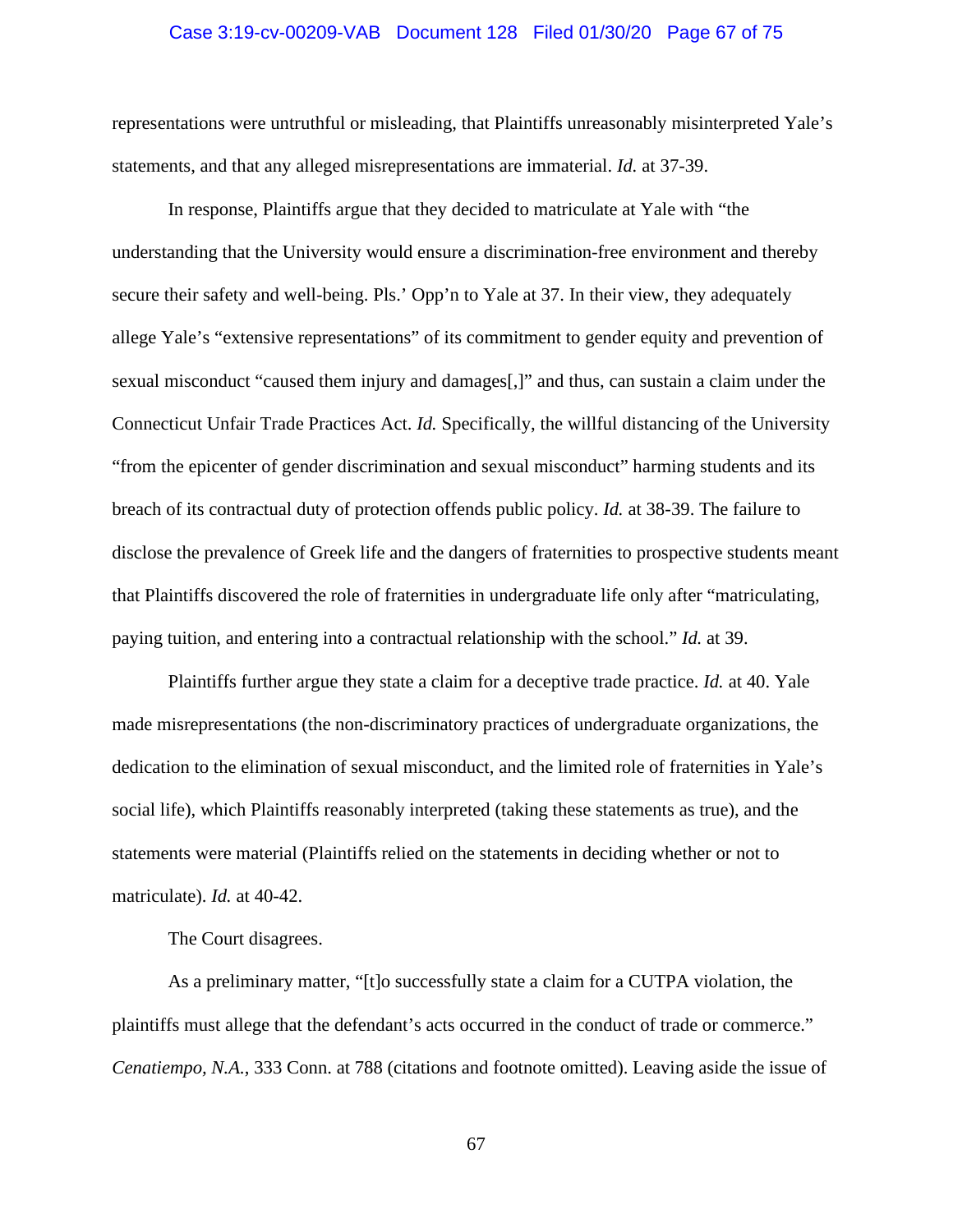representations were untruthful or misleading, that Plaintiffs unreasonably misinterpreted Yale's statements, and that any alleged misrepresentations are immaterial. *Id.* at 37-39.

In response, Plaintiffs argue that they decided to matriculate at Yale with "the understanding that the University would ensure a discrimination-free environment and thereby secure their safety and well-being. Pls.' Opp'n to Yale at 37. In their view, they adequately allege Yale's "extensive representations" of its commitment to gender equity and prevention of sexual misconduct "caused them injury and damages[,]" and thus, can sustain a claim under the Connecticut Unfair Trade Practices Act. *Id.* Specifically, the willful distancing of the University "from the epicenter of gender discrimination and sexual misconduct" harming students and its breach of its contractual duty of protection offends public policy. *Id.* at 38-39. The failure to disclose the prevalence of Greek life and the dangers of fraternities to prospective students meant that Plaintiffs discovered the role of fraternities in undergraduate life only after "matriculating, paying tuition, and entering into a contractual relationship with the school." *Id.* at 39.

Plaintiffs further argue they state a claim for a deceptive trade practice. *Id.* at 40. Yale made misrepresentations (the non-discriminatory practices of undergraduate organizations, the dedication to the elimination of sexual misconduct, and the limited role of fraternities in Yale's social life), which Plaintiffs reasonably interpreted (taking these statements as true), and the statements were material (Plaintiffs relied on the statements in deciding whether or not to matriculate). *Id.* at 40-42.

The Court disagrees.

As a preliminary matter, "[t]o successfully state a claim for a CUTPA violation, the plaintiffs must allege that the defendant's acts occurred in the conduct of trade or commerce." *Cenatiempo, N.A.*, 333 Conn. at 788 (citations and footnote omitted). Leaving aside the issue of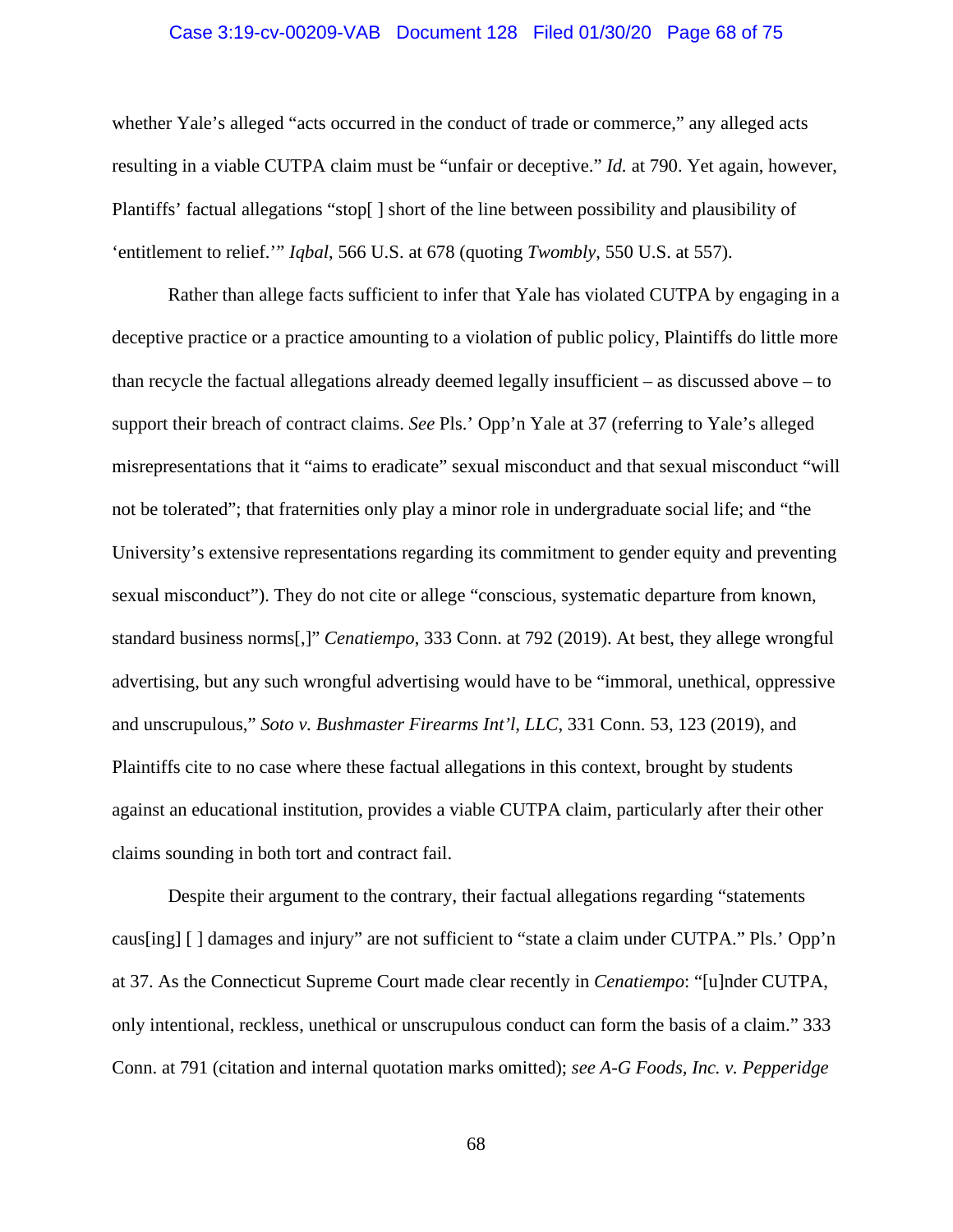whether Yale's alleged "acts occurred in the conduct of trade or commerce," any alleged acts resulting in a viable CUTPA claim must be "unfair or deceptive." *Id.* at 790. Yet again, however, Plantiffs' factual allegations "stop[ ] short of the line between possibility and plausibility of 'entitlement to relief.'" *Iqbal*, 566 U.S. at 678 (quoting *Twombly*, 550 U.S. at 557).

Rather than allege facts sufficient to infer that Yale has violated CUTPA by engaging in a deceptive practice or a practice amounting to a violation of public policy, Plaintiffs do little more than recycle the factual allegations already deemed legally insufficient – as discussed above – to support their breach of contract claims. *See* Pls.' Opp'n Yale at 37 (referring to Yale's alleged misrepresentations that it "aims to eradicate" sexual misconduct and that sexual misconduct "will not be tolerated"; that fraternities only play a minor role in undergraduate social life; and "the University's extensive representations regarding its commitment to gender equity and preventing sexual misconduct"). They do not cite or allege "conscious, systematic departure from known, standard business norms[,]" *Cenatiempo*, 333 Conn. at 792 (2019). At best, they allege wrongful advertising, but any such wrongful advertising would have to be "immoral, unethical, oppressive and unscrupulous," *Soto v. Bushmaster Firearms Int'l, LLC*, 331 Conn. 53, 123 (2019), and Plaintiffs cite to no case where these factual allegations in this context, brought by students against an educational institution, provides a viable CUTPA claim, particularly after their other claims sounding in both tort and contract fail.

Despite their argument to the contrary, their factual allegations regarding "statements caus[ing] [ ] damages and injury" are not sufficient to "state a claim under CUTPA." Pls.' Opp'n at 37. As the Connecticut Supreme Court made clear recently in *Cenatiempo*: "[u]nder CUTPA, only intentional, reckless, unethical or unscrupulous conduct can form the basis of a claim." 333 Conn. at 791 (citation and internal quotation marks omitted); *see A-G Foods, Inc. v. Pepperidge*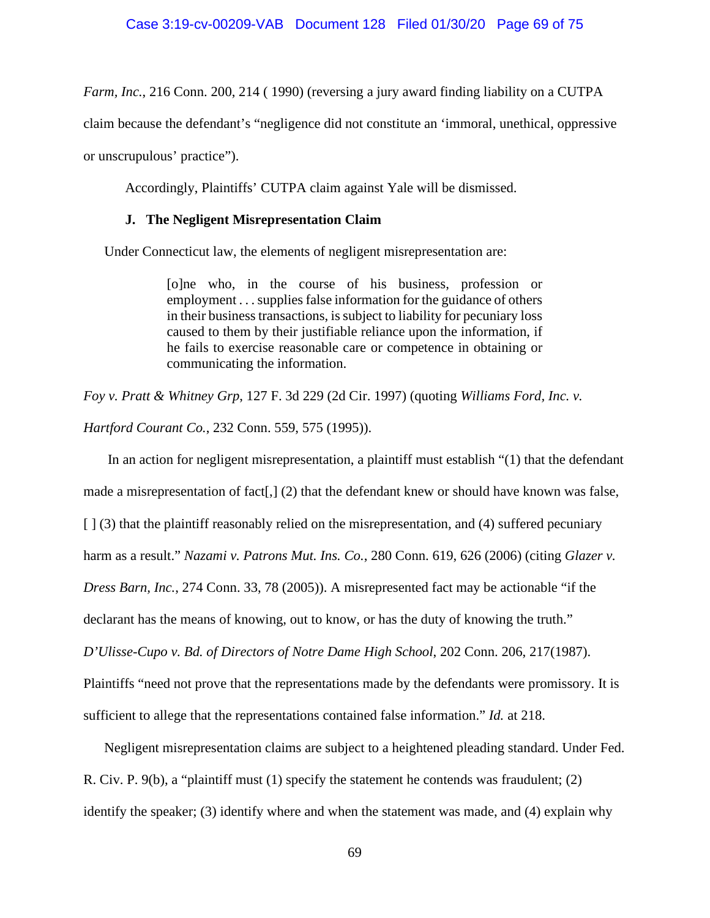*Farm, Inc.*, 216 Conn. 200, 214 ( 1990) (reversing a jury award finding liability on a CUTPA claim because the defendant's "negligence did not constitute an 'immoral, unethical, oppressive or unscrupulous' practice").

Accordingly, Plaintiffs' CUTPA claim against Yale will be dismissed.

### J. The Negligent Misrepresentation Claim

Under Connecticut law, the elements of negligent misrepresentation are:

> [o]ne who, in the course of his business, profession or employment . . . supplies false information for the guidance of others in their business transactions, is subject to liability for pecuniary loss caused to them by their justifiable reliance upon the information, if he fails to exercise reasonable care or competence in obtaining or communicating the information.

*Foy v. Pratt & Whitney Grp*, 127 F. 3d 229 (2d Cir. 1997) (quoting *Williams Ford, Inc. v. Hartford Courant Co.*, 232 Conn. 559, 575 (1995)).

In an action for negligent misrepresentation, a plaintiff must establish "(1) that the defendant made a misrepresentation of fact[,] (2) that the defendant knew or should have known was false, [ ] (3) that the plaintiff reasonably relied on the misrepresentation, and (4) suffered pecuniary harm as a result." *Nazami v. Patrons Mut. Ins. Co.*, 280 Conn. 619, 626 (2006) (citing *Glazer v. Dress Barn, Inc.*, 274 Conn. 33, 78 (2005)). A misrepresented fact may be actionable "if the declarant has the means of knowing, out to know, or has the duty of knowing the truth." *D'Ulisse-Cupo v. Bd. of Directors of Notre Dame High School*, 202 Conn. 206, 217(1987). Plaintiffs "need not prove that the representations made by the defendants were promissory. It is sufficient to allege that the representations contained false information." *Id.* at 218.

Negligent misrepresentation claims are subject to a heightened pleading standard. Under Fed. R. Civ. P. 9(b), a "plaintiff must (1) specify the statement he contends was fraudulent; (2) identify the speaker; (3) identify where and when the statement was made, and (4) explain why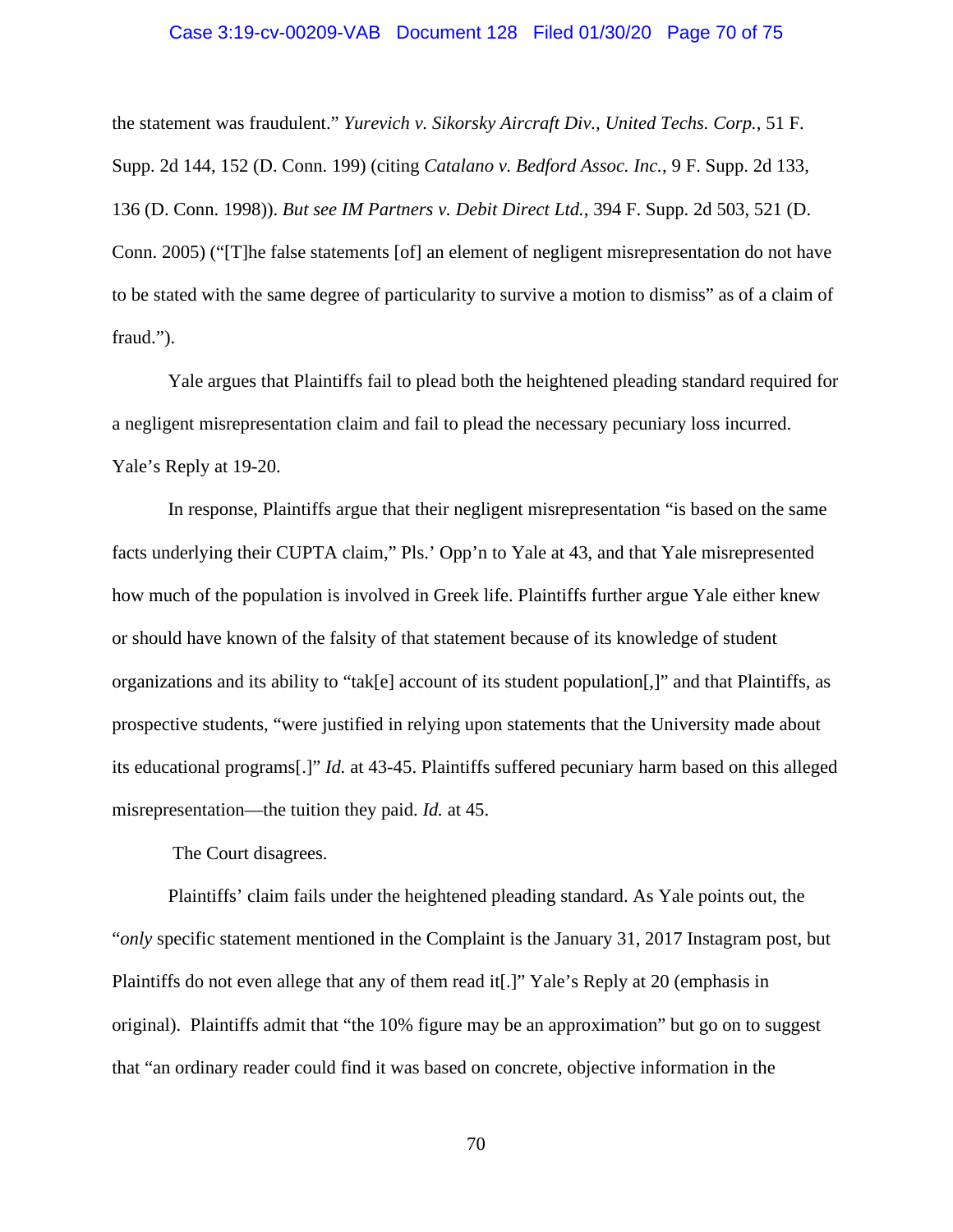the statement was fraudulent." *Yurevich v. Sikorsky Aircraft Div., United Techs. Corp.*, 51 F. Supp. 2d 144, 152 (D. Conn. 199) (citing *Catalano v. Bedford Assoc. Inc.*, 9 F. Supp. 2d 133, 136 (D. Conn. 1998)). *But see IM Partners v. Debit Direct Ltd.*, 394 F. Supp. 2d 503, 521 (D. Conn. 2005) ("[T]he false statements [of] an element of negligent misrepresentation do not have to be stated with the same degree of particularity to survive a motion to dismiss" as of a claim of fraud.").

Yale argues that Plaintiffs fail to plead both the heightened pleading standard required for a negligent misrepresentation claim and fail to plead the necessary pecuniary loss incurred. Yale's Reply at 19-20.

In response, Plaintiffs argue that their negligent misrepresentation "is based on the same facts underlying their CUPTA claim," Pls.' Opp'n to Yale at 43, and that Yale misrepresented how much of the population is involved in Greek life. Plaintiffs further argue Yale either knew or should have known of the falsity of that statement because of its knowledge of student organizations and its ability to "tak[e] account of its student population[,]" and that Plaintiffs, as prospective students, "were justified in relying upon statements that the University made about its educational programs[.]" *Id.* at 43-45. Plaintiffs suffered pecuniary harm based on this alleged misrepresentation—the tuition they paid. *Id.* at 45.

The Court disagrees.

Plaintiffs' claim fails under the heightened pleading standard. As Yale points out, the "*only* specific statement mentioned in the Complaint is the January 31, 2017 Instagram post, but Plaintiffs do not even allege that any of them read it[.]" Yale's Reply at 20 (emphasis in original). Plaintiffs admit that "the 10% figure may be an approximation" but go on to suggest that "an ordinary reader could find it was based on concrete, objective information in the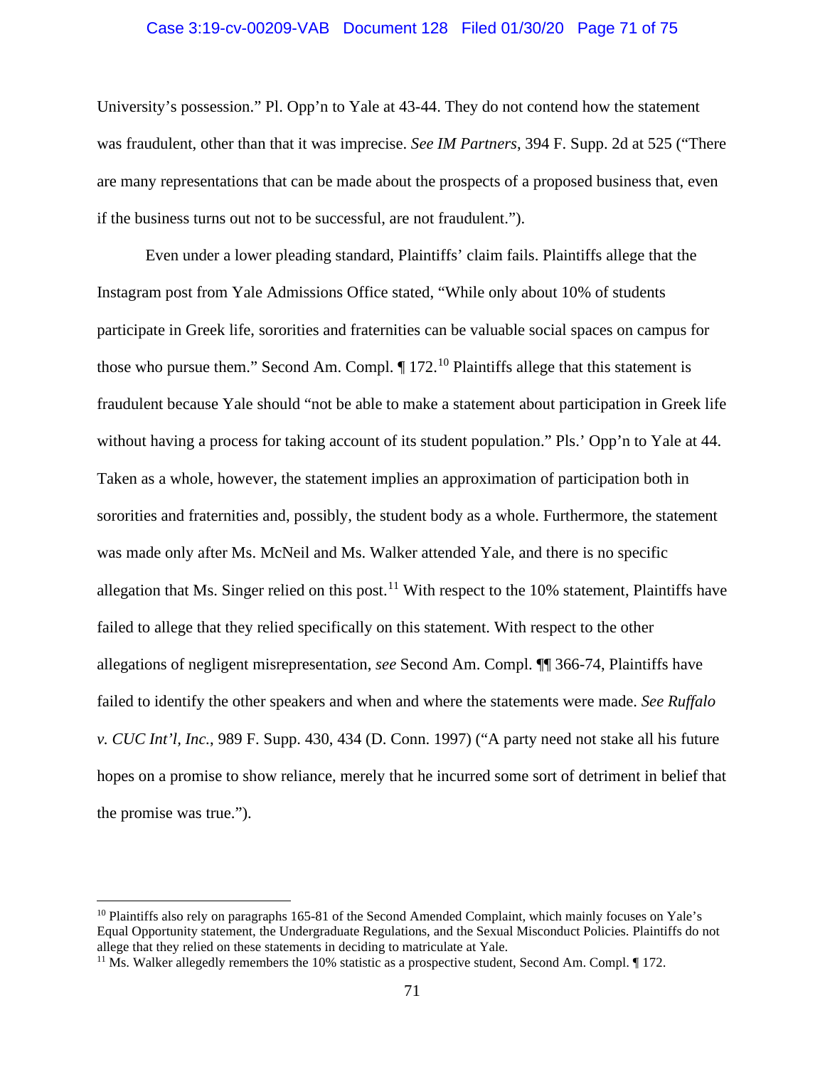University's possession." Pl. Opp'n to Yale at 43-44. They do not contend how the statement was fraudulent, other than that it was imprecise. *See IM Partners*, 394 F. Supp. 2d at 525 ("There are many representations that can be made about the prospects of a proposed business that, even if the business turns out not to be successful, are not fraudulent.").

Even under a lower pleading standard, Plaintiffs' claim fails. Plaintiffs allege that the Instagram post from Yale Admissions Office stated, "While only about 10% of students participate in Greek life, sororities and fraternities can be valuable social spaces on campus for those who pursue them." Second Am. Compl. ¶ 172.[10] Plaintiffs allege that this statement is fraudulent because Yale should "not be able to make a statement about participation in Greek life without having a process for taking account of its student population." Pls.' Opp'n to Yale at 44. Taken as a whole, however, the statement implies an approximation of participation both in sororities and fraternities and, possibly, the student body as a whole. Furthermore, the statement was made only after Ms. McNeil and Ms. Walker attended Yale, and there is no specific allegation that Ms. Singer relied on this post.[11] With respect to the 10% statement, Plaintiffs have failed to allege that they relied specifically on this statement. With respect to the other allegations of negligent misrepresentation, *see* Second Am. Compl. ¶¶ 366-74, Plaintiffs have failed to identify the other speakers and when and where the statements were made. *See Ruffalo v. CUC Int'l, Inc.*, 989 F. Supp. 430, 434 (D. Conn. 1997) ("A party need not stake all his future hopes on a promise to show reliance, merely that he incurred some sort of detriment in belief that the promise was true.").

---

[10] Plaintiffs also rely on paragraphs 165-81 of the Second Amended Complaint, which mainly focuses on Yale's Equal Opportunity statement, the Undergraduate Regulations, and the Sexual Misconduct Policies. Plaintiffs do not allege that they relied on these statements in deciding to matriculate at Yale.

[11] Ms. Walker allegedly remembers the 10% statistic as a prospective student, Second Am. Compl. ¶ 172.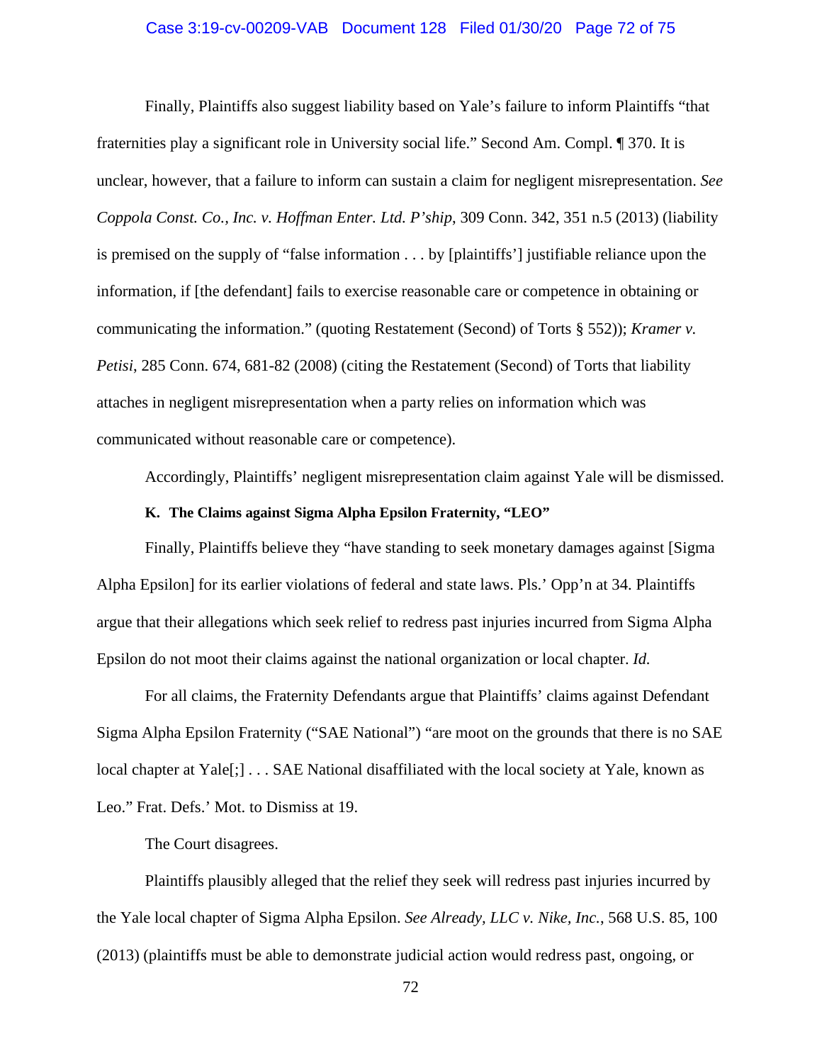Finally, Plaintiffs also suggest liability based on Yale's failure to inform Plaintiffs "that fraternities play a significant role in University social life." Second Am. Compl. ¶ 370. It is unclear, however, that a failure to inform can sustain a claim for negligent misrepresentation. *See Coppola Const. Co., Inc. v. Hoffman Enter. Ltd. P'ship*, 309 Conn. 342, 351 n.5 (2013) (liability is premised on the supply of "false information . . . by [plaintiffs'] justifiable reliance upon the information, if [the defendant] fails to exercise reasonable care or competence in obtaining or communicating the information." (quoting Restatement (Second) of Torts § 552)); *Kramer v. Petisi*, 285 Conn. 674, 681-82 (2008) (citing the Restatement (Second) of Torts that liability attaches in negligent misrepresentation when a party relies on information which was communicated without reasonable care or competence).

Accordingly, Plaintiffs' negligent misrepresentation claim against Yale will be dismissed.

**K. The Claims against Sigma Alpha Epsilon Fraternity, "LEO"**

Finally, Plaintiffs believe they "have standing to seek monetary damages against [Sigma Alpha Epsilon] for its earlier violations of federal and state laws. Pls.' Opp'n at 34. Plaintiffs argue that their allegations which seek relief to redress past injuries incurred from Sigma Alpha Epsilon do not moot their claims against the national organization or local chapter. *Id.*

For all claims, the Fraternity Defendants argue that Plaintiffs' claims against Defendant Sigma Alpha Epsilon Fraternity ("SAE National") "are moot on the grounds that there is no SAE local chapter at Yale[;] . . . SAE National disaffiliated with the local society at Yale, known as Leo." Frat. Defs.' Mot. to Dismiss at 19.

The Court disagrees.

Plaintiffs plausibly alleged that the relief they seek will redress past injuries incurred by the Yale local chapter of Sigma Alpha Epsilon. *See Already, LLC v. Nike, Inc.*, 568 U.S. 85, 100 (2013) (plaintiffs must be able to demonstrate judicial action would redress past, ongoing, or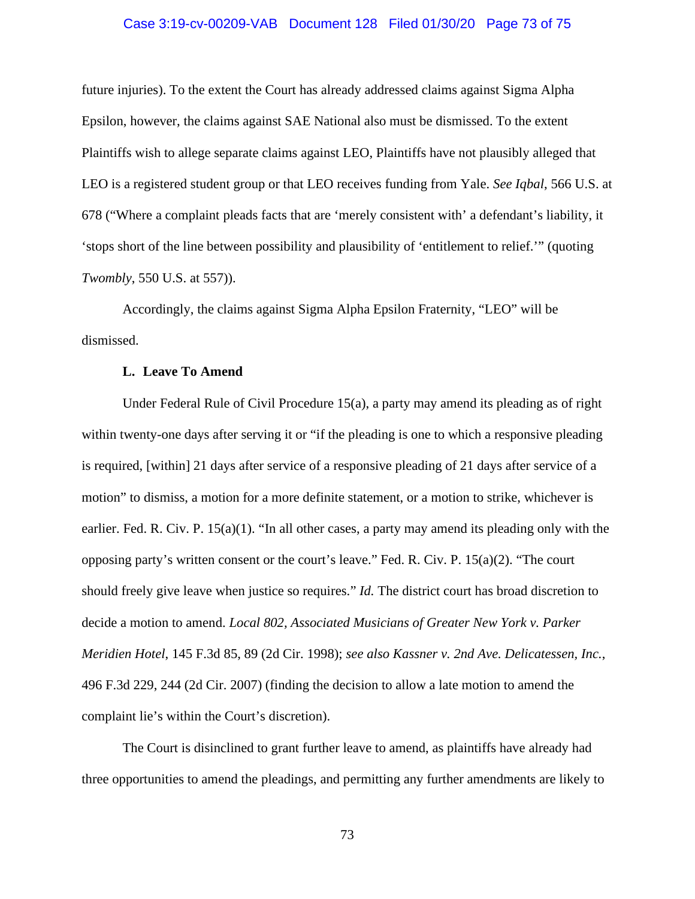future injuries). To the extent the Court has already addressed claims against Sigma Alpha Epsilon, however, the claims against SAE National also must be dismissed. To the extent Plaintiffs wish to allege separate claims against LEO, Plaintiffs have not plausibly alleged that LEO is a registered student group or that LEO receives funding from Yale. *See Iqbal*, 566 U.S. at 678 ("Where a complaint pleads facts that are 'merely consistent with' a defendant's liability, it 'stops short of the line between possibility and plausibility of 'entitlement to relief.'" (quoting *Twombly*, 550 U.S. at 557)).

Accordingly, the claims against Sigma Alpha Epsilon Fraternity, "LEO" will be dismissed.

### L. Leave To Amend

Under Federal Rule of Civil Procedure 15(a), a party may amend its pleading as of right within twenty-one days after serving it or "if the pleading is one to which a responsive pleading is required, [within] 21 days after service of a responsive pleading of 21 days after service of a motion" to dismiss, a motion for a more definite statement, or a motion to strike, whichever is earlier. Fed. R. Civ. P. 15(a)(1). "In all other cases, a party may amend its pleading only with the opposing party's written consent or the court's leave." Fed. R. Civ. P. 15(a)(2). "The court should freely give leave when justice so requires." *Id.* The district court has broad discretion to decide a motion to amend. *Local 802, Associated Musicians of Greater New York v. Parker Meridien Hotel*, 145 F.3d 85, 89 (2d Cir. 1998); *see also Kassner v. 2nd Ave. Delicatessen, Inc.*, 496 F.3d 229, 244 (2d Cir. 2007) (finding the decision to allow a late motion to amend the complaint lie's within the Court's discretion).

The Court is disinclined to grant further leave to amend, as plaintiffs have already had three opportunities to amend the pleadings, and permitting any further amendments are likely to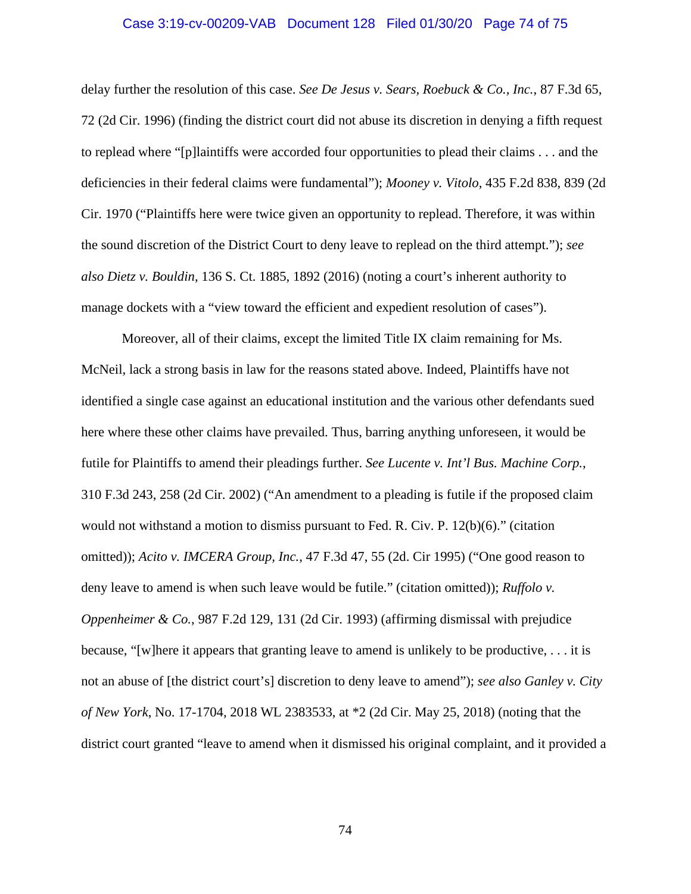delay further the resolution of this case. *See De Jesus v. Sears, Roebuck & Co., Inc.*, 87 F.3d 65, 72 (2d Cir. 1996) (finding the district court did not abuse its discretion in denying a fifth request to replead where "[p]laintiffs were accorded four opportunities to plead their claims . . . and the deficiencies in their federal claims were fundamental"); *Mooney v. Vitolo*, 435 F.2d 838, 839 (2d Cir. 1970 ("Plaintiffs here were twice given an opportunity to replead. Therefore, it was within the sound discretion of the District Court to deny leave to replead on the third attempt."); *see also Dietz v. Bouldin*, 136 S. Ct. 1885, 1892 (2016) (noting a court's inherent authority to manage dockets with a "view toward the efficient and expedient resolution of cases").

Moreover, all of their claims, except the limited Title IX claim remaining for Ms. McNeil, lack a strong basis in law for the reasons stated above. Indeed, Plaintiffs have not identified a single case against an educational institution and the various other defendants sued here where these other claims have prevailed. Thus, barring anything unforeseen, it would be futile for Plaintiffs to amend their pleadings further. *See Lucente v. Int'l Bus. Machine Corp.*, 310 F.3d 243, 258 (2d Cir. 2002) ("An amendment to a pleading is futile if the proposed claim would not withstand a motion to dismiss pursuant to Fed. R. Civ. P. 12(b)(6)." (citation omitted)); *Acito v. IMCERA Group, Inc.*, 47 F.3d 47, 55 (2d. Cir 1995) ("One good reason to deny leave to amend is when such leave would be futile." (citation omitted)); *Ruffolo v. Oppenheimer & Co.*, 987 F.2d 129, 131 (2d Cir. 1993) (affirming dismissal with prejudice because, "[w]here it appears that granting leave to amend is unlikely to be productive, . . . it is not an abuse of [the district court's] discretion to deny leave to amend"); *see also Ganley v. City of New York*, No. 17-1704, 2018 WL 2383533, at *2 (2d Cir. May 25, 2018) (noting that the district court granted "leave to amend when it dismissed his original complaint, and it provided a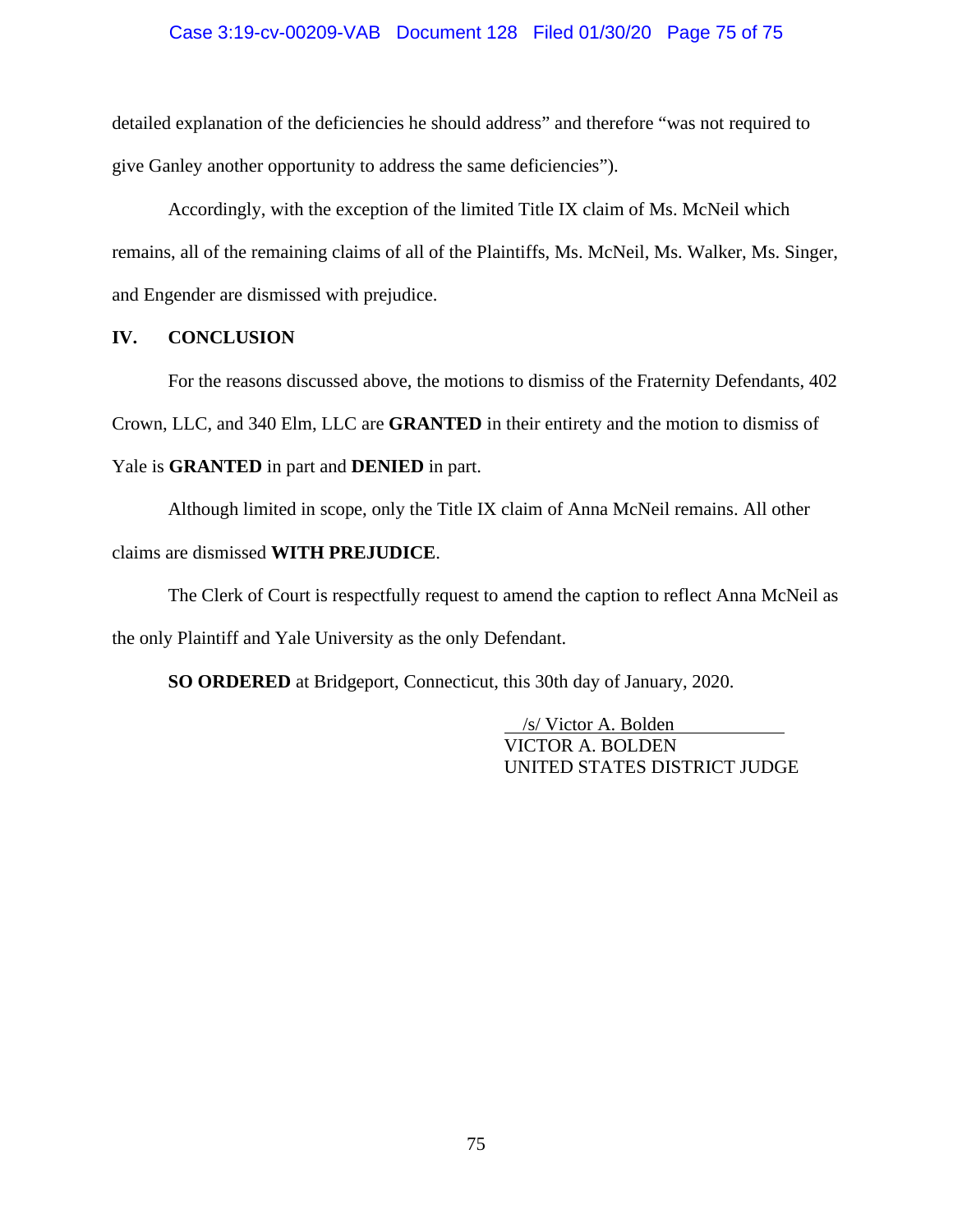detailed explanation of the deficiencies he should address" and therefore "was not required to give Ganley another opportunity to address the same deficiencies").

Accordingly, with the exception of the limited Title IX claim of Ms. McNeil which remains, all of the remaining claims of all of the Plaintiffs, Ms. McNeil, Ms. Walker, Ms. Singer, and Engender are dismissed with prejudice.

## IV. CONCLUSION

For the reasons discussed above, the motions to dismiss of the Fraternity Defendants, 402 Crown, LLC, and 340 Elm, LLC are **GRANTED** in their entirety and the motion to dismiss of Yale is **GRANTED** in part and **DENIED** in part.

Although limited in scope, only the Title IX claim of Anna McNeil remains. All other claims are dismissed **WITH PREJUDICE**.

The Clerk of Court is respectfully request to amend the caption to reflect Anna McNeil as the only Plaintiff and Yale University as the only Defendant.

**SO ORDERED** at Bridgeport, Connecticut, this 30th day of January, 2020.

/s/ Victor A. Bolden
VICTOR A. BOLDEN
UNITED STATES DISTRICT JUDGE